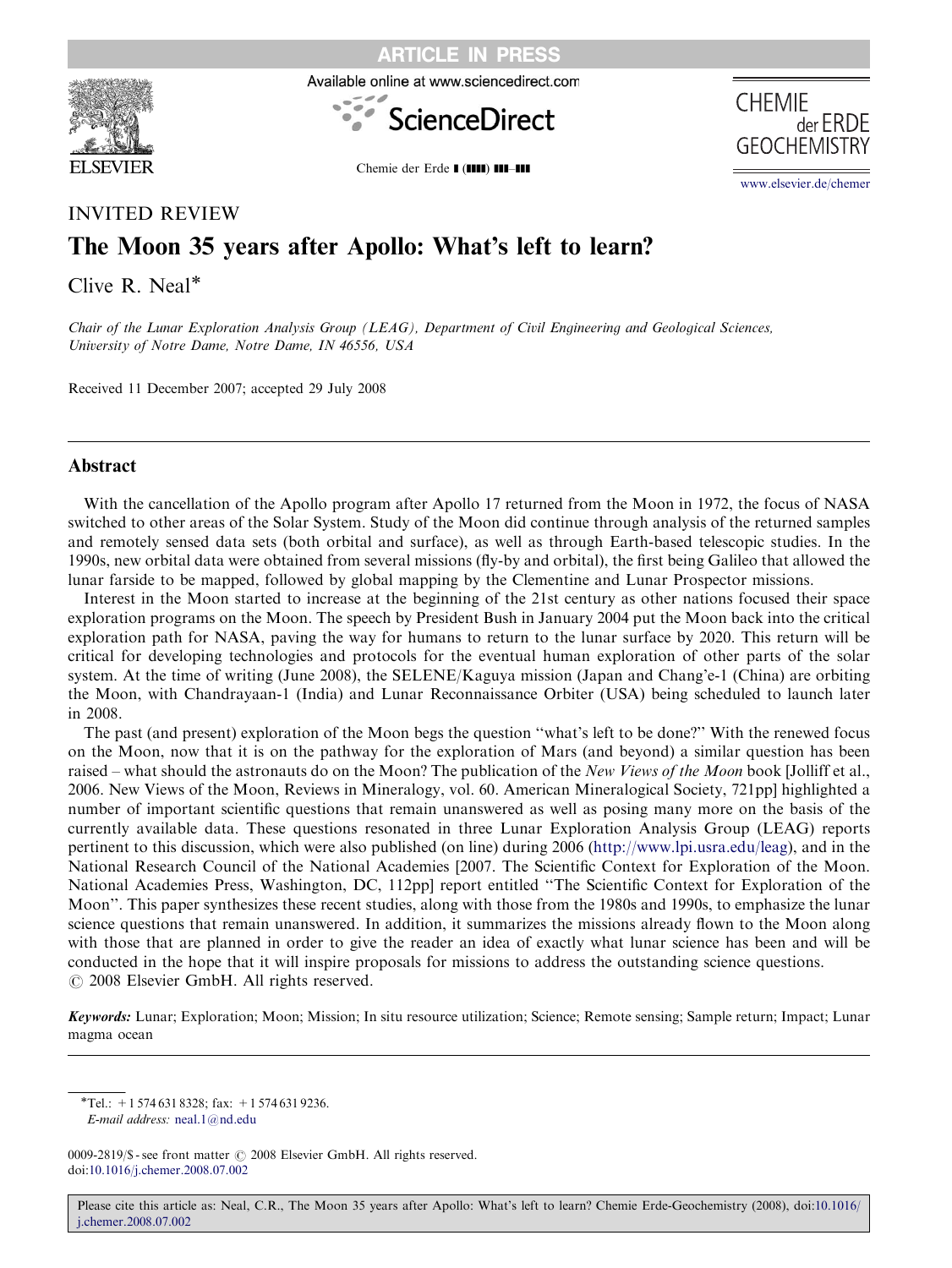INVITED REVIEW

# The Moon 35 years after Apollo: What's left to learn?

Clive R. Neal*

*Chair of the Lunar Exploration Analysis Group (LEAG), Department of Civil Engineering and Geological Sciences, University of Notre Dame, Notre Dame, IN 46556, USA*

Received 11 December 2007; accepted 29 July 2008

## Abstract

With the cancellation of the Apollo program after Apollo 17 returned from the Moon in 1972, the focus of NASA switched to other areas of the Solar System. Study of the Moon did continue through analysis of the returned samples and remotely sensed data sets (both orbital and surface), as well as through Earth-based telescopic studies. In the 1990s, new orbital data were obtained from several missions (fly-by and orbital), the first being Galileo that allowed the lunar farside to be mapped, followed by global mapping by the Clementine and Lunar Prospector missions.

Interest in the Moon started to increase at the beginning of the 21st century as other nations focused their space exploration programs on the Moon. The speech by President Bush in January 2004 put the Moon back into the critical exploration path for NASA, paving the way for humans to return to the lunar surface by 2020. This return will be critical for developing technologies and protocols for the eventual human exploration of other parts of the solar system. At the time of writing (June 2008), the SELENE/Kaguya mission (Japan and Chang'e-1 (China) are orbiting the Moon, with Chandrayaan-1 (India) and Lunar Reconnaissance Orbiter (USA) being scheduled to launch later in 2008.

The past (and present) exploration of the Moon begs the question "what's left to be done?" With the renewed focus on the Moon, now that it is on the pathway for the exploration of Mars (and beyond) a similar question has been raised – what should the astronauts do on the Moon? The publication of the *New Views of the Moon* book [Jolliff et al., 2006. New Views of the Moon, Reviews in Mineralogy, vol. 60. American Mineralogical Society, 721pp] highlighted a number of important scientific questions that remain unanswered as well as posing many more on the basis of the currently available data. These questions resonated in three Lunar Exploration Analysis Group (LEAG) reports pertinent to this discussion, which were also published (on line) during 2006 (http://www.lpi.usra.edu/leag), and in the National Research Council of the National Academies [2007. The Scientific Context for Exploration of the Moon. National Academies Press, Washington, DC, 112pp] report entitled "The Scientific Context for Exploration of the Moon". This paper synthesizes these recent studies, along with those from the 1980s and 1990s, to emphasize the lunar science questions that remain unanswered. In addition, it summarizes the missions already flown to the Moon along with those that are planned in order to give the reader an idea of exactly what lunar science has been and will be conducted in the hope that it will inspire proposals for missions to address the outstanding science questions.
© 2008 Elsevier GmbH. All rights reserved.

**Keywords:** Lunar; Exploration; Moon; Mission; In situ resource utilization; Science; Remote sensing; Sample return; Impact; Lunar magma ocean

---

*Tel.: +1 574 631 8328; fax: +1 574 631 9236.
*E-mail address:* neal.1@nd.edu

0009-2819/$ - see front matter © 2008 Elsevier GmbH. All rights reserved.
doi:10.1016/j.chemer.2008.07.002

Please cite this article as: Neal, C.R., The Moon 35 years after Apollo: What's left to learn? Chemie Erde-Geochemistry (2008), doi:10.1016/j.chemer.2008.07.002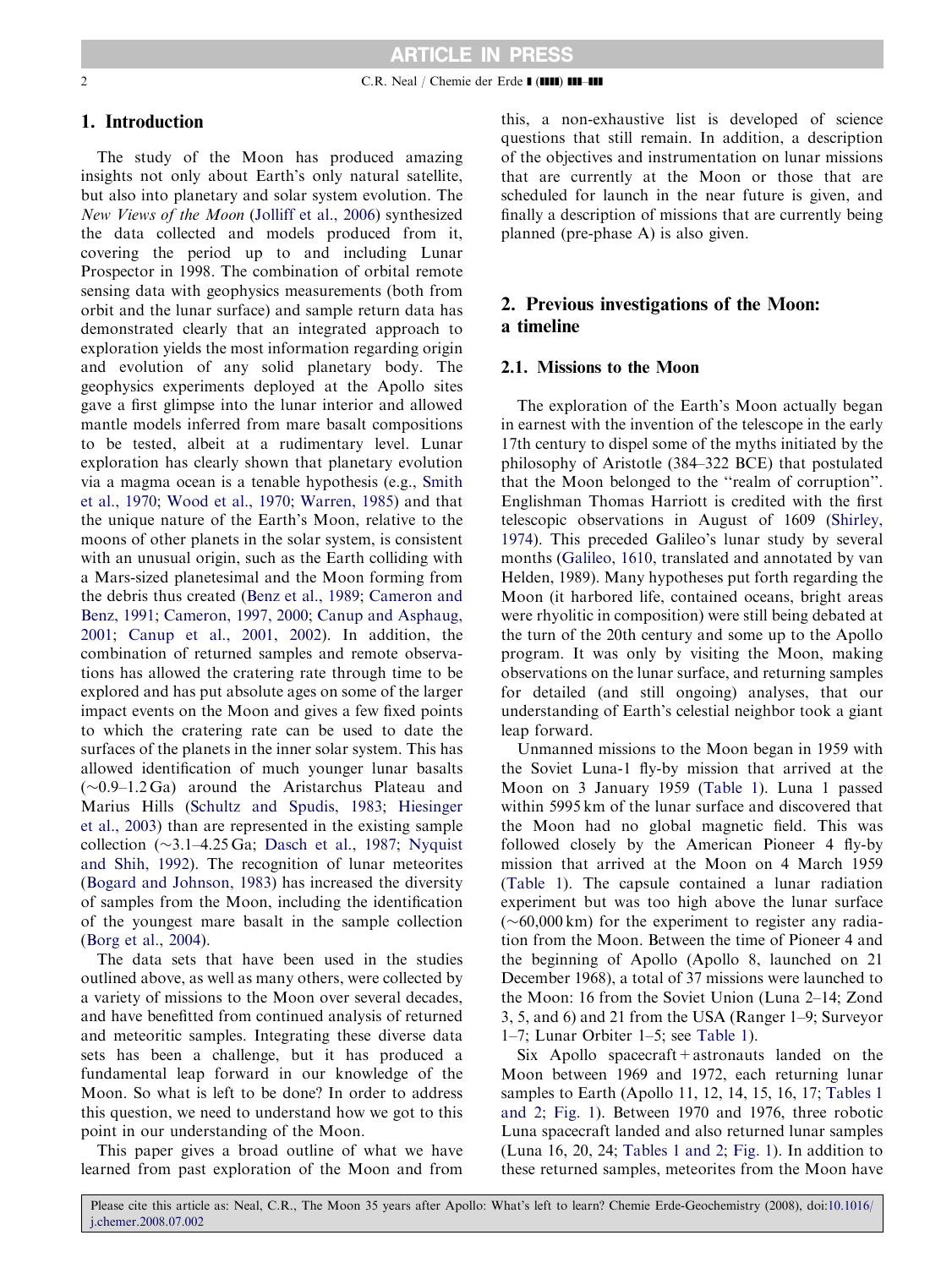## 1. Introduction

The study of the Moon has produced amazing insights not only about Earth's only natural satellite, but also into planetary and solar system evolution. The *New Views of the Moon* (Jolliff et al., 2006) synthesized the data collected and models produced from it, covering the period up to and including Lunar Prospector in 1998. The combination of orbital remote sensing data with geophysics measurements (both from orbit and the lunar surface) and sample return data has demonstrated clearly that an integrated approach to exploration yields the most information regarding origin and evolution of any solid planetary body. The geophysics experiments deployed at the Apollo sites gave a first glimpse into the lunar interior and allowed mantle models inferred from mare basalt compositions to be tested, albeit at a rudimentary level. Lunar exploration has clearly shown that planetary evolution via a magma ocean is a tenable hypothesis (e.g., Smith et al., 1970; Wood et al., 1970; Warren, 1985) and that the unique nature of the Earth's Moon, relative to the moons of other planets in the solar system, is consistent with an unusual origin, such as the Earth colliding with a Mars-sized planetesimal and the Moon forming from the debris thus created (Benz et al., 1989; Cameron and Benz, 1991; Cameron, 1997, 2000; Canup and Asphaug, 2001; Canup et al., 2001, 2002). In addition, the combination of returned samples and remote observations has allowed the cratering rate through time to be explored and has put absolute ages on some of the larger impact events on the Moon and gives a few fixed points to which the cratering rate can be used to date the surfaces of the planets in the inner solar system. This has allowed identification of much younger lunar basalts (~0.9–1.2 Ga) around the Aristarchus Plateau and Marius Hills (Schultz and Spudis, 1983; Hiesinger et al., 2003) than are represented in the existing sample collection (~3.1–4.25 Ga; Dasch et al., 1987; Nyquist and Shih, 1992). The recognition of lunar meteorites (Bogard and Johnson, 1983) has increased the diversity of samples from the Moon, including the identification of the youngest mare basalt in the sample collection (Borg et al., 2004).

The data sets that have been used in the studies outlined above, as well as many others, were collected by a variety of missions to the Moon over several decades, and have benefitted from continued analysis of returned and meteoritic samples. Integrating these diverse data sets has been a challenge, but it has produced a fundamental leap forward in our knowledge of the Moon. So what is left to be done? In order to address this question, we need to understand how we got to this point in our understanding of the Moon.

This paper gives a broad outline of what we have learned from past exploration of the Moon and from this, a non-exhaustive list is developed of science questions that still remain. In addition, a description of the objectives and instrumentation on lunar missions that are currently at the Moon or those that are scheduled for launch in the near future is given, and finally a description of missions that are currently being planned (pre-phase A) is also given.

## 2. Previous investigations of the Moon: a timeline

### 2.1. Missions to the Moon

The exploration of the Earth's Moon actually began in earnest with the invention of the telescope in the early 17th century to dispel some of the myths initiated by the philosophy of Aristotle (384–322 BCE) that postulated that the Moon belonged to the "realm of corruption". Englishman Thomas Harriott is credited with the first telescopic observations in August of 1609 (Shirley, 1974). This preceded Galileo's lunar study by several months (Galileo, 1610, translated and annotated by van Helden, 1989). Many hypotheses put forth regarding the Moon (it harbored life, contained oceans, bright areas were rhyolitic in composition) were still being debated at the turn of the 20th century and some up to the Apollo program. It was only by visiting the Moon, making observations on the lunar surface, and returning samples for detailed (and still ongoing) analyses, that our understanding of Earth's celestial neighbor took a giant leap forward.

Unmanned missions to the Moon began in 1959 with the Soviet Luna-1 fly-by mission that arrived at the Moon on 3 January 1959 (Table 1). Luna 1 passed within 5995 km of the lunar surface and discovered that the Moon had no global magnetic field. This was followed closely by the American Pioneer 4 fly-by mission that arrived at the Moon on 4 March 1959 (Table 1). The capsule contained a lunar radiation experiment but was too high above the lunar surface (~60,000 km) for the experiment to register any radiation from the Moon. Between the time of Pioneer 4 and the beginning of Apollo (Apollo 8, launched on 21 December 1968), a total of 37 missions were launched to the Moon: 16 from the Soviet Union (Luna 2–14; Zond 3, 5, and 6) and 21 from the USA (Ranger 1–9; Surveyor 1–7; Lunar Orbiter 1–5; see Table 1).

Six Apollo spacecraft + astronauts landed on the Moon between 1969 and 1972, each returning lunar samples to Earth (Apollo 11, 12, 14, 15, 16, 17; Tables 1 and 2; Fig. 1). Between 1970 and 1976, three robotic Luna spacecraft landed and also returned lunar samples (Luna 16, 20, 24; Tables 1 and 2; Fig. 1). In addition to these returned samples, meteorites from the Moon have

Please cite this article as: Neal, C.R., The Moon 35 years after Apollo: What's left to learn? Chemie Erde-Geochemistry (2008), doi:10.1016/j.chemer.2008.07.002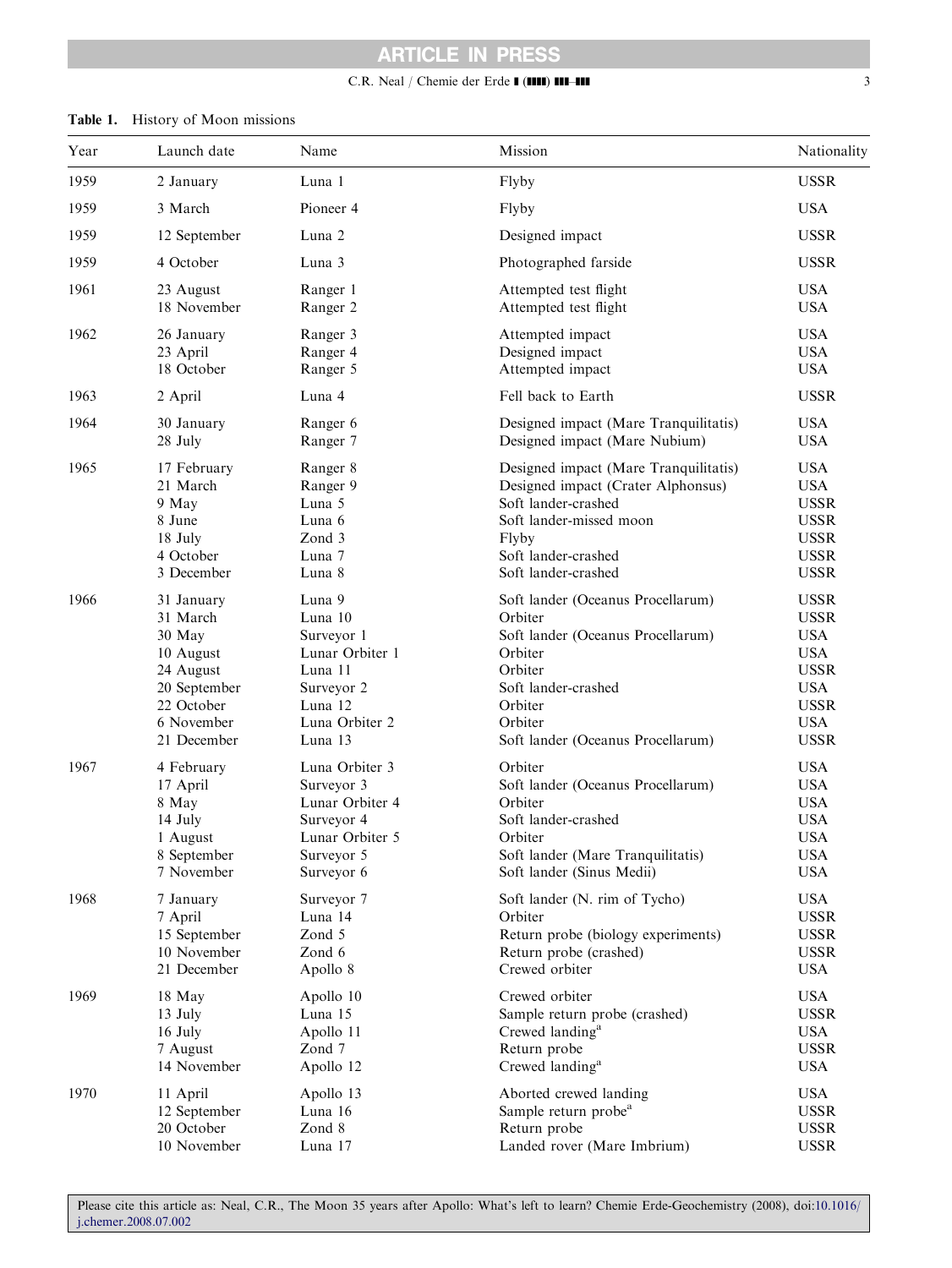**Table 1.** History of Moon missions

| Year | Launch date | Name | Mission | Nationality |
|---|---|---|---|---|
| 1959 | 2 January | Luna 1 | Flyby | USSR |
| 1959 | 3 March | Pioneer 4 | Flyby | USA |
| 1959 | 12 September | Luna 2 | Designed impact | USSR |
| 1959 | 4 October | Luna 3 | Photographed farside | USSR |
| 1961 | 23 August | Ranger 1 | Attempted test flight | USA |
| | 18 November | Ranger 2 | Attempted test flight | USA |
| 1962 | 26 January | Ranger 3 | Attempted impact | USA |
| | 23 April | Ranger 4 | Designed impact | USA |
| | 18 October | Ranger 5 | Attempted impact | USA |
| 1963 | 2 April | Luna 4 | Fell back to Earth | USSR |
| 1964 | 30 January | Ranger 6 | Designed impact (Mare Tranquilitatis) | USA |
| | 28 July | Ranger 7 | Designed impact (Mare Nubium) | USA |
| 1965 | 17 February | Ranger 8 | Designed impact (Mare Tranquilitatis) | USA |
| | 21 March | Ranger 9 | Designed impact (Crater Alphonsus) | USA |
| | 9 May | Luna 5 | Soft lander-crashed | USSR |
| | 8 June | Luna 6 | Soft lander-missed moon | USSR |
| | 18 July | Zond 3 | Flyby | USSR |
| | 4 October | Luna 7 | Soft lander-crashed | USSR |
| | 3 December | Luna 8 | Soft lander-crashed | USSR |
| 1966 | 31 January | Luna 9 | Soft lander (Oceanus Procellarum) | USSR |
| | 31 March | Luna 10 | Orbiter | USSR |
| | 30 May | Surveyor 1 | Soft lander (Oceanus Procellarum) | USA |
| | 10 August | Lunar Orbiter 1 | Orbiter | USA |
| | 24 August | Luna 11 | Orbiter | USSR |
| | 20 September | Surveyor 2 | Soft lander-crashed | USA |
| | 22 October | Luna 12 | Orbiter | USSR |
| | 6 November | Luna Orbiter 2 | Orbiter | USA |
| | 21 December | Luna 13 | Soft lander (Oceanus Procellarum) | USSR |
| 1967 | 4 February | Luna Orbiter 3 | Orbiter | USA |
| | 17 April | Surveyor 3 | Soft lander (Oceanus Procellarum) | USA |
| | 8 May | Lunar Orbiter 4 | Orbiter | USA |
| | 14 July | Surveyor 4 | Soft lander-crashed | USA |
| | 1 August | Lunar Orbiter 5 | Orbiter | USA |
| | 8 September | Surveyor 5 | Soft lander (Mare Tranquilitatis) | USA |
| | 7 November | Surveyor 6 | Soft lander (Sinus Medii) | USA |
| 1968 | 7 January | Surveyor 7 | Soft lander (N. rim of Tycho) | USA |
| | 7 April | Luna 14 | Orbiter | USSR |
| | 15 September | Zond 5 | Return probe (biology experiments) | USSR |
| | 10 November | Zond 6 | Return probe (crashed) | USSR |
| | 21 December | Apollo 8 | Crewed orbiter | USA |
| 1969 | 18 May | Apollo 10 | Crewed orbiter | USA |
| | 13 July | Luna 15 | Sample return probe (crashed) | USSR |
| | 16 July | Apollo 11 | Crewed landing[a] | USA |
| | 7 August | Zond 7 | Return probe | USSR |
| | 14 November | Apollo 12 | Crewed landing[a] | USA |
| 1970 | 11 April | Apollo 13 | Aborted crewed landing | USA |
| | 12 September | Luna 16 | Sample return probe[a] | USSR |
| | 20 October | Zond 8 | Return probe | USSR |
| | 10 November | Luna 17 | Landed rover (Mare Imbrium) | USSR |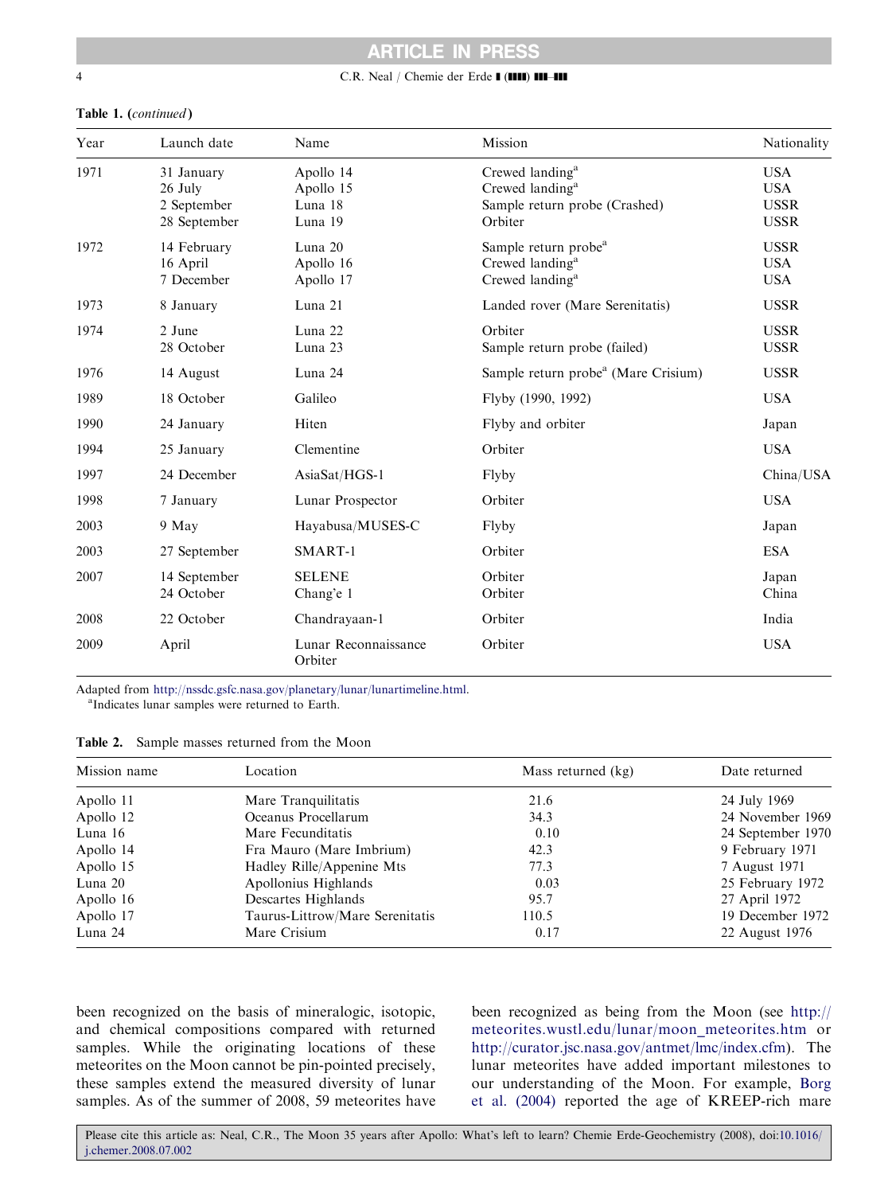**Table 1.** (*continued*)

| Year | Launch date | Name | Mission | Nationality |
|---|---|---|---|---|
| 1971 | 31 January | Apollo 14 | Crewed landing[a] | USA |
| | 26 July | Apollo 15 | Crewed landing[a] | USA |
| | 2 September | Luna 18 | Sample return probe (Crashed) | USSR |
| | 28 September | Luna 19 | Orbiter | USSR |
| 1972 | 14 February | Luna 20 | Sample return probe[a] | USSR |
| | 16 April | Apollo 16 | Crewed landing[a] | USA |
| | 7 December | Apollo 17 | Crewed landing[a] | USA |
| 1973 | 8 January | Luna 21 | Landed rover (Mare Serenitatis) | USSR |
| 1974 | 2 June | Luna 22 | Orbiter | USSR |
| | 28 October | Luna 23 | Sample return probe (failed) | USSR |
| 1976 | 14 August | Luna 24 | Sample return probe[a] (Mare Crisium) | USSR |
| 1989 | 18 October | Galileo | Flyby (1990, 1992) | USA |
| 1990 | 24 January | Hiten | Flyby and orbiter | Japan |
| 1994 | 25 January | Clementine | Orbiter | USA |
| 1997 | 24 December | AsiaSat/HGS-1 | Flyby | China/USA |
| 1998 | 7 January | Lunar Prospector | Orbiter | USA |
| 2003 | 9 May | Hayabusa/MUSES-C | Flyby | Japan |
| 2003 | 27 September | SMART-1 | Orbiter | ESA |
| 2007 | 14 September | SELENE | Orbiter | Japan |
| | 24 October | Chang'e 1 | Orbiter | China |
| 2008 | 22 October | Chandrayaan-1 | Orbiter | India |
| 2009 | April | Lunar Reconnaissance Orbiter | Orbiter | USA |

Adapted from http://nssdc.gsfc.nasa.gov/planetary/lunar/lunartimeline.html.
[a]Indicates lunar samples were returned to Earth.

**Table 2.** Sample masses returned from the Moon

| Mission name | Location | Mass returned (kg) | Date returned |
|---|---|---|---|
| Apollo 11 | Mare Tranquilitatis | 21.6 | 24 July 1969 |
| Apollo 12 | Oceanus Procellarum | 34.3 | 24 November 1969 |
| Luna 16 | Mare Fecunditatis | 0.10 | 24 September 1970 |
| Apollo 14 | Fra Mauro (Mare Imbrium) | 42.3 | 9 February 1971 |
| Apollo 15 | Hadley Rille/Appenine Mts | 77.3 | 7 August 1971 |
| Luna 20 | Apollonius Highlands | 0.03 | 25 February 1972 |
| Apollo 16 | Descartes Highlands | 95.7 | 27 April 1972 |
| Apollo 17 | Taurus-Littrow/Mare Serenitatis | 110.5 | 19 December 1972 |
| Luna 24 | Mare Crisium | 0.17 | 22 August 1976 |

been recognized on the basis of mineralogic, isotopic, and chemical compositions compared with returned samples. While the originating locations of these meteorites on the Moon cannot be pin-pointed precisely, these samples extend the measured diversity of lunar samples. As of the summer of 2008, 59 meteorites have been recognized as being from the Moon (see http://meteorites.wustl.edu/lunar/moon_meteorites.htm or http://curator.jsc.nasa.gov/antmet/lmc/index.cfm). The lunar meteorites have added important milestones to our understanding of the Moon. For example, Borg et al. (2004) reported the age of KREEP-rich mare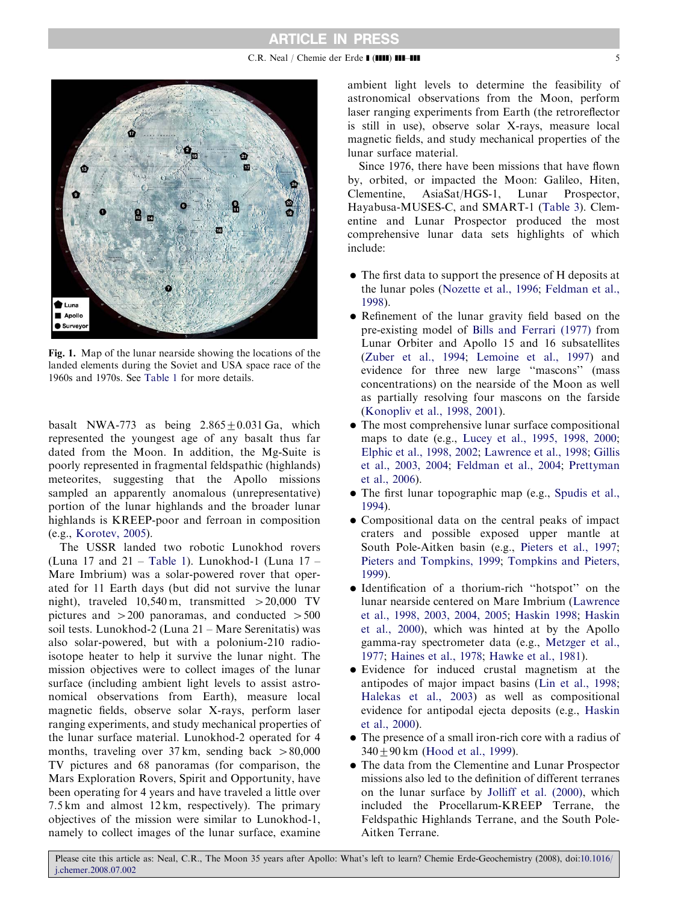Fig. 1. Map of the lunar nearside showing the locations of the landed elements during the Soviet and USA space race of the 1960s and 1970s. See Table 1 for more details.

basalt NWA-773 as being 2.865 ± 0.031 Ga, which represented the youngest age of any basalt thus far dated from the Moon. In addition, the Mg-Suite is poorly represented in fragmental feldspathic (highlands) meteorites, suggesting that the Apollo missions sampled an apparently anomalous (unrepresentative) portion of the lunar highlands and the broader lunar highlands is KREEP-poor and ferroan in composition (e.g., Korotev, 2005).

The USSR landed two robotic Lunokhod rovers (Luna 17 and 21 – Table 1). Lunokhod-1 (Luna 17 – Mare Imbrium) was a solar-powered rover that operated for 11 Earth days (but did not survive the lunar night), traveled 10,540 m, transmitted >20,000 TV pictures and >200 panoramas, and conducted >500 soil tests. Lunokhod-2 (Luna 21 – Mare Serenitatis) was also solar-powered, but with a polonium-210 radioisotope heater to help it survive the lunar night. The mission objectives were to collect images of the lunar surface (including ambient light levels to assist astronomical observations from Earth), measure local magnetic fields, observe solar X-rays, perform laser ranging experiments, and study mechanical properties of the lunar surface material. Lunokhod-2 operated for 4 months, traveling over 37 km, sending back >80,000 TV pictures and 68 panoramas (for comparison, the Mars Exploration Rovers, Spirit and Opportunity, have been operating for 4 years and have traveled a little over 7.5 km and almost 12 km, respectively). The primary objectives of the mission were similar to Lunokhod-1, namely to collect images of the lunar surface, examine ambient light levels to determine the feasibility of astronomical observations from the Moon, perform laser ranging experiments from Earth (the retroreflector is still in use), observe solar X-rays, measure local magnetic fields, and study mechanical properties of the lunar surface material.

Since 1976, there have been missions that have flown by, orbited, or impacted the Moon: Galileo, Hiten, Clementine, AsiaSat/HGS-1, Lunar Prospector, Hayabusa-MUSES-C, and SMART-1 (Table 3). Clementine and Lunar Prospector produced the most comprehensive lunar data sets highlights of which include:

- The first data to support the presence of H deposits at the lunar poles (Nozette et al., 1996; Feldman et al., 1998).
- Refinement of the lunar gravity field based on the pre-existing model of Bills and Ferrari (1977) from Lunar Orbiter and Apollo 15 and 16 subsatellites (Zuber et al., 1994; Lemoine et al., 1997) and evidence for three new large "mascons" (mass concentrations) on the nearside of the Moon as well as partially resolving four mascons on the farside (Konopliv et al., 1998, 2001).
- The most comprehensive lunar surface compositional maps to date (e.g., Lucey et al., 1995, 1998, 2000; Elphic et al., 1998, 2002; Lawrence et al., 1998; Gillis et al., 2003, 2004; Feldman et al., 2004; Prettyman et al., 2006).
- The first lunar topographic map (e.g., Spudis et al., 1994).
- Compositional data on the central peaks of impact craters and possible exposed upper mantle at South Pole-Aitken basin (e.g., Pieters et al., 1997; Pieters and Tompkins, 1999; Tompkins and Pieters, 1999).
- Identification of a thorium-rich "hotspot" on the lunar nearside centered on Mare Imbrium (Lawrence et al., 1998, 2003, 2004, 2005; Haskin 1998; Haskin et al., 2000), which was hinted at by the Apollo gamma-ray spectrometer data (e.g., Metzger et al., 1977; Haines et al., 1978; Hawke et al., 1981).
- Evidence for induced crustal magnetism at the antipodes of major impact basins (Lin et al., 1998; Halekas et al., 2003) as well as compositional evidence for antipodal ejecta deposits (e.g., Haskin et al., 2000).
- The presence of a small iron-rich core with a radius of 340 ± 90 km (Hood et al., 1999).
- The data from the Clementine and Lunar Prospector missions also led to the definition of different terranes on the lunar surface by Jolliff et al. (2000), which included the Procellarum-KREEP Terrane, the Feldspathic Highlands Terrane, and the South Pole-Aitken Terrane.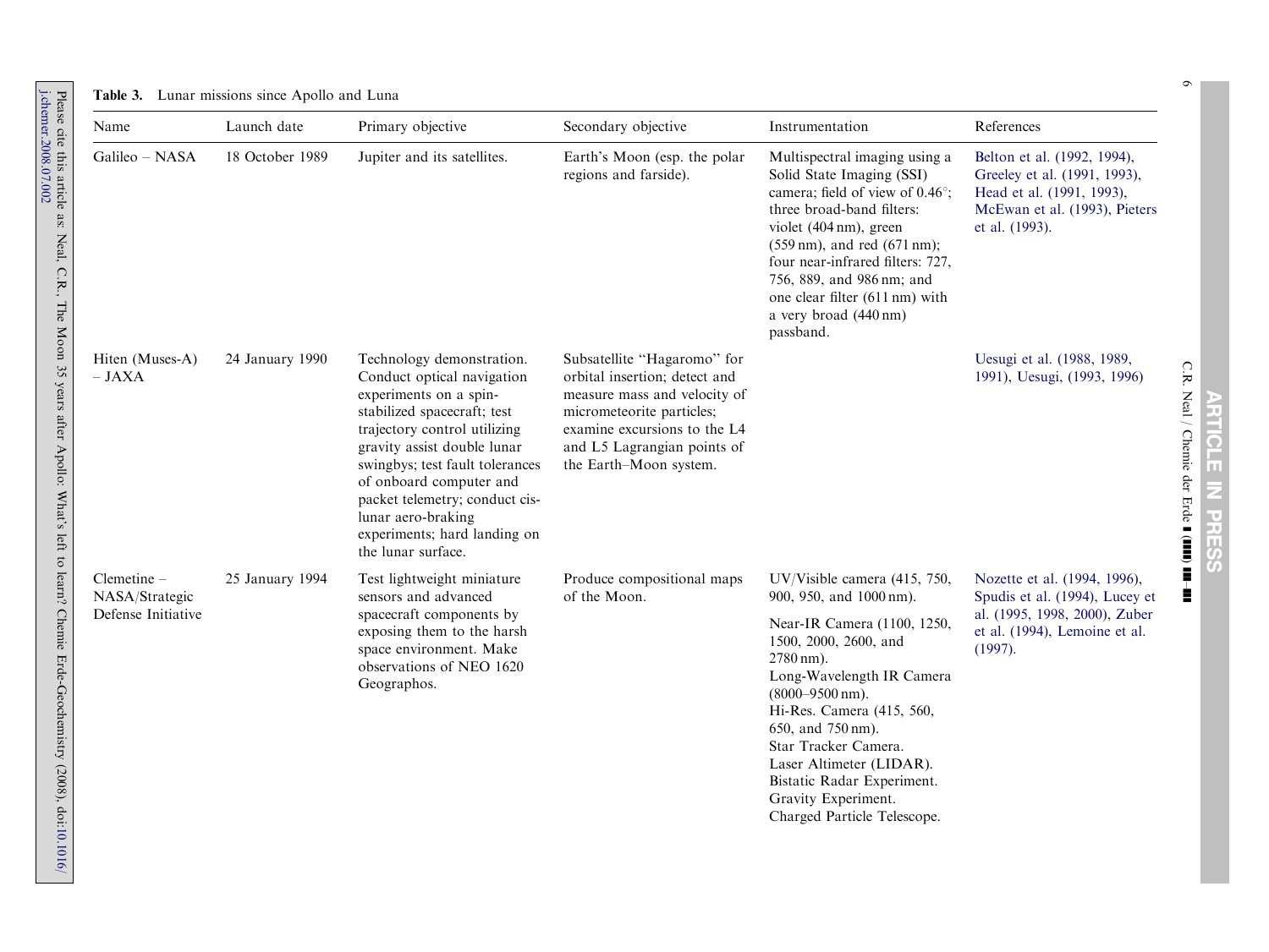**Table 3.** Lunar missions since Apollo and Luna

| Name | Launch date | Primary objective | Secondary objective | Instrumentation | References |
|---|---|---|---|---|---|
| Galileo – NASA | 18 October 1989 | Jupiter and its satellites. | Earth's Moon (esp. the polar regions and farside). | Multispectral imaging using a Solid State Imaging (SSI) camera; field of view of 0.46°; three broad-band filters: violet (404 nm), green (559 nm), and red (671 nm); four near-infrared filters: 727, 756, 889, and 986 nm; and one clear filter (611 nm) with a very broad (440 nm) passband. | Belton et al. (1992, 1994), Greeley et al. (1991, 1993), Head et al. (1991, 1993), McEwan et al. (1993), Pieters et al. (1993). |
| Hiten (Muses-A) – JAXA | 24 January 1990 | Technology demonstration. Conduct optical navigation experiments on a spin-stabilized spacecraft; test trajectory control utilizing gravity assist double lunar swingbys; test fault tolerances of onboard computer and packet telemetry; conduct cis-lunar aero-braking experiments; hard landing on the lunar surface. | Subsatellite "Hagaromo" for orbital insertion; detect and measure mass and velocity of micrometeorite particles; examine excursions to the L4 and L5 Lagrangian points of the Earth–Moon system. | | Uesugi et al. (1988, 1989, 1991), Uesugi, (1993, 1996) |
| Clemetine – NASA/Strategic Defense Initiative | 25 January 1994 | Test lightweight miniature sensors and advanced spacecraft components by exposing them to the harsh space environment. Make observations of NEO 1620 Geographos. | Produce compositional maps of the Moon. | UV/Visible camera (415, 750, 900, 950, and 1000 nm). Near-IR Camera (1100, 1250, 1500, 2000, 2600, and 2780 nm). Long-Wavelength IR Camera (8000–9500 nm). Hi-Res. Camera (415, 560, 650, and 750 nm). Star Tracker Camera. Laser Altimeter (LIDAR). Bistatic Radar Experiment. Gravity Experiment. Charged Particle Telescope. | Nozette et al. (1994, 1996), Spudis et al. (1994), Lucey et al. (1995, 1998, 2000), Zuber et al. (1994), Lemoine et al. (1997). |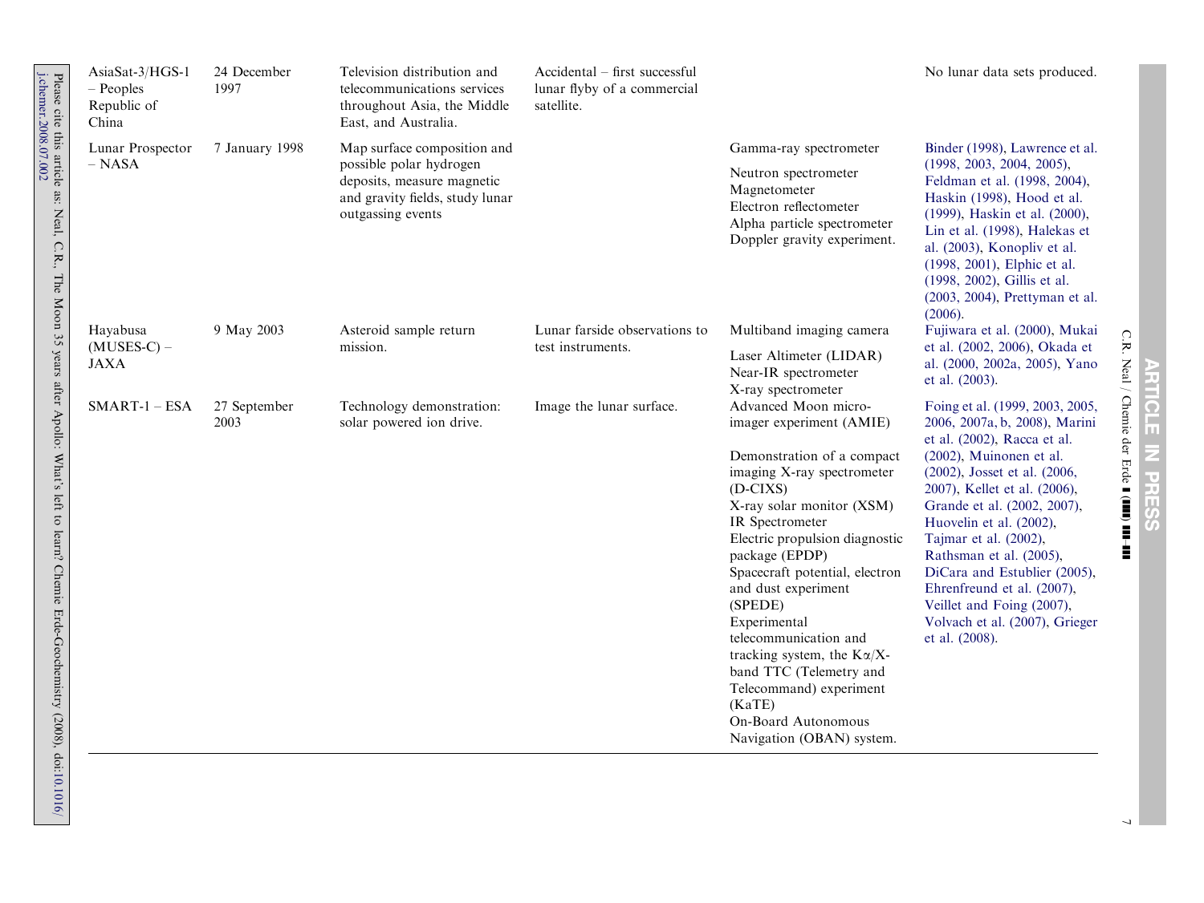| | | | | | |
|---|---|---|---|---|---|
| AsiaSat-3/HGS-1 – Peoples Republic of China | 24 December 1997 | Television distribution and telecommunications services throughout Asia, the Middle East, and Australia. | Accidental – first successful lunar flyby of a commercial satellite. | | No lunar data sets produced. |
| Lunar Prospector – NASA | 7 January 1998 | Map surface composition and possible polar hydrogen deposits, measure magnetic and gravity fields, study lunar outgassing events | | Gamma-ray spectrometer<br>Neutron spectrometer<br>Magnetometer<br>Electron reflectometer<br>Alpha particle spectrometer<br>Doppler gravity experiment. | Binder (1998), Lawrence et al. (1998, 2003, 2004, 2005), Feldman et al. (1998, 2004), Haskin (1998), Hood et al. (1999), Haskin et al. (2000), Lin et al. (1998), Halekas et al. (2003), Konopliv et al. (1998, 2001), Elphic et al. (1998, 2002), Gillis et al. (2003, 2004), Prettyman et al. (2006). |
| Hayabusa (MUSES-C) – JAXA | 9 May 2003 | Asteroid sample return mission. | Lunar farside observations to test instruments. | Multiband imaging camera<br>Laser Altimeter (LIDAR)<br>Near-IR spectrometer<br>X-ray spectrometer | Fujiwara et al. (2000), Mukai et al. (2002, 2006), Okada et al. (2000, 2002a, 2005), Yano et al. (2003). |
| SMART-1 – ESA | 27 September 2003 | Technology demonstration: solar powered ion drive. | Image the lunar surface. | Advanced Moon micro-imager experiment (AMIE)<br>Demonstration of a compact imaging X-ray spectrometer (D-CIXS)<br>X-ray solar monitor (XSM)<br>IR Spectrometer<br>Electric propulsion diagnostic package (EPDP)<br>Spacecraft potential, electron and dust experiment (SPEDE)<br>Experimental telecommunication and tracking system, the Kα/X-band TTC (Telemetry and Telecommand) experiment (KaTE)<br>On-Board Autonomous Navigation (OBAN) system. | Foing et al. (1999, 2003, 2005, 2006, 2007a, b, 2008), Marini et al. (2002), Racca et al. (2002), Muinonen et al. (2002), Josset et al. (2006, 2007), Kellet et al. (2006), Grande et al. (2002, 2007), Huovelin et al. (2002), Tajmar et al. (2002), Rathsman et al. (2005), DiCara and Estublier (2005), Ehrenfreund et al. (2007), Veillet and Foing (2007), Volvach et al. (2007), Grieger et al. (2008). |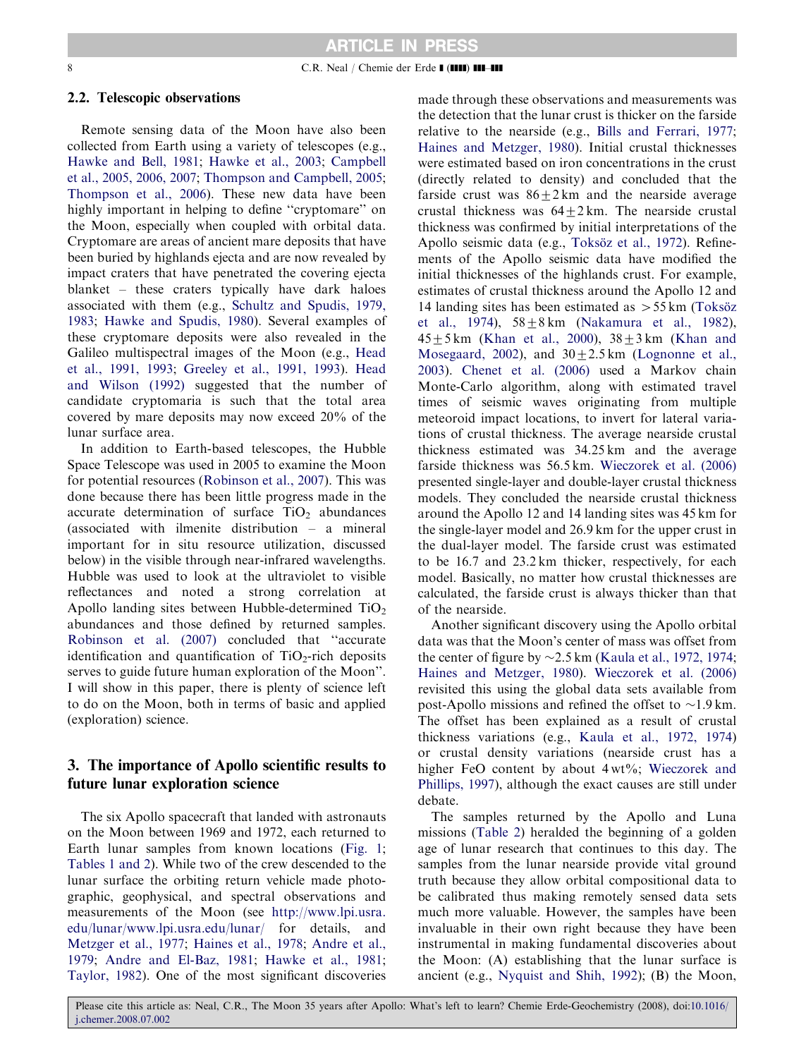### 2.2. Telescopic observations

Remote sensing data of the Moon have also been collected from Earth using a variety of telescopes (e.g., Hawke and Bell, 1981; Hawke et al., 2003; Campbell et al., 2005, 2006, 2007; Thompson and Campbell, 2005; Thompson et al., 2006). These new data have been highly important in helping to define "cryptomare" on the Moon, especially when coupled with orbital data. Cryptomare are areas of ancient mare deposits that have been buried by highlands ejecta and are now revealed by impact craters that have penetrated the covering ejecta blanket – these craters typically have dark haloes associated with them (e.g., Schultz and Spudis, 1979, 1983; Hawke and Spudis, 1980). Several examples of these cryptomare deposits were also revealed in the Galileo multispectral images of the Moon (e.g., Head et al., 1991, 1993; Greeley et al., 1991, 1993). Head and Wilson (1992) suggested that the number of candidate cryptomaria is such that the total area covered by mare deposits may now exceed 20% of the lunar surface area.

In addition to Earth-based telescopes, the Hubble Space Telescope was used in 2005 to examine the Moon for potential resources (Robinson et al., 2007). This was done because there has been little progress made in the accurate determination of surface $TiO_2$ abundances (associated with ilmenite distribution – a mineral important for in situ resource utilization, discussed below) in the visible through near-infrared wavelengths. Hubble was used to look at the ultraviolet to visible reflectances and noted a strong correlation at Apollo landing sites between Hubble-determined $TiO_2$ abundances and those defined by returned samples. Robinson et al. (2007) concluded that "accurate identification and quantification of $TiO_2$-rich deposits serves to guide future human exploration of the Moon". I will show in this paper, there is plenty of science left to do on the Moon, both in terms of basic and applied (exploration) science.

## 3. The importance of Apollo scientific results to future lunar exploration science

The six Apollo spacecraft that landed with astronauts on the Moon between 1969 and 1972, each returned to Earth lunar samples from known locations (Fig. 1; Tables 1 and 2). While two of the crew descended to the lunar surface the orbiting return vehicle made photographic, geophysical, and spectral observations and measurements of the Moon (see http://www.lpi.usra.edu/lunar/www.lpi.usra.edu/lunar/ for details, and Metzger et al., 1977; Haines et al., 1978; Andre et al., 1979; Andre and El-Baz, 1981; Hawke et al., 1981; Taylor, 1982). One of the most significant discoveries made through these observations and measurements was the detection that the lunar crust is thicker on the farside relative to the nearside (e.g., Bills and Ferrari, 1977; Haines and Metzger, 1980). Initial crustal thicknesses were estimated based on iron concentrations in the crust (directly related to density) and concluded that the farside crust was $86 \pm 2$ km and the nearside average crustal thickness was $64 \pm 2$ km. The nearside crustal thickness was confirmed by initial interpretations of the Apollo seismic data (e.g., Toksöz et al., 1972). Refinements of the Apollo seismic data have modified the initial thicknesses of the highlands crust. For example, estimates of crustal thickness around the Apollo 12 and 14 landing sites has been estimated as $>55$ km (Toksöz et al., 1974), $58 \pm 8$ km (Nakamura et al., 1982), $45 \pm 5$ km (Khan et al., 2000), $38 \pm 3$ km (Khan and Mosegaard, 2002), and $30 \pm 2.5$ km (Lognonne et al., 2003). Chenet et al. (2006) used a Markov chain Monte-Carlo algorithm, along with estimated travel times of seismic waves originating from multiple meteoroid impact locations, to invert for lateral variations of crustal thickness. The average nearside crustal thickness estimated was 34.25 km and the average farside thickness was 56.5 km. Wieczorek et al. (2006) presented single-layer and double-layer crustal thickness models. They concluded the nearside crustal thickness around the Apollo 12 and 14 landing sites was 45 km for the single-layer model and 26.9 km for the upper crust in the dual-layer model. The farside crust was estimated to be 16.7 and 23.2 km thicker, respectively, for each model. Basically, no matter how crustal thicknesses are calculated, the farside crust is always thicker than that of the nearside.

Another significant discovery using the Apollo orbital data was that the Moon's center of mass was offset from the center of figure by ~2.5 km (Kaula et al., 1972, 1974; Haines and Metzger, 1980). Wieczorek et al. (2006) revisited this using the global data sets available from post-Apollo missions and refined the offset to ~1.9 km. The offset has been explained as a result of crustal thickness variations (e.g., Kaula et al., 1972, 1974) or crustal density variations (nearside crust has a higher FeO content by about 4 wt%; Wieczorek and Phillips, 1997), although the exact causes are still under debate.

The samples returned by the Apollo and Luna missions (Table 2) heralded the beginning of a golden age of lunar research that continues to this day. The samples from the lunar nearside provide vital ground truth because they allow orbital compositional data to be calibrated thus making remotely sensed data sets much more valuable. However, the samples have been invaluable in their own right because they have been instrumental in making fundamental discoveries about the Moon: (A) establishing that the lunar surface is ancient (e.g., Nyquist and Shih, 1992); (B) the Moon,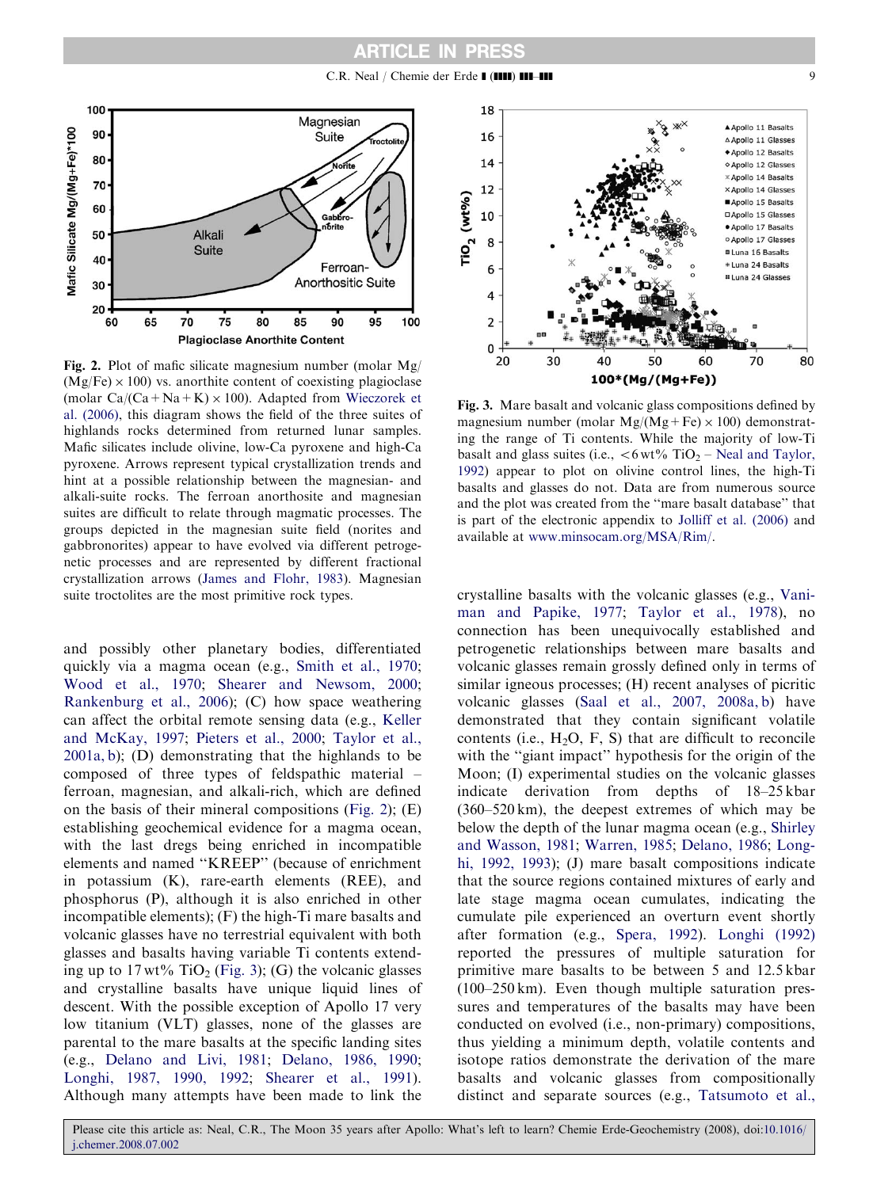**Fig. 2.** Plot of mafic silicate magnesium number (molar Mg/(Mg/Fe) × 100) vs. anorthite content of coexisting plagioclase (molar Ca/(Ca + Na + K) × 100). Adapted from Wieczorek et al. (2006), this diagram shows the field of the three suites of highlands rocks determined from returned lunar samples. Mafic silicates include olivine, low-Ca pyroxene and high-Ca pyroxene. Arrows represent typical crystallization trends and hint at a possible relationship between the magnesian- and alkali-suite rocks. The ferroan anorthosite and magnesian suites are difficult to relate through magmatic processes. The groups depicted in the magnesian suite field (norites and gabbronorites) appear to have evolved via different petrogenetic processes and are represented by different fractional crystallization arrows (James and Flohr, 1983). Magnesian suite troctolites are the most primitive rock types.

**Fig. 3.** Mare basalt and volcanic glass compositions defined by magnesium number (molar Mg/(Mg + Fe) × 100) demonstrating the range of Ti contents. While the majority of low-Ti basalt and glass suites (i.e., <6 wt% $TiO_2$ – Neal and Taylor, 1992) appear to plot on olivine control lines, the high-Ti basalts and glasses do not. Data are from numerous source and the plot was created from the "mare basalt database" that is part of the electronic appendix to Jolliff et al. (2006) and available at www.minsocam.org/MSA/Rim/.

and possibly other planetary bodies, differentiated quickly via a magma ocean (e.g., Smith et al., 1970; Wood et al., 1970; Shearer and Newsom, 2000; Rankenburg et al., 2006); (C) how space weathering can affect the orbital remote sensing data (e.g., Keller and McKay, 1997; Pieters et al., 2000; Taylor et al., 2001a, b); (D) demonstrating that the highlands to be composed of three types of feldspathic material – ferroan, magnesian, and alkali-rich, which are defined on the basis of their mineral compositions (Fig. 2); (E) establishing geochemical evidence for a magma ocean, with the last dregs being enriched in incompatible elements and named "KREEP" (because of enrichment in potassium (K), rare-earth elements (REE), and phosphorus (P), although it is also enriched in other incompatible elements); (F) the high-Ti mare basalts and volcanic glasses have no terrestrial equivalent with both glasses and basalts having variable Ti contents extending up to 17 wt% $TiO_2$ (Fig. 3); (G) the volcanic glasses and crystalline basalts have unique liquid lines of descent. With the possible exception of Apollo 17 very low titanium (VLT) glasses, none of the glasses are parental to the mare basalts at the specific landing sites (e.g., Delano and Livi, 1981; Delano, 1986, 1990; Longhi, 1987, 1990, 1992; Shearer et al., 1991). Although many attempts have been made to link the crystalline basalts with the volcanic glasses (e.g., Vaniman and Papike, 1977; Taylor et al., 1978), no connection has been unequivocally established and petrogenetic relationships between mare basalts and volcanic glasses remain grossly defined only in terms of similar igneous processes; (H) recent analyses of picritic volcanic glasses (Saal et al., 2007, 2008a, b) have demonstrated that they contain significant volatile contents (i.e., $H_2O$, F, S) that are difficult to reconcile with the "giant impact" hypothesis for the origin of the Moon; (I) experimental studies on the volcanic glasses indicate derivation from depths of 18–25 kbar (360–520 km), the deepest extremes of which may be below the depth of the lunar magma ocean (e.g., Shirley and Wasson, 1981; Warren, 1985; Delano, 1986; Longhi, 1992, 1993); (J) mare basalt compositions indicate that the source regions contained mixtures of early and late stage magma ocean cumulates, indicating the cumulate pile experienced an overturn event shortly after formation (e.g., Spera, 1992). Longhi (1992) reported the pressures of multiple saturation for primitive mare basalts to be between 5 and 12.5 kbar (100–250 km). Even though multiple saturation pressures and temperatures of the basalts may have been conducted on evolved (i.e., non-primary) compositions, thus yielding a minimum depth, volatile contents and isotope ratios demonstrate the derivation of the mare basalts and volcanic glasses from compositionally distinct and separate sources (e.g., Tatsumoto et al.,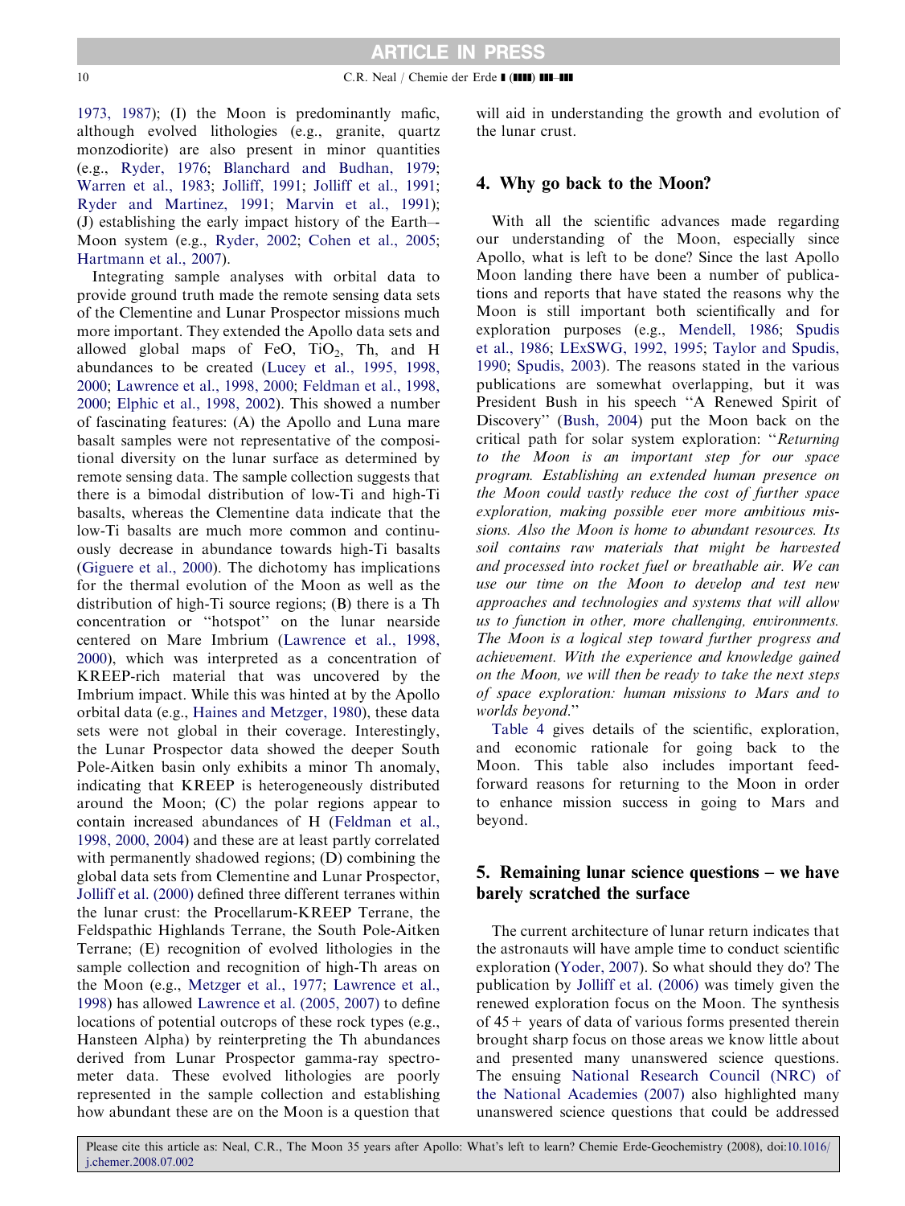1973, 1987); (I) the Moon is predominantly mafic, although evolved lithologies (e.g., granite, quartz monzodiorite) are also present in minor quantities (e.g., Ryder, 1976; Blanchard and Budhan, 1979; Warren et al., 1983; Jolliff, 1991; Jolliff et al., 1991; Ryder and Martinez, 1991; Marvin et al., 1991); (J) establishing the early impact history of the Earth–-Moon system (e.g., Ryder, 2002; Cohen et al., 2005; Hartmann et al., 2007).

Integrating sample analyses with orbital data to provide ground truth made the remote sensing data sets of the Clementine and Lunar Prospector missions much more important. They extended the Apollo data sets and allowed global maps of FeO, $TiO_2$, Th, and H abundances to be created (Lucey et al., 1995, 1998, 2000; Lawrence et al., 1998, 2000; Feldman et al., 1998, 2000; Elphic et al., 1998, 2002). This showed a number of fascinating features: (A) the Apollo and Luna mare basalt samples were not representative of the compositional diversity on the lunar surface as determined by remote sensing data. The sample collection suggests that there is a bimodal distribution of low-Ti and high-Ti basalts, whereas the Clementine data indicate that the low-Ti basalts are much more common and continuously decrease in abundance towards high-Ti basalts (Giguere et al., 2000). The dichotomy has implications for the thermal evolution of the Moon as well as the distribution of high-Ti source regions; (B) there is a Th concentration or "hotspot" on the lunar nearside centered on Mare Imbrium (Lawrence et al., 1998, 2000), which was interpreted as a concentration of KREEP-rich material that was uncovered by the Imbrium impact. While this was hinted at by the Apollo orbital data (e.g., Haines and Metzger, 1980), these data sets were not global in their coverage. Interestingly, the Lunar Prospector data showed the deeper South Pole-Aitken basin only exhibits a minor Th anomaly, indicating that KREEP is heterogeneously distributed around the Moon; (C) the polar regions appear to contain increased abundances of H (Feldman et al., 1998, 2000, 2004) and these are at least partly correlated with permanently shadowed regions; (D) combining the global data sets from Clementine and Lunar Prospector, Jolliff et al. (2000) defined three different terranes within the lunar crust: the Procellarum-KREEP Terrane, the Feldspathic Highlands Terrane, the South Pole-Aitken Terrane; (E) recognition of evolved lithologies in the sample collection and recognition of high-Th areas on the Moon (e.g., Metzger et al., 1977; Lawrence et al., 1998) has allowed Lawrence et al. (2005, 2007) to define locations of potential outcrops of these rock types (e.g., Hansteen Alpha) by reinterpreting the Th abundances derived from Lunar Prospector gamma-ray spectrometer data. These evolved lithologies are poorly represented in the sample collection and establishing how abundant these are on the Moon is a question that will aid in understanding the growth and evolution of the lunar crust.

## 4. Why go back to the Moon?

With all the scientific advances made regarding our understanding of the Moon, especially since Apollo, what is left to be done? Since the last Apollo Moon landing there have been a number of publications and reports that have stated the reasons why the Moon is still important both scientifically and for exploration purposes (e.g., Mendell, 1986; Spudis et al., 1986; LExSWG, 1992, 1995; Taylor and Spudis, 1990; Spudis, 2003). The reasons stated in the various publications are somewhat overlapping, but it was President Bush in his speech "A Renewed Spirit of Discovery" (Bush, 2004) put the Moon back on the critical path for solar system exploration: "*Returning to the Moon is an important step for our space program. Establishing an extended human presence on the Moon could vastly reduce the cost of further space exploration, making possible ever more ambitious missions. Also the Moon is home to abundant resources. Its soil contains raw materials that might be harvested and processed into rocket fuel or breathable air. We can use our time on the Moon to develop and test new approaches and technologies and systems that will allow us to function in other, more challenging, environments. The Moon is a logical step toward further progress and achievement. With the experience and knowledge gained on the Moon, we will then be ready to take the next steps of space exploration: human missions to Mars and to worlds beyond.*"

Table 4 gives details of the scientific, exploration, and economic rationale for going back to the Moon. This table also includes important feed-forward reasons for returning to the Moon in order to enhance mission success in going to Mars and beyond.

## 5. Remaining lunar science questions – we have barely scratched the surface

The current architecture of lunar return indicates that the astronauts will have ample time to conduct scientific exploration (Yoder, 2007). So what should they do? The publication by Jolliff et al. (2006) was timely given the renewed exploration focus on the Moon. The synthesis of 45+ years of data of various forms presented therein brought sharp focus on those areas we know little about and presented many unanswered science questions. The ensuing National Research Council (NRC) of the National Academies (2007) also highlighted many unanswered science questions that could be addressed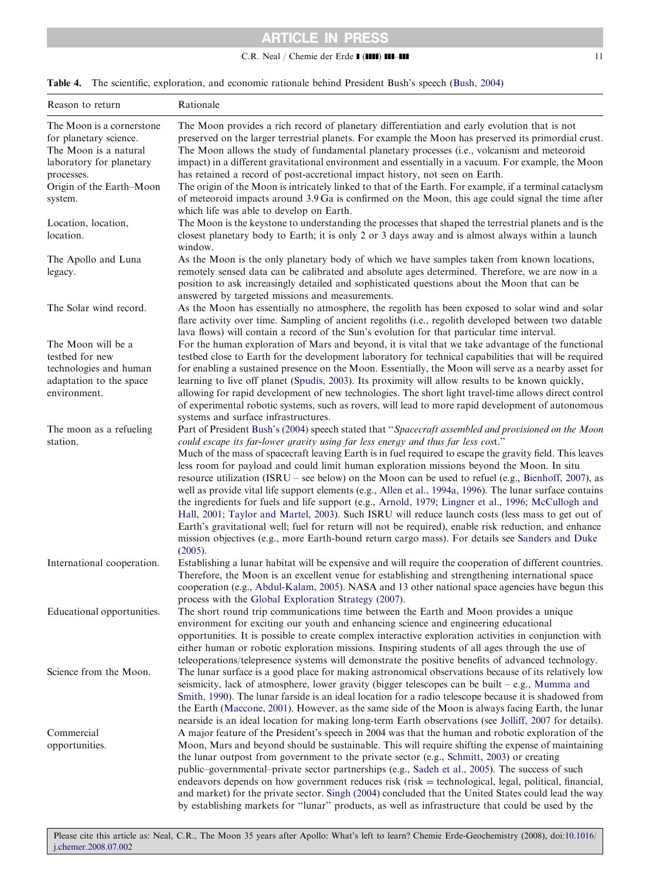**Table 4.** The scientific, exploration, and economic rationale behind President Bush's speech (Bush, 2004)

| Reason to return | Rationale |
|---|---|
| The Moon is a cornerstone for planetary science. | The Moon provides a rich record of planetary differentiation and early evolution that is not preserved on the larger terrestrial planets. For example the Moon has preserved its primordial crust. |
| The Moon is a natural laboratory for planetary processes. | The Moon allows the study of fundamental planetary processes (i.e., volcanism and meteoroid impact) in a different gravitational environment and essentially in a vacuum. For example, the Moon has retained a record of post-accretional impact history, not seen on Earth. |
| Origin of the Earth–Moon system. | The origin of the Moon is intricately linked to that of the Earth. For example, if a terminal cataclysm of meteoroid impacts around 3.9 Ga is confirmed on the Moon, this age could signal the time after which life was able to develop on Earth. |
| Location, location, location. | The Moon is the keystone to understanding the processes that shaped the terrestrial planets and is the closest planetary body to Earth; it is only 2 or 3 days away and is almost always within a launch window. |
| The Apollo and Luna legacy. | As the Moon is the only planetary body of which we have samples taken from known locations, remotely sensed data can be calibrated and absolute ages determined. Therefore, we are now in a position to ask increasingly detailed and sophisticated questions about the Moon that can be answered by targeted missions and measurements. |
| The Solar wind record. | As the Moon has essentially no atmosphere, the regolith has been exposed to solar wind and solar flare activity over time. Sampling of ancient regoliths (i.e., regolith developed between two datable lava flows) will contain a record of the Sun's evolution for that particular time interval. |
| The Moon will be a testbed for new technologies and human adaptation to the space environment. | For the human exploration of Mars and beyond, it is vital that we take advantage of the functional testbed close to Earth for the development laboratory for technical capabilities that will be required for enabling a sustained presence on the Moon. Essentially, the Moon will serve as a nearby asset for learning to live off planet (Spudis, 2003). Its proximity will allow results to be known quickly, allowing for rapid development of new technologies. The short light travel-time allows direct control of experimental robotic systems, such as rovers, will lead to more rapid development of autonomous systems and surface infrastructures. |
| The moon as a refueling station. | Part of President Bush's (2004) speech stated that "*Spacecraft assembled and provisioned on the Moon could escape its far-lower gravity using far less energy and thus far less cost*." Much of the mass of spacecraft leaving Earth is in fuel required to escape the gravity field. This leaves less room for payload and could limit human exploration missions beyond the Moon. In situ resource utilization (ISRU – see below) on the Moon can be used to refuel (e.g., Bienhoff, 2007), as well as provide vital life support elements (e.g., Allen et al., 1994a, 1996). The lunar surface contains the ingredients for fuels and life support (e.g., Arnold, 1979; Lingner et al., 1996; McCullogh and Hall, 2001; Taylor and Martel, 2003). Such ISRU will reduce launch costs (less mass to get out of Earth's gravitational well; fuel for return will not be required), enable risk reduction, and enhance mission objectives (e.g., more Earth-bound return cargo mass). For details see Sanders and Duke (2005). |
| International cooperation. | Establishing a lunar habitat will be expensive and will require the cooperation of different countries. Therefore, the Moon is an excellent venue for establishing and strengthening international space cooperation (e.g., Abdul-Kalam, 2005). NASA and 13 other national space agencies have begun this process with the Global Exploration Strategy (2007). |
| Educational opportunities. | The short round trip communications time between the Earth and Moon provides a unique environment for exciting our youth and enhancing science and engineering educational opportunities. It is possible to create complex interactive exploration activities in conjunction with either human or robotic exploration missions. Inspiring students of all ages through the use of teleoperations/telepresence systems will demonstrate the positive benefits of advanced technology. |
| Science from the Moon. | The lunar surface is a good place for making astronomical observations because of its relatively low seismicity, lack of atmosphere, lower gravity (bigger telescopes can be built – e.g., Mumma and Smith, 1990). The lunar farside is an ideal location for a radio telescope because it is shadowed from the Earth (Maccone, 2001). However, as the same side of the Moon is always facing Earth, the lunar nearside is an ideal location for making long-term Earth observations (see Jolliff, 2007 for details). |
| Commercial opportunities. | A major feature of the President's speech in 2004 was that the human and robotic exploration of the Moon, Mars and beyond should be sustainable. This will require shifting the expense of maintaining the lunar outpost from government to the private sector (e.g., Schmitt, 2003) or creating public–governmental–private sector partnerships (e.g., Sadeh et al., 2005). The success of such endeavors depends on how government reduces risk (risk = technological, legal, political, financial, and market) for the private sector. Singh (2004) concluded that the United States could lead the way by establishing markets for "lunar" products, as well as infrastructure that could be used by the |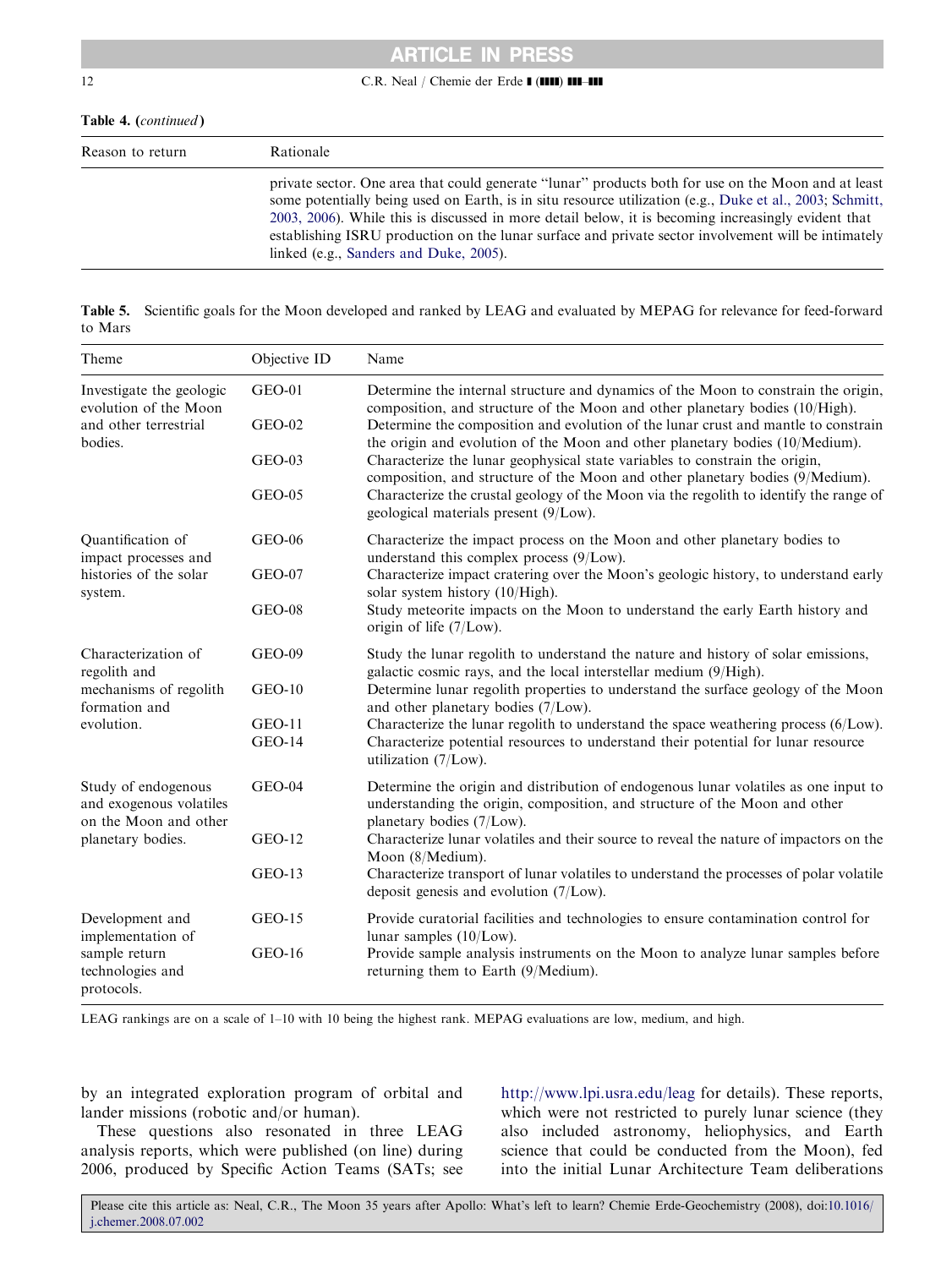**Table 4.** (*continued*)

| Reason to return | Rationale |
|---|---|
| | private sector. One area that could generate "lunar" products both for use on the Moon and at least some potentially being used on Earth, is in situ resource utilization (e.g., Duke et al., 2003; Schmitt, 2003, 2006). While this is discussed in more detail below, it is becoming increasingly evident that establishing ISRU production on the lunar surface and private sector involvement will be intimately linked (e.g., Sanders and Duke, 2005). |

**Table 5.** Scientific goals for the Moon developed and ranked by LEAG and evaluated by MEPAG for relevance for feed-forward to Mars

| Theme | Objective ID | Name |
|---|---|---|
| Investigate the geologic evolution of the Moon and other terrestrial bodies. | GEO-01 | Determine the internal structure and dynamics of the Moon to constrain the origin, composition, and structure of the Moon and other planetary bodies (10/High). |
| | GEO-02 | Determine the composition and evolution of the lunar crust and mantle to constrain the origin and evolution of the Moon and other planetary bodies (10/Medium). |
| | GEO-03 | Characterize the lunar geophysical state variables to constrain the origin, composition, and structure of the Moon and other planetary bodies (9/Medium). |
| | GEO-05 | Characterize the crustal geology of the Moon via the regolith to identify the range of geological materials present (9/Low). |
| Quantification of impact processes and histories of the solar system. | GEO-06 | Characterize the impact process on the Moon and other planetary bodies to understand this complex process (9/Low). |
| | GEO-07 | Characterize impact cratering over the Moon's geologic history, to understand early solar system history (10/High). |
| | GEO-08 | Study meteorite impacts on the Moon to understand the early Earth history and origin of life (7/Low). |
| Characterization of regolith and mechanisms of regolith formation and evolution. | GEO-09 | Study the lunar regolith to understand the nature and history of solar emissions, galactic cosmic rays, and the local interstellar medium (9/High). |
| | GEO-10 | Determine lunar regolith properties to understand the surface geology of the Moon and other planetary bodies (7/Low). |
| | GEO-11 | Characterize the lunar regolith to understand the space weathering process (6/Low). |
| | GEO-14 | Characterize potential resources to understand their potential for lunar resource utilization (7/Low). |
| Study of endogenous and exogenous volatiles on the Moon and other planetary bodies. | GEO-04 | Determine the origin and distribution of endogenous lunar volatiles as one input to understanding the origin, composition, and structure of the Moon and other planetary bodies (7/Low). |
| | GEO-12 | Characterize lunar volatiles and their source to reveal the nature of impactors on the Moon (8/Medium). |
| | GEO-13 | Characterize transport of lunar volatiles to understand the processes of polar volatile deposit genesis and evolution (7/Low). |
| Development and implementation of sample return technologies and protocols. | GEO-15 | Provide curatorial facilities and technologies to ensure contamination control for lunar samples (10/Low). |
| | GEO-16 | Provide sample analysis instruments on the Moon to analyze lunar samples before returning them to Earth (9/Medium). |

LEAG rankings are on a scale of 1–10 with 10 being the highest rank. MEPAG evaluations are low, medium, and high.

by an integrated exploration program of orbital and lander missions (robotic and/or human).

These questions also resonated in three LEAG analysis reports, which were published (on line) during 2006, produced by Specific Action Teams (SATs; see http://www.lpi.usra.edu/leag for details). These reports, which were not restricted to purely lunar science (they also included astronomy, heliophysics, and Earth science that could be conducted from the Moon), fed into the initial Lunar Architecture Team deliberations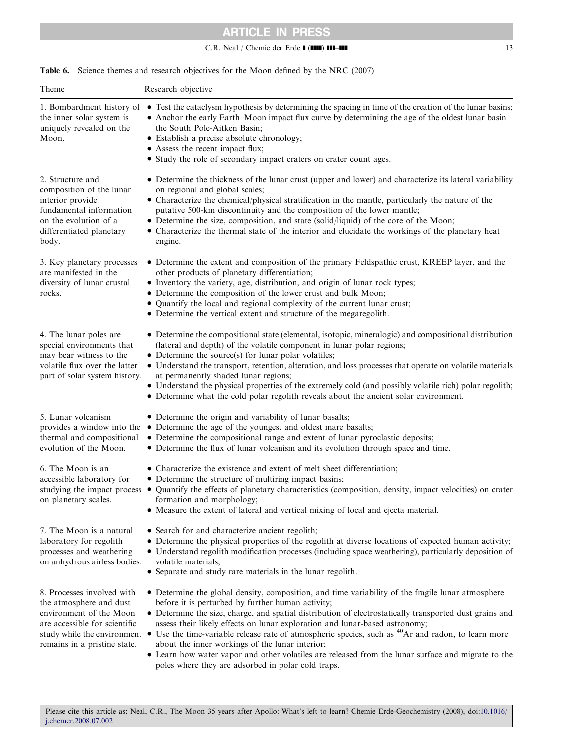**Table 6.** Science themes and research objectives for the Moon defined by the NRC (2007)

| Theme | Research objective |
|---|---|
| 1. Bombardment history of the inner solar system is uniquely revealed on the Moon. | • Test the cataclysm hypothesis by determining the spacing in time of the creation of the lunar basins; <br>• Anchor the early Earth–Moon impact flux curve by determining the age of the oldest lunar basin – the South Pole-Aitken Basin; <br>• Establish a precise absolute chronology; <br>• Assess the recent impact flux; <br>• Study the role of secondary impact craters on crater count ages. |
| 2. Structure and composition of the lunar interior provide fundamental information on the evolution of a differentiated planetary body. | • Determine the thickness of the lunar crust (upper and lower) and characterize its lateral variability on regional and global scales; <br>• Characterize the chemical/physical stratification in the mantle, particularly the nature of the putative 500-km discontinuity and the composition of the lower mantle; <br>• Determine the size, composition, and state (solid/liquid) of the core of the Moon; <br>• Characterize the thermal state of the interior and elucidate the workings of the planetary heat engine. |
| 3. Key planetary processes are manifested in the diversity of lunar crustal rocks. | • Determine the extent and composition of the primary Feldspathic crust, KREEP layer, and the other products of planetary differentiation; <br>• Inventory the variety, age, distribution, and origin of lunar rock types; <br>• Determine the composition of the lower crust and bulk Moon; <br>• Quantify the local and regional complexity of the current lunar crust; <br>• Determine the vertical extent and structure of the megaregolith. |
| 4. The lunar poles are special environments that may bear witness to the volatile flux over the latter part of solar system history. | • Determine the compositional state (elemental, isotopic, mineralogic) and compositional distribution (lateral and depth) of the volatile component in lunar polar regions; <br>• Determine the source(s) for lunar polar volatiles; <br>• Understand the transport, retention, alteration, and loss processes that operate on volatile materials at permanently shaded lunar regions; <br>• Understand the physical properties of the extremely cold (and possibly volatile rich) polar regolith; <br>• Determine what the cold polar regolith reveals about the ancient solar environment. |
| 5. Lunar volcanism provides a window into the thermal and compositional evolution of the Moon. | • Determine the origin and variability of lunar basalts; <br>• Determine the age of the youngest and oldest mare basalts; <br>• Determine the compositional range and extent of lunar pyroclastic deposits; <br>• Determine the flux of lunar volcanism and its evolution through space and time. |
| 6. The Moon is an accessible laboratory for studying the impact process on planetary scales. | • Characterize the existence and extent of melt sheet differentiation; <br>• Determine the structure of multiring impact basins; <br>• Quantify the effects of planetary characteristics (composition, density, impact velocities) on crater formation and morphology; <br>• Measure the extent of lateral and vertical mixing of local and ejecta material. |
| 7. The Moon is a natural laboratory for regolith processes and weathering on anhydrous airless bodies. | • Search for and characterize ancient regolith; <br>• Determine the physical properties of the regolith at diverse locations of expected human activity; <br>• Understand regolith modification processes (including space weathering), particularly deposition of volatile materials; <br>• Separate and study rare materials in the lunar regolith. |
| 8. Processes involved with the atmosphere and dust environment of the Moon are accessible for scientific study while the environment remains in a pristine state. | • Determine the global density, composition, and time variability of the fragile lunar atmosphere before it is perturbed by further human activity; <br>• Determine the size, charge, and spatial distribution of electrostatically transported dust grains and assess their likely effects on lunar exploration and lunar-based astronomy; <br>• Use the time-variable release rate of atmospheric species, such as $^{40}Ar$ and radon, to learn more about the inner workings of the lunar interior; <br>• Learn how water vapor and other volatiles are released from the lunar surface and migrate to the poles where they are adsorbed in polar cold traps. |

Please cite this article as: Neal, C.R., The Moon 35 years after Apollo: What's left to learn? Chemie Erde-Geochemistry (2008), doi:10.1016/j.chemer.2008.07.002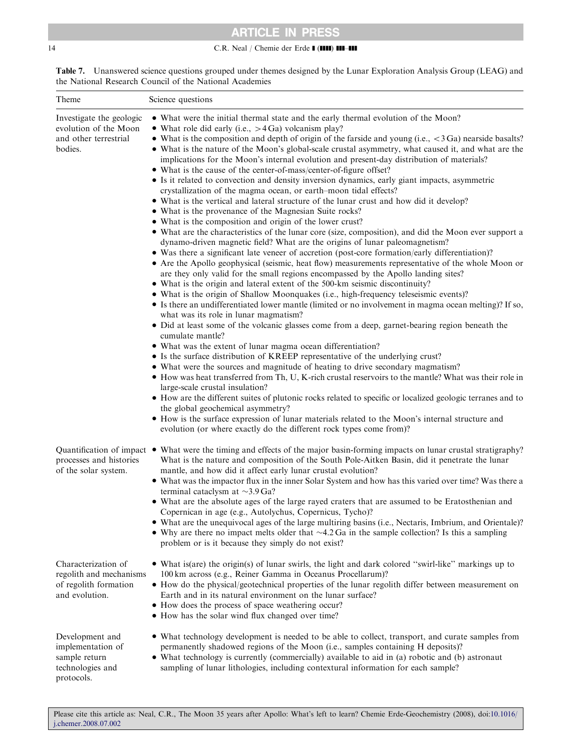**Table 7.** Unanswered science questions grouped under themes designed by the Lunar Exploration Analysis Group (LEAG) and the National Research Council of the National Academies

| Theme | Science questions |
|---|---|
| Investigate the geologic evolution of the Moon and other terrestrial bodies. | • What were the initial thermal state and the early thermal evolution of the Moon?<br>• What role did early (i.e., >4 Ga) volcanism play?<br>• What is the composition and depth of origin of the farside and young (i.e., <3 Ga) nearside basalts?<br>• What is the nature of the Moon's global-scale crustal asymmetry, what caused it, and what are the implications for the Moon's internal evolution and present-day distribution of materials?<br>• What is the cause of the center-of-mass/center-of-figure offset?<br>• Is it related to convection and density inversion dynamics, early giant impacts, asymmetric crystallization of the magma ocean, or earth–moon tidal effects?<br>• What is the vertical and lateral structure of the lunar crust and how did it develop?<br>• What is the provenance of the Magnesian Suite rocks?<br>• What is the composition and origin of the lower crust?<br>• What are the characteristics of the lunar core (size, composition), and did the Moon ever support a dynamo-driven magnetic field? What are the origins of lunar paleomagnetism?<br>• Was there a significant late veneer of accretion (post-core formation/early differentiation)?<br>• Are the Apollo geophysical (seismic, heat flow) measurements representative of the whole Moon or are they only valid for the small regions encompassed by the Apollo landing sites?<br>• What is the origin and lateral extent of the 500-km seismic discontinuity?<br>• What is the origin of Shallow Moonquakes (i.e., high-frequency teleseismic events)?<br>• Is there an undifferentiated lower mantle (limited or no involvement in magma ocean melting)? If so, what was its role in lunar magmatism?<br>• Did at least some of the volcanic glasses come from a deep, garnet-bearing region beneath the cumulate mantle?<br>• What was the extent of lunar magma ocean differentiation?<br>• Is the surface distribution of KREEP representative of the underlying crust?<br>• What were the sources and magnitude of heating to drive secondary magmatism?<br>• How was heat transferred from Th, U, K-rich crustal reservoirs to the mantle? What was their role in large-scale crustal insulation?<br>• How are the different suites of plutonic rocks related to specific or localized geologic terranes and to the global geochemical asymmetry?<br>• How is the surface expression of lunar materials related to the Moon's internal structure and evolution (or where exactly do the different rock types come from)? |
| Quantification of impact processes and histories of the solar system. | • What were the timing and effects of the major basin-forming impacts on lunar crustal stratigraphy? What is the nature and composition of the South Pole-Aitken Basin, did it penetrate the lunar mantle, and how did it affect early lunar crustal evolution?<br>• What was the impactor flux in the inner Solar System and how has this varied over time? Was there a terminal cataclysm at ~3.9 Ga?<br>• What are the absolute ages of the large rayed craters that are assumed to be Eratosthenian and Copernican in age (e.g., Autolychus, Copernicus, Tycho)?<br>• What are the unequivocal ages of the large multiring basins (i.e., Nectaris, Imbrium, and Orientale)?<br>• Why are there no impact melts older that ~4.2 Ga in the sample collection? Is this a sampling problem or is it because they simply do not exist? |
| Characterization of regolith and mechanisms of regolith formation and evolution. | • What is(are) the origin(s) of lunar swirls, the light and dark colored "swirl-like" markings up to 100 km across (e.g., Reiner Gamma in Oceanus Procellarum)?<br>• How do the physical/geotechnical properties of the lunar regolith differ between measurement on Earth and in its natural environment on the lunar surface?<br>• How does the process of space weathering occur?<br>• How has the solar wind flux changed over time? |
| Development and implementation of sample return technologies and protocols. | • What technology development is needed to be able to collect, transport, and curate samples from permanently shadowed regions of the Moon (i.e., samples containing H deposits)?<br>• What technology is currently (commercially) available to aid in (a) robotic and (b) astronaut sampling of lunar lithologies, including contextual information for each sample? |

Please cite this article as: Neal, C.R., The Moon 35 years after Apollo: What's left to learn? Chemie Erde-Geochemistry (2008), doi:10.1016/j.chemer.2008.07.002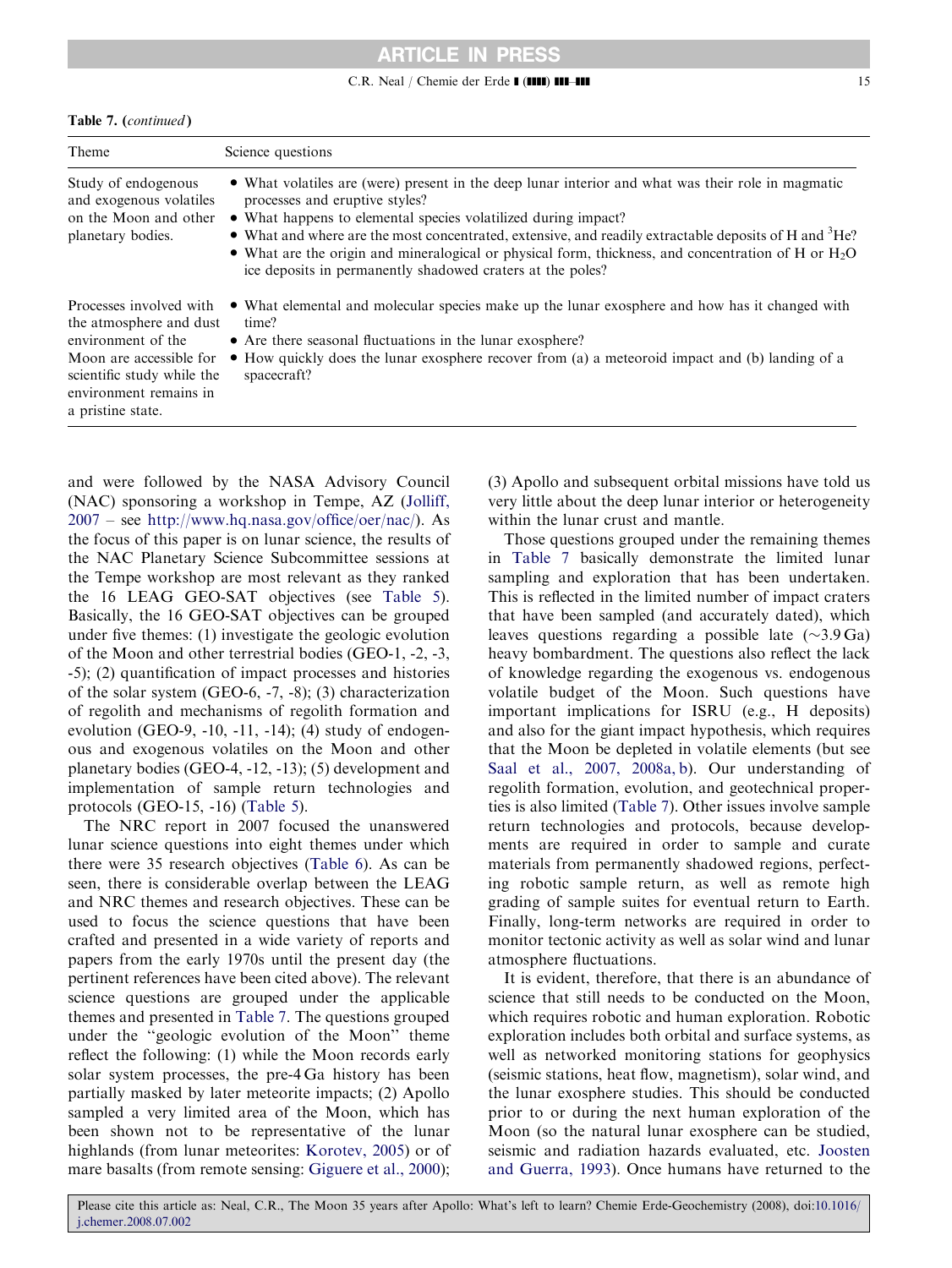**Table 7.** (*continued*)

| Theme | Science questions |
|---|---|
| Study of endogenous and exogenous volatiles on the Moon and other planetary bodies. | • What volatiles are (were) present in the deep lunar interior and what was their role in magmatic processes and eruptive styles?<br>• What happens to elemental species volatilized during impact?<br>• What and where are the most concentrated, extensive, and readily extractable deposits of H and $^3$He?<br>• What are the origin and mineralogical or physical form, thickness, and concentration of H or $H_2O$ ice deposits in permanently shadowed craters at the poles? |
| Processes involved with the atmosphere and dust environment of the Moon are accessible for scientific study while the environment remains in a pristine state. | • What elemental and molecular species make up the lunar exosphere and how has it changed with time?<br>• Are there seasonal fluctuations in the lunar exosphere?<br>• How quickly does the lunar exosphere recover from (a) a meteoroid impact and (b) landing of a spacecraft? |

and were followed by the NASA Advisory Council (NAC) sponsoring a workshop in Tempe, AZ (Jolliff, 2007 – see http://www.hq.nasa.gov/office/oer/nac/). As the focus of this paper is on lunar science, the results of the NAC Planetary Science Subcommittee sessions at the Tempe workshop are most relevant as they ranked the 16 LEAG GEO-SAT objectives (see Table 5). Basically, the 16 GEO-SAT objectives can be grouped under five themes: (1) investigate the geologic evolution of the Moon and other terrestrial bodies (GEO-1, -2, -3, -5); (2) quantification of impact processes and histories of the solar system (GEO-6, -7, -8); (3) characterization of regolith and mechanisms of regolith formation and evolution (GEO-9, -10, -11, -14); (4) study of endogenous and exogenous volatiles on the Moon and other planetary bodies (GEO-4, -12, -13); (5) development and implementation of sample return technologies and protocols (GEO-15, -16) (Table 5).

The NRC report in 2007 focused the unanswered lunar science questions into eight themes under which there were 35 research objectives (Table 6). As can be seen, there is considerable overlap between the LEAG and NRC themes and research objectives. These can be used to focus the science questions that have been crafted and presented in a wide variety of reports and papers from the early 1970s until the present day (the pertinent references have been cited above). The relevant science questions are grouped under the applicable themes and presented in Table 7. The questions grouped under the "geologic evolution of the Moon" theme reflect the following: (1) while the Moon records early solar system processes, the pre-4 Ga history has been partially masked by later meteorite impacts; (2) Apollo sampled a very limited area of the Moon, which has been shown not to be representative of the lunar highlands (from lunar meteorites: Korotev, 2005) or of mare basalts (from remote sensing: Giguere et al., 2000); (3) Apollo and subsequent orbital missions have told us very little about the deep lunar interior or heterogeneity within the lunar crust and mantle.

Those questions grouped under the remaining themes in Table 7 basically demonstrate the limited lunar sampling and exploration that has been undertaken. This is reflected in the limited number of impact craters that have been sampled (and accurately dated), which leaves questions regarding a possible late (~3.9 Ga) heavy bombardment. The questions also reflect the lack of knowledge regarding the exogenous vs. endogenous volatile budget of the Moon. Such questions have important implications for ISRU (e.g., H deposits) and also for the giant impact hypothesis, which requires that the Moon be depleted in volatile elements (but see Saal et al., 2007, 2008a, b). Our understanding of regolith formation, evolution, and geotechnical properties is also limited (Table 7). Other issues involve sample return technologies and protocols, because developments are required in order to sample and curate materials from permanently shadowed regions, perfecting robotic sample return, as well as remote high grading of sample suites for eventual return to Earth. Finally, long-term networks are required in order to monitor tectonic activity as well as solar wind and lunar atmosphere fluctuations.

It is evident, therefore, that there is an abundance of science that still needs to be conducted on the Moon, which requires robotic and human exploration. Robotic exploration includes both orbital and surface systems, as well as networked monitoring stations for geophysics (seismic stations, heat flow, magnetism), solar wind, and the lunar exosphere studies. This should be conducted prior to or during the next human exploration of the Moon (so the natural lunar exosphere can be studied, seismic and radiation hazards evaluated, etc. Joosten and Guerra, 1993). Once humans have returned to the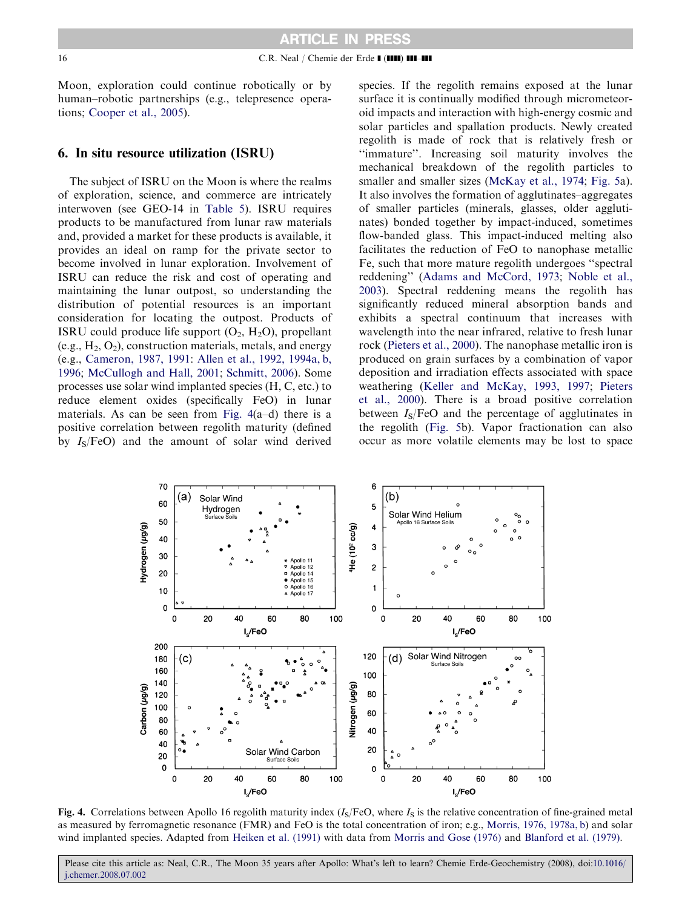Moon, exploration could continue robotically or by human–robotic partnerships (e.g., telepresence operations; Cooper et al., 2005).

## 6. In situ resource utilization (ISRU)

The subject of ISRU on the Moon is where the realms of exploration, science, and commerce are intricately interwoven (see GEO-14 in Table 5). ISRU requires products to be manufactured from lunar raw materials and, provided a market for these products is available, it provides an ideal on ramp for the private sector to become involved in lunar exploration. Involvement of ISRU can reduce the risk and cost of operating and maintaining the lunar outpost, so understanding the distribution of potential resources is an important consideration for locating the outpost. Products of ISRU could produce life support ($O_2$, $H_2O$), propellant (e.g., $H_2$, $O_2$), construction materials, metals, and energy (e.g., Cameron, 1987, 1991; Allen et al., 1992, 1994a, b, 1996; McCullogh and Hall, 2001; Schmitt, 2006). Some processes use solar wind implanted species (H, C, etc.) to reduce element oxides (specifically FeO) in lunar materials. As can be seen from Fig. 4(a–d) there is a positive correlation between regolith maturity (defined by $I_S$/FeO) and the amount of solar wind derived species. If the regolith remains exposed at the lunar surface it is continually modified through micrometeoroid impacts and interaction with high-energy cosmic and solar particles and spallation products. Newly created regolith is made of rock that is relatively fresh or "immature". Increasing soil maturity involves the mechanical breakdown of the regolith particles to smaller and smaller sizes (McKay et al., 1974; Fig. 5a). It also involves the formation of agglutinates–aggregates of smaller particles (minerals, glasses, older agglutinates) bonded together by impact-induced, sometimes flow-banded glass. This impact-induced melting also facilitates the reduction of FeO to nanophase metallic Fe, such that more mature regolith undergoes "spectral reddening" (Adams and McCord, 1973; Noble et al., 2003). Spectral reddening means the regolith has significantly reduced mineral absorption bands and exhibits a spectral continuum that increases with wavelength into the near infrared, relative to fresh lunar rock (Pieters et al., 2000). The nanophase metallic iron is produced on grain surfaces by a combination of vapor deposition and irradiation effects associated with space weathering (Keller and McKay, 1993, 1997; Pieters et al., 2000). There is a broad positive correlation between $I_S$/FeO and the percentage of agglutinates in the regolith (Fig. 5b). Vapor fractionation can also occur as more volatile elements may be lost to space

**Fig. 4.** Correlations between Apollo 16 regolith maturity index ($I_S$/FeO, where $I_S$ is the relative concentration of fine-grained metal as measured by ferromagnetic resonance (FMR) and FeO is the total concentration of iron; e.g., Morris, 1976, 1978a, b) and solar wind implanted species. Adapted from Heiken et al. (1991) with data from Morris and Gose (1976) and Blanford et al. (1979).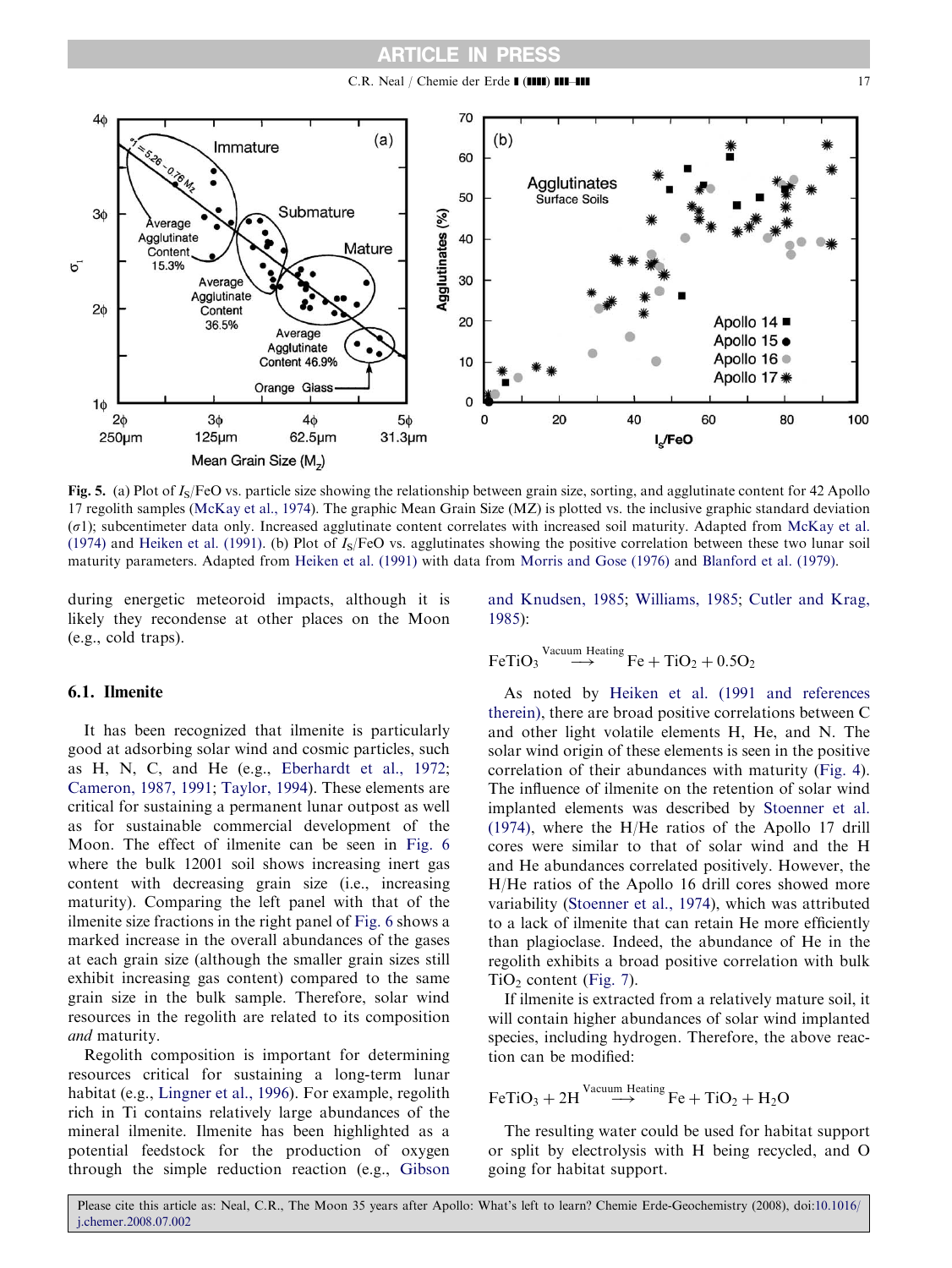**Fig. 5.** (a) Plot of $I_S$/FeO vs. particle size showing the relationship between grain size, sorting, and agglutinate content for 42 Apollo 17 regolith samples (McKay et al., 1974). The graphic Mean Grain Size (MZ) is plotted vs. the inclusive graphic standard deviation ($\sigma$1); subcentimeter data only. Increased agglutinate content correlates with increased soil maturity. Adapted from McKay et al. (1974) and Heiken et al. (1991). (b) Plot of $I_S$/FeO vs. agglutinates showing the positive correlation between these two lunar soil maturity parameters. Adapted from Heiken et al. (1991) with data from Morris and Gose (1976) and Blanford et al. (1979).

during energetic meteoroid impacts, although it is likely they recondense at other places on the Moon (e.g., cold traps).

### 6.1. Ilmenite

It has been recognized that ilmenite is particularly good at adsorbing solar wind and cosmic particles, such as H, N, C, and He (e.g., Eberhardt et al., 1972; Cameron, 1987, 1991; Taylor, 1994). These elements are critical for sustaining a permanent lunar outpost as well as for sustainable commercial development of the Moon. The effect of ilmenite can be seen in Fig. 6 where the bulk 12001 soil shows increasing inert gas content with decreasing grain size (i.e., increasing maturity). Comparing the left panel with that of the ilmenite size fractions in the right panel of Fig. 6 shows a marked increase in the overall abundances of the gases at each grain size (although the smaller grain sizes still exhibit increasing gas content) compared to the same grain size in the bulk sample. Therefore, solar wind resources in the regolith are related to its composition *and* maturity.

Regolith composition is important for determining resources critical for sustaining a long-term lunar habitat (e.g., Lingner et al., 1996). For example, regolith rich in Ti contains relatively large abundances of the mineral ilmenite. Ilmenite has been highlighted as a potential feedstock for the production of oxygen through the simple reduction reaction (e.g., Gibson and Knudsen, 1985; Williams, 1985; Cutler and Krag, 1985):

$$FeTiO_3 \xrightarrow{\text{Vacuum Heating}} Fe + TiO_2 + 0.5O_2$$

As noted by Heiken et al. (1991 and references therein), there are broad positive correlations between C and other light volatile elements H, He, and N. The solar wind origin of these elements is seen in the positive correlation of their abundances with maturity (Fig. 4). The influence of ilmenite on the retention of solar wind implanted elements was described by Stoenner et al. (1974), where the H/He ratios of the Apollo 17 drill cores were similar to that of solar wind and the H and He abundances correlated positively. However, the H/He ratios of the Apollo 16 drill cores showed more variability (Stoenner et al., 1974), which was attributed to a lack of ilmenite that can retain He more efficiently than plagioclase. Indeed, the abundance of He in the regolith exhibits a broad positive correlation with bulk $TiO_2$ content (Fig. 7).

If ilmenite is extracted from a relatively mature soil, it will contain higher abundances of solar wind implanted species, including hydrogen. Therefore, the above reaction can be modified:

$$FeTiO_3 + 2H \xrightarrow{\text{Vacuum Heating}} Fe + TiO_2 + H_2O$$

The resulting water could be used for habitat support or split by electrolysis with H being recycled, and O going for habitat support.

Please cite this article as: Neal, C.R., The Moon 35 years after Apollo: What's left to learn? Chemie Erde-Geochemistry (2008), doi:10.1016/j.chemer.2008.07.002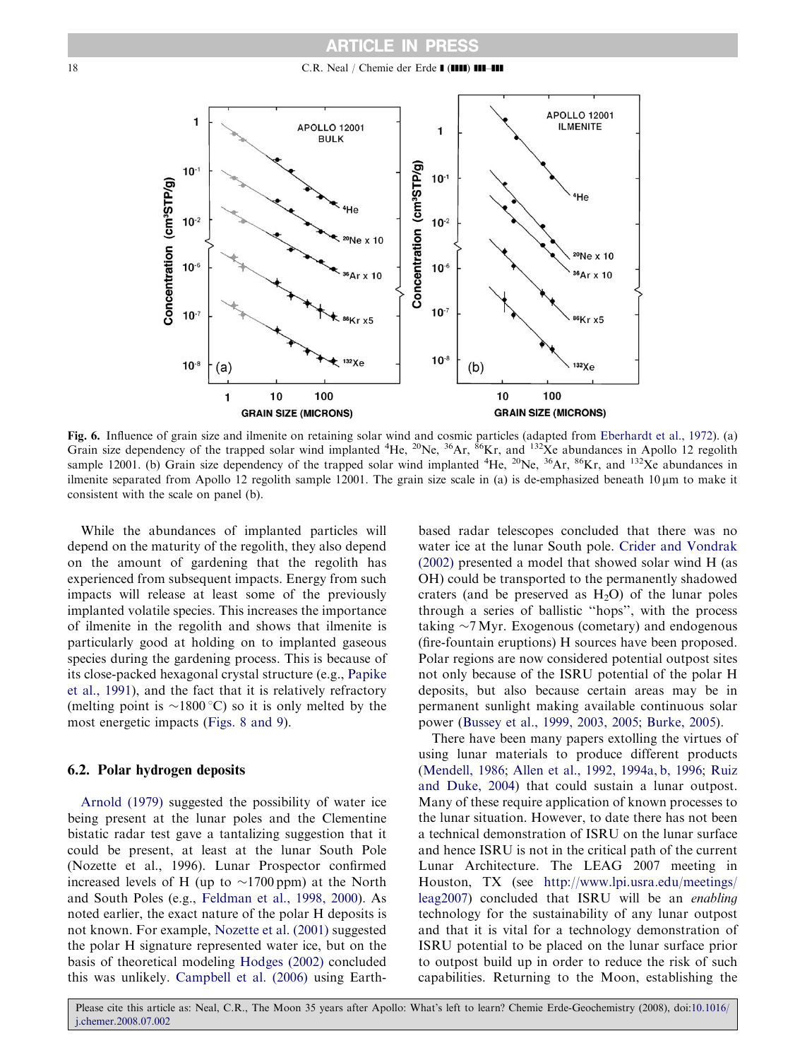**Fig. 6.** Influence of grain size and ilmenite on retaining solar wind and cosmic particles (adapted from Eberhardt et al., 1972). (a) Grain size dependency of the trapped solar wind implanted $^{4}$He, $^{20}$Ne, $^{36}$Ar, $^{86}$Kr, and $^{132}$Xe abundances in Apollo 12 regolith sample 12001. (b) Grain size dependency of the trapped solar wind implanted $^{4}$He, $^{20}$Ne, $^{36}$Ar, $^{86}$Kr, and $^{132}$Xe abundances in ilmenite separated from Apollo 12 regolith sample 12001. The grain size scale in (a) is de-emphasized beneath 10 μm to make it consistent with the scale on panel (b).

While the abundances of implanted particles will depend on the maturity of the regolith, they also depend on the amount of gardening that the regolith has experienced from subsequent impacts. Energy from such impacts will release at least some of the previously implanted volatile species. This increases the importance of ilmenite in the regolith and shows that ilmenite is particularly good at holding on to implanted gaseous species during the gardening process. This is because of its close-packed hexagonal crystal structure (e.g., Papike et al., 1991), and the fact that it is relatively refractory (melting point is ~1800 °C) so it is only melted by the most energetic impacts (Figs. 8 and 9).

## 6.2. Polar hydrogen deposits

Arnold (1979) suggested the possibility of water ice being present at the lunar poles and the Clementine bistatic radar test gave a tantalizing suggestion that it could be present, at least at the lunar South Pole (Nozette et al., 1996). Lunar Prospector confirmed increased levels of H (up to ~1700 ppm) at the North and South Poles (e.g., Feldman et al., 1998, 2000). As noted earlier, the exact nature of the polar H deposits is not known. For example, Nozette et al. (2001) suggested the polar H signature represented water ice, but on the basis of theoretical modeling Hodges (2002) concluded this was unlikely. Campbell et al. (2006) using Earth-based radar telescopes concluded that there was no water ice at the lunar South pole. Crider and Vondrak (2002) presented a model that showed solar wind H (as OH) could be transported to the permanently shadowed craters (and be preserved as $H_2O$) of the lunar poles through a series of ballistic "hops", with the process taking ~7 Myr. Exogenous (cometary) and endogenous (fire-fountain eruptions) H sources have been proposed. Polar regions are now considered potential outpost sites not only because of the ISRU potential of the polar H deposits, but also because certain areas may be in permanent sunlight making available continuous solar power (Bussey et al., 1999, 2003, 2005; Burke, 2005).

There have been many papers extolling the virtues of using lunar materials to produce different products (Mendell, 1986; Allen et al., 1992, 1994a, b, 1996; Ruiz and Duke, 2004) that could sustain a lunar outpost. Many of these require application of known processes to the lunar situation. However, to date there has not been a technical demonstration of ISRU on the lunar surface and hence ISRU is not in the critical path of the current Lunar Architecture. The LEAG 2007 meeting in Houston, TX (see http://www.lpi.usra.edu/meetings/leag2007) concluded that ISRU will be an *enabling* technology for the sustainability of any lunar outpost and that it is vital for a technology demonstration of ISRU potential to be placed on the lunar surface prior to outpost build up in order to reduce the risk of such capabilities. Returning to the Moon, establishing the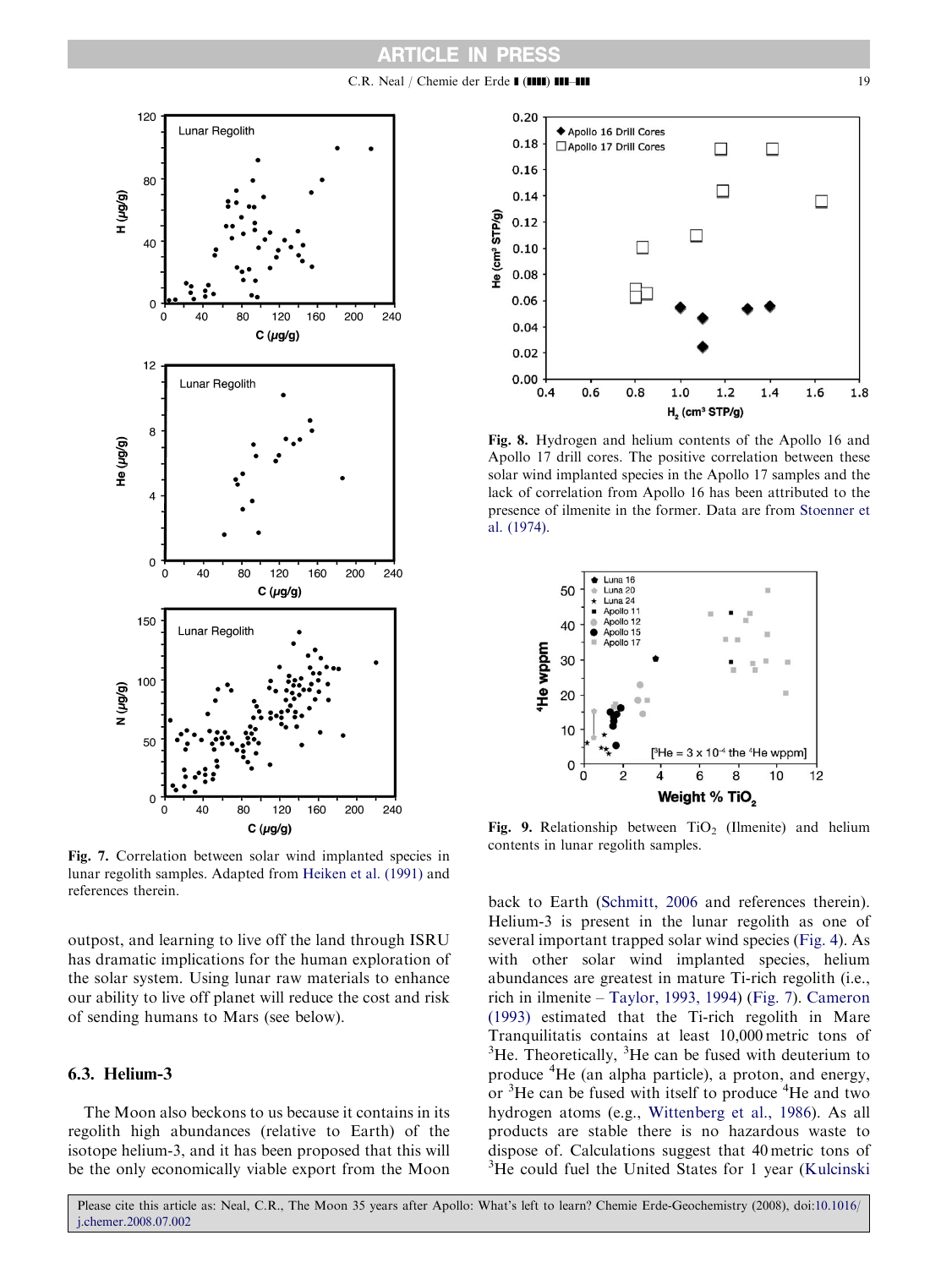**Fig. 7.** Correlation between solar wind implanted species in lunar regolith samples. Adapted from Heiken et al. (1991) and references therein.

**Fig. 8.** Hydrogen and helium contents of the Apollo 16 and Apollo 17 drill cores. The positive correlation between these solar wind implanted species in the Apollo 17 samples and the lack of correlation from Apollo 16 has been attributed to the presence of ilmenite in the former. Data are from Stoenner et al. (1974).

**Fig. 9.** Relationship between $TiO_2$ (Ilmenite) and helium contents in lunar regolith samples.

outpost, and learning to live off the land through ISRU has dramatic implications for the human exploration of the solar system. Using lunar raw materials to enhance our ability to live off planet will reduce the cost and risk of sending humans to Mars (see below).

### 6.3. Helium-3

The Moon also beckons to us because it contains in its regolith high abundances (relative to Earth) of the isotope helium-3, and it has been proposed that this will be the only economically viable export from the Moon back to Earth (Schmitt, 2006 and references therein). Helium-3 is present in the lunar regolith as one of several important trapped solar wind species (Fig. 4). As with other solar wind implanted species, helium abundances are greatest in mature Ti-rich regolith (i.e., rich in ilmenite – Taylor, 1993, 1994) (Fig. 7). Cameron (1993) estimated that the Ti-rich regolith in Mare Tranquilitatis contains at least 10,000 metric tons of $^{3}He$. Theoretically, $^{3}He$ can be fused with deuterium to produce $^{4}He$ (an alpha particle), a proton, and energy, or $^{3}He$ can be fused with itself to produce $^{4}He$ and two hydrogen atoms (e.g., Wittenberg et al., 1986). As all products are stable there is no hazardous waste to dispose of. Calculations suggest that 40 metric tons of $^{3}He$ could fuel the United States for 1 year (Kulcinski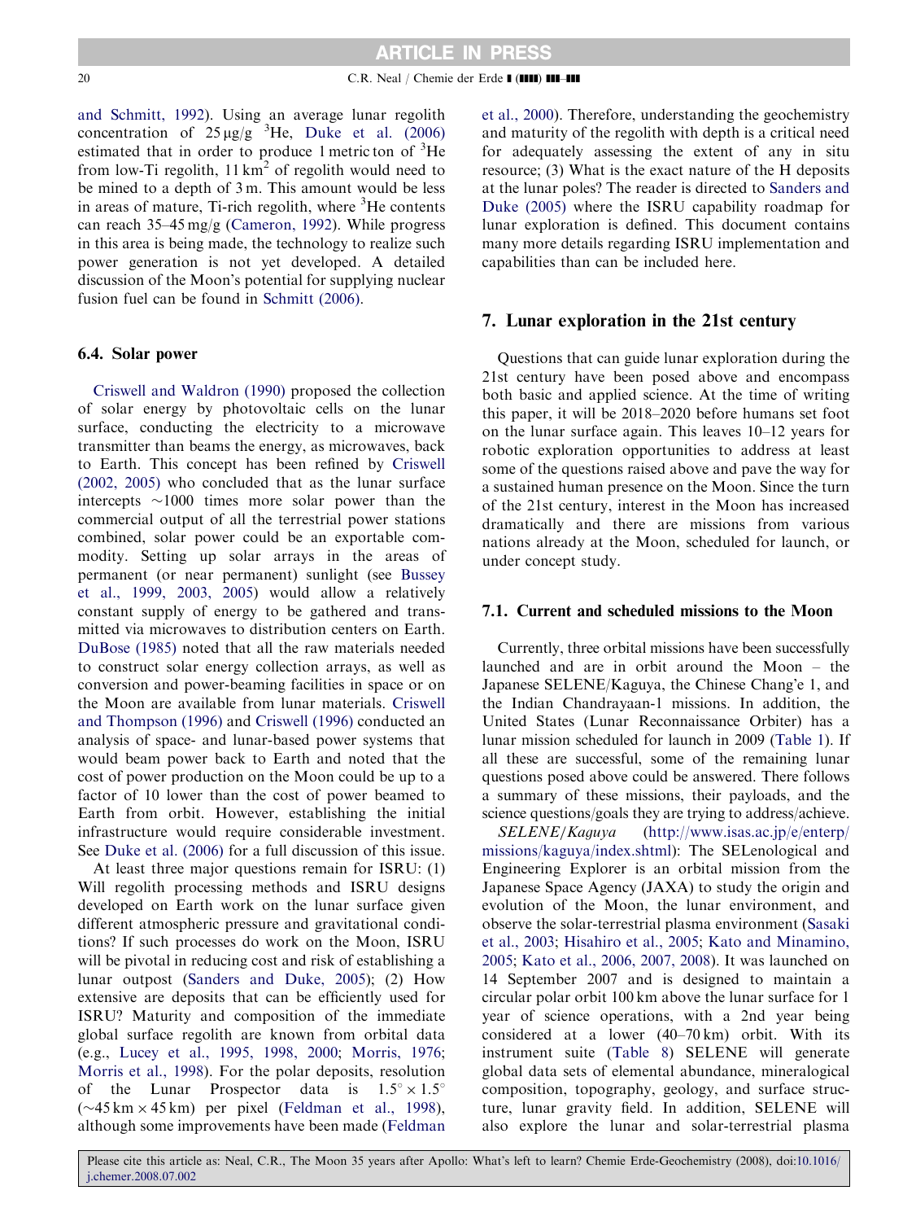and Schmitt, 1992). Using an average lunar regolith concentration of 25 μg/g $^{3}$He, Duke et al. (2006) estimated that in order to produce 1 metric ton of $^{3}$He from low-Ti regolith, 11 km$^{2}$ of regolith would need to be mined to a depth of 3 m. This amount would be less in areas of mature, Ti-rich regolith, where $^{3}$He contents can reach 35–45 mg/g (Cameron, 1992). While progress in this area is being made, the technology to realize such power generation is not yet developed. A detailed discussion of the Moon's potential for supplying nuclear fusion fuel can be found in Schmitt (2006).

### 6.4. Solar power

Criswell and Waldron (1990) proposed the collection of solar energy by photovoltaic cells on the lunar surface, conducting the electricity to a microwave transmitter than beams the energy, as microwaves, back to Earth. This concept has been refined by Criswell (2002, 2005) who concluded that as the lunar surface intercepts ~1000 times more solar power than the commercial output of all the terrestrial power stations combined, solar power could be an exportable commodity. Setting up solar arrays in the areas of permanent (or near permanent) sunlight (see Bussey et al., 1999, 2003, 2005) would allow a relatively constant supply of energy to be gathered and transmitted via microwaves to distribution centers on Earth. DuBose (1985) noted that all the raw materials needed to construct solar energy collection arrays, as well as conversion and power-beaming facilities in space or on the Moon are available from lunar materials. Criswell and Thompson (1996) and Criswell (1996) conducted an analysis of space- and lunar-based power systems that would beam power back to Earth and noted that the cost of power production on the Moon could be up to a factor of 10 lower than the cost of power beamed to Earth from orbit. However, establishing the initial infrastructure would require considerable investment. See Duke et al. (2006) for a full discussion of this issue.

At least three major questions remain for ISRU: (1) Will regolith processing methods and ISRU designs developed on Earth work on the lunar surface given different atmospheric pressure and gravitational conditions? If such processes do work on the Moon, ISRU will be pivotal in reducing cost and risk of establishing a lunar outpost (Sanders and Duke, 2005); (2) How extensive are deposits that can be efficiently used for ISRU? Maturity and composition of the immediate global surface regolith are known from orbital data (e.g., Lucey et al., 1995, 1998, 2000; Morris, 1976; Morris et al., 1998). For the polar deposits, resolution of the Lunar Prospector data is $1.5^{\circ} \times 1.5^{\circ}$ (~45 km × 45 km) per pixel (Feldman et al., 1998), although some improvements have been made (Feldman et al., 2000). Therefore, understanding the geochemistry and maturity of the regolith with depth is a critical need for adequately assessing the extent of any in situ resource; (3) What is the exact nature of the H deposits at the lunar poles? The reader is directed to Sanders and Duke (2005) where the ISRU capability roadmap for lunar exploration is defined. This document contains many more details regarding ISRU implementation and capabilities than can be included here.

## 7. Lunar exploration in the 21st century

Questions that can guide lunar exploration during the 21st century have been posed above and encompass both basic and applied science. At the time of writing this paper, it will be 2018–2020 before humans set foot on the lunar surface again. This leaves 10–12 years for robotic exploration opportunities to address at least some of the questions raised above and pave the way for a sustained human presence on the Moon. Since the turn of the 21st century, interest in the Moon has increased dramatically and there are missions from various nations already at the Moon, scheduled for launch, or under concept study.

### 7.1. Current and scheduled missions to the Moon

Currently, three orbital missions have been successfully launched and are in orbit around the Moon – the Japanese SELENE/Kaguya, the Chinese Chang'e 1, and the Indian Chandrayaan-1 missions. In addition, the United States (Lunar Reconnaissance Orbiter) has a lunar mission scheduled for launch in 2009 (Table 1). If all these are successful, some of the remaining lunar questions posed above could be answered. There follows a summary of these missions, their payloads, and the science questions/goals they are trying to address/achieve.

*SELENE/Kaguya* (http://www.isas.ac.jp/e/enterp/missions/kaguya/index.shtml): The SELenological and Engineering Explorer is an orbital mission from the Japanese Space Agency (JAXA) to study the origin and evolution of the Moon, the lunar environment, and observe the solar-terrestrial plasma environment (Sasaki et al., 2003; Hisahiro et al., 2005; Kato and Minamino, 2005; Kato et al., 2006, 2007, 2008). It was launched on 14 September 2007 and is designed to maintain a circular polar orbit 100 km above the lunar surface for 1 year of science operations, with a 2nd year being considered at a lower (40–70 km) orbit. With its instrument suite (Table 8) SELENE will generate global data sets of elemental abundance, mineralogical composition, topography, geology, and surface structure, lunar gravity field. In addition, SELENE will also explore the lunar and solar-terrestrial plasma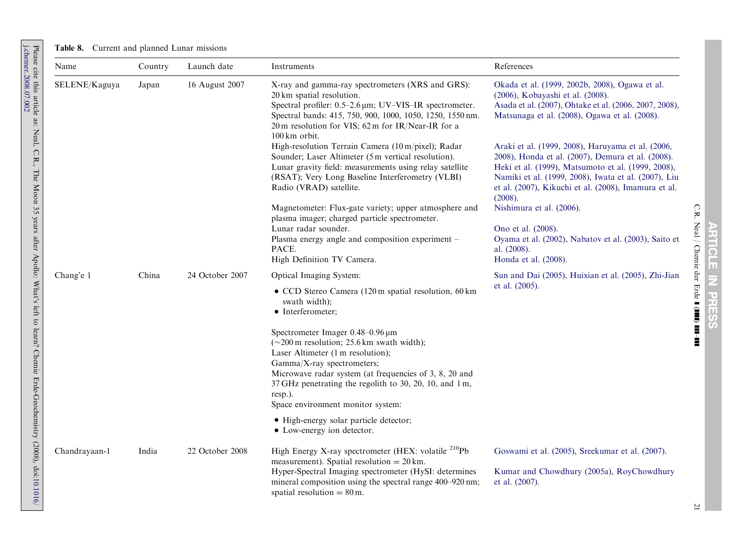**Table 8.** Current and planned Lunar missions

| Name | Country | Launch date | Instruments | References |
|---|---|---|---|---|
| SELENE/Kaguya | Japan | 16 August 2007 | X-ray and gamma-ray spectrometers (XRS and GRS): 20 km spatial resolution. | Okada et al. (1999, 2002b, 2008), Ogawa et al. (2006), Kobayashi et al. (2008). |
| | | | Spectral profiler: 0.5–2.6 μm; UV–VIS–IR spectrometer. Spectral bands: 415, 750, 900, 1000, 1050, 1250, 1550 nm. 20 m resolution for VIS; 62 m for IR/Near-IR for a 100 km orbit. | Asada et al. (2007), Ohtake et al. (2006, 2007, 2008), Matsunaga et al. (2008), Ogawa et al. (2008). |
| | | | High-resolution Terrain Camera (10 m/pixel); Radar Sounder; Laser Altimeter (5 m vertical resolution). Lunar gravity field: measurements using relay satellite (RSAT); Very Long Baseline Interferometry (VLBI) Radio (VRAD) satellite. | Araki et al. (1999, 2008), Haruyama et al. (2006, 2008), Honda et al. (2007), Demura et al. (2008). Heki et al. (1999), Matsumoto et al. (1999, 2008), Namiki et al. (1999, 2008), Iwata et al. (2007), Liu et al. (2007), Kikuchi et al. (2008), Imamura et al. (2008). |
| | | | Magnetometer: Flux-gate variety; upper atmosphere and plasma imager; charged particle spectrometer. | Nishimura et al. (2006). |
| | | | Lunar radar sounder. | Ono et al. (2008). |
| | | | Plasma energy angle and composition experiment – PACE. | Oyama et al. (2002), Nabatov et al. (2003), Saito et al. (2008). |
| | | | High Definition TV Camera. | Honda et al. (2008). |
| Chang'e 1 | China | 24 October 2007 | Optical Imaging System: • CCD Stereo Camera (120 m spatial resolution, 60 km swath width); • Interferometer; Spectrometer Imager 0.48–0.96 μm (~200 m resolution; 25.6 km swath width); Laser Altimeter (1 m resolution); Gamma/X-ray spectrometers; Microwave radar system (at frequencies of 3, 8, 20 and 37 GHz penetrating the regolith to 30, 20, 10, and 1 m, resp.). Space environment monitor system: • High-energy solar particle detector; • Low-energy ion detector. | Sun and Dai (2005), Huixian et al. (2005), Zhi-Jian et al. (2005). |
| Chandrayaan-1 | India | 22 October 2008 | High Energy X-ray spectrometer (HEX: volatile $^{210}Pb$ measurement). Spatial resolution = 20 km. | Goswami et al. (2005), Sreekumar et al. (2007). |
| | | | Hyper-Spectral Imaging spectrometer (HySI: determines mineral composition using the spectral range 400–920 nm; spatial resolution = 80 m. | Kumar and Chowdhury (2005a), RoyChowdhury et al. (2007). |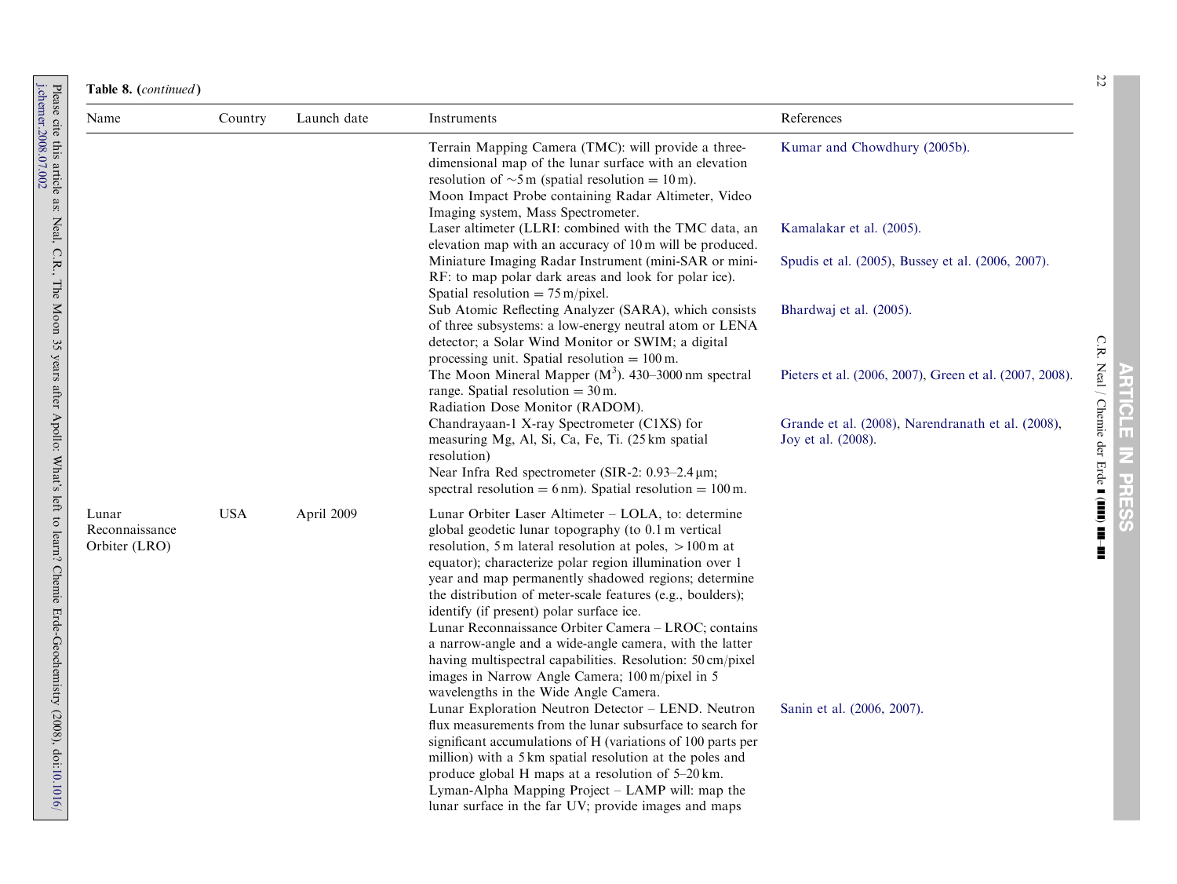**Table 8.** (*continued*)

| Name | Country | Launch date | Instruments | References |
|---|---|---|---|---|
| | | | Terrain Mapping Camera (TMC): will provide a three-dimensional map of the lunar surface with an elevation resolution of ~5 m (spatial resolution = 10 m). | Kumar and Chowdhury (2005b). |
| | | | Moon Impact Probe containing Radar Altimeter, Video Imaging system, Mass Spectrometer. | |
| | | | Laser altimeter (LLRI: combined with the TMC data, an elevation map with an accuracy of 10 m will be produced. | Kamalakar et al. (2005). |
| | | | Miniature Imaging Radar Instrument (mini-SAR or mini-RF: to map polar dark areas and look for polar ice). Spatial resolution = 75 m/pixel. | Spudis et al. (2005), Bussey et al. (2006, 2007). |
| | | | Sub Atomic Reflecting Analyzer (SARA), which consists of three subsystems: a low-energy neutral atom or LENA detector; a Solar Wind Monitor or SWIM; a digital processing unit. Spatial resolution = 100 m. | Bhardwaj et al. (2005). |
| | | | The Moon Mineral Mapper ($M^3$). 430–3000 nm spectral range. Spatial resolution = 30 m. | Pieters et al. (2006, 2007), Green et al. (2007, 2008). |
| | | | Radiation Dose Monitor (RADOM). | |
| | | | Chandrayaan-1 X-ray Spectrometer (C1XS) for measuring Mg, Al, Si, Ca, Fe, Ti. (25 km spatial resolution) | Grande et al. (2008), Narendranath et al. (2008), Joy et al. (2008). |
| | | | Near Infra Red spectrometer (SIR-2: 0.93–2.4 μm; spectral resolution = 6 nm). Spatial resolution = 100 m. | |
| Lunar Reconnaissance Orbiter (LRO) | USA | April 2009 | Lunar Orbiter Laser Altimeter – LOLA, to: determine global geodetic lunar topography (to 0.1 m vertical resolution, 5 m lateral resolution at poles, >100 m at equator); characterize polar region illumination over 1 year and map permanently shadowed regions; determine the distribution of meter-scale features (e.g., boulders); identify (if present) polar surface ice. | |
| | | | Lunar Reconnaissance Orbiter Camera – LROC; contains a narrow-angle and a wide-angle camera, with the latter having multispectral capabilities. Resolution: 50 cm/pixel images in Narrow Angle Camera; 100 m/pixel in 5 wavelengths in the Wide Angle Camera. | |
| | | | Lunar Exploration Neutron Detector – LEND. Neutron flux measurements from the lunar subsurface to search for significant accumulations of H (variations of 100 parts per million) with a 5 km spatial resolution at the poles and produce global H maps at a resolution of 5–20 km. | Sanin et al. (2006, 2007). |
| | | | Lyman-Alpha Mapping Project – LAMP will: map the lunar surface in the far UV; provide images and maps | |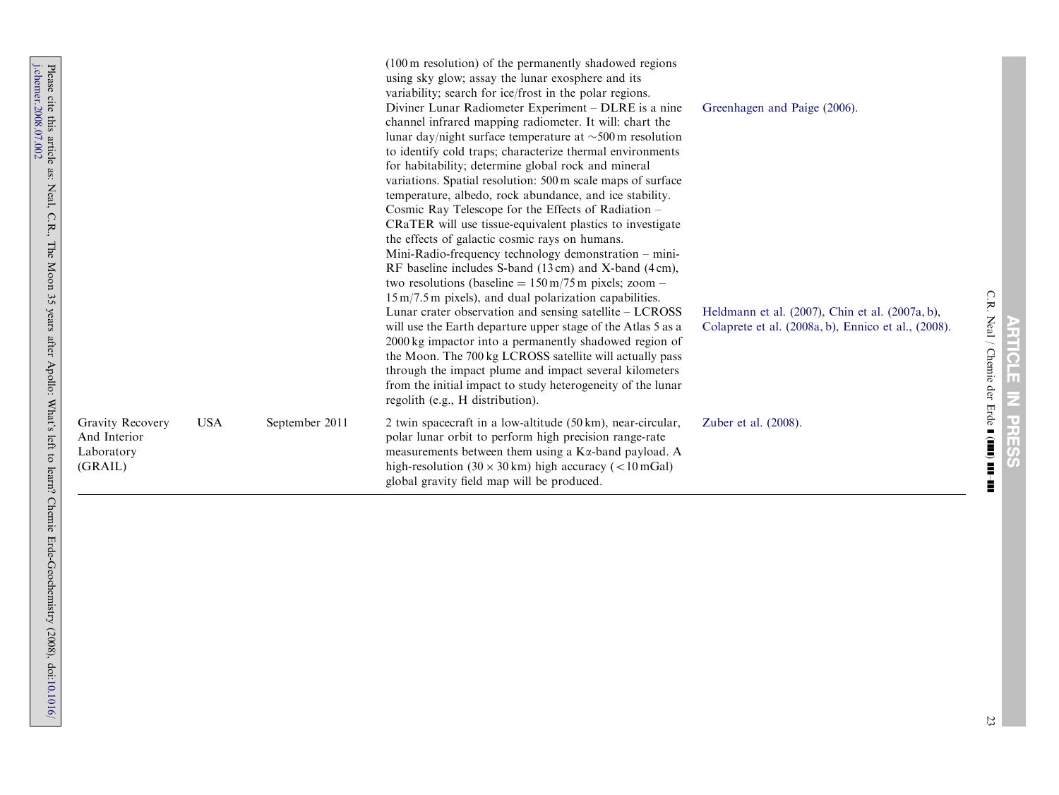| | | | | |
|---|---|---|---|---|
| | | | (100 m resolution) of the permanently shadowed regions using sky glow; assay the lunar exosphere and its variability; search for ice/frost in the polar regions. | |
| | | | Diviner Lunar Radiometer Experiment – DLRE is a nine channel infrared mapping radiometer. It will: chart the lunar day/night surface temperature at ~500 m resolution to identify cold traps; characterize thermal environments for habitability; determine global rock and mineral variations. Spatial resolution: 500 m scale maps of surface temperature, albedo, rock abundance, and ice stability. | Greenhagen and Paige (2006). |
| | | | Cosmic Ray Telescope for the Effects of Radiation – CRaTER will use tissue-equivalent plastics to investigate the effects of galactic cosmic rays on humans. | |
| | | | Mini-Radio-frequency technology demonstration – mini-RF baseline includes S-band (13 cm) and X-band (4 cm), two resolutions (baseline = 150 m/75 m pixels; zoom – 15 m/7.5 m pixels), and dual polarization capabilities. | |
| | | | Lunar crater observation and sensing satellite – LCROSS will use the Earth departure upper stage of the Atlas 5 as a 2000 kg impactor into a permanently shadowed region of the Moon. The 700 kg LCROSS satellite will actually pass through the impact plume and impact several kilometers from the initial impact to study heterogeneity of the lunar regolith (e.g., H distribution). | Heldmann et al. (2007), Chin et al. (2007a, b), Colaprete et al. (2008a, b), Ennico et al., (2008). |
| Gravity Recovery And Interior Laboratory (GRAIL) | USA | September 2011 | 2 twin spacecraft in a low-altitude (50 km), near-circular, polar lunar orbit to perform high precision range-rate measurements between them using a Kα-band payload. A high-resolution (30 × 30 km) high accuracy (<10 mGal) global gravity field map will be produced. | Zuber et al. (2008). |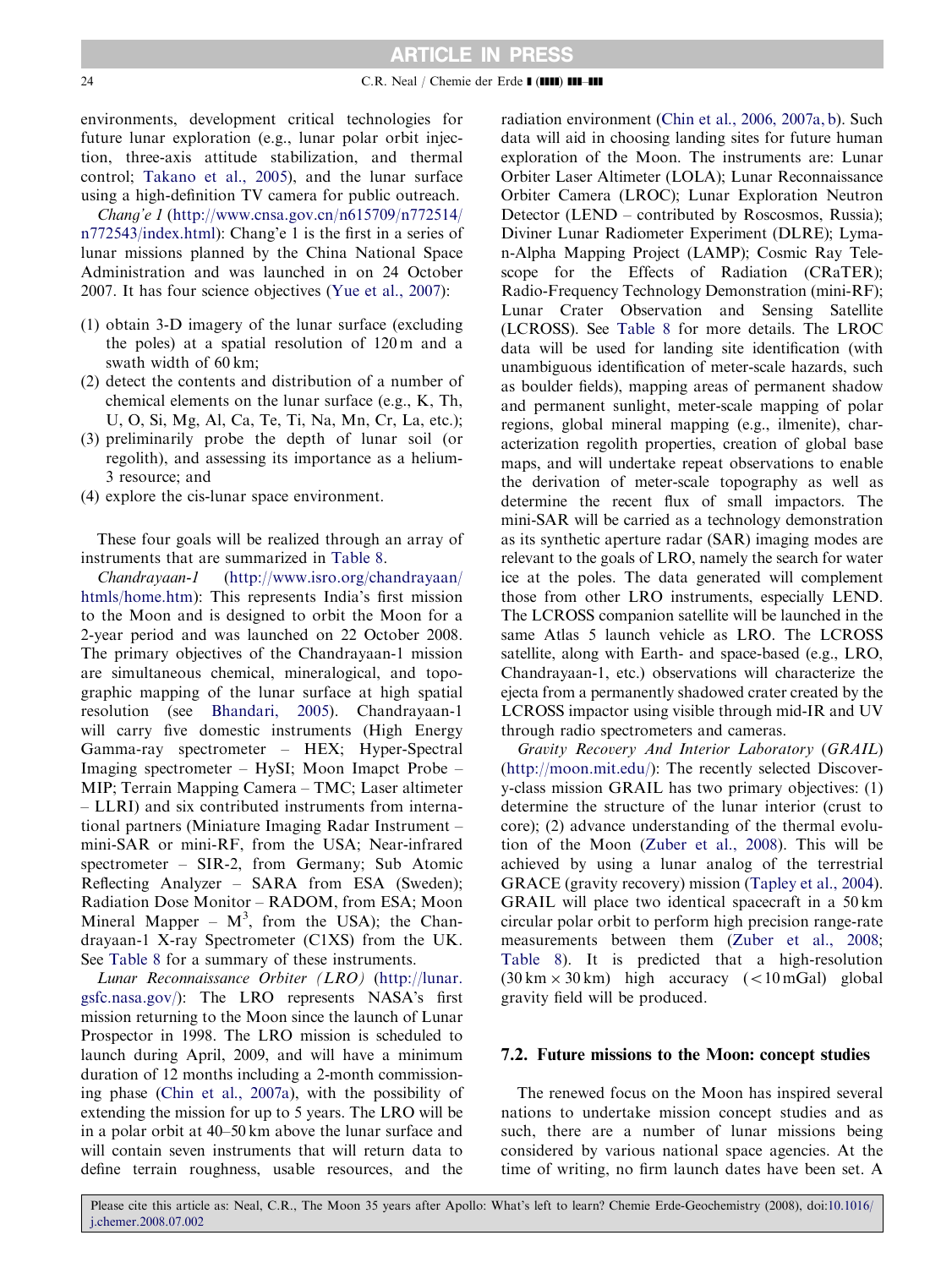environments, development critical technologies for future lunar exploration (e.g., lunar polar orbit injection, three-axis attitude stabilization, and thermal control; Takano et al., 2005), and the lunar surface using a high-definition TV camera for public outreach.

*Chang'e 1* (http://www.cnsa.gov.cn/n615709/n772514/n772543/index.html): Chang'e 1 is the first in a series of lunar missions planned by the China National Space Administration and was launched in on 24 October 2007. It has four science objectives (Yue et al., 2007):

(1) obtain 3-D imagery of the lunar surface (excluding the poles) at a spatial resolution of 120 m and a swath width of 60 km;
(2) detect the contents and distribution of a number of chemical elements on the lunar surface (e.g., K, Th, U, O, Si, Mg, Al, Ca, Te, Ti, Na, Mn, Cr, La, etc.);
(3) preliminarily probe the depth of lunar soil (or regolith), and assessing its importance as a helium-3 resource; and
(4) explore the cis-lunar space environment.

These four goals will be realized through an array of instruments that are summarized in Table 8.

*Chandrayaan-1* (http://www.isro.org/chandrayaan/htmls/home.htm): This represents India's first mission to the Moon and is designed to orbit the Moon for a 2-year period and was launched on 22 October 2008. The primary objectives of the Chandrayaan-1 mission are simultaneous chemical, mineralogical, and topographic mapping of the lunar surface at high spatial resolution (see Bhandari, 2005). Chandrayaan-1 will carry five domestic instruments (High Energy Gamma-ray spectrometer – HEX; Hyper-Spectral Imaging spectrometer – HySI; Moon Imapct Probe – MIP; Terrain Mapping Camera – TMC; Laser altimeter – LLRI) and six contributed instruments from international partners (Miniature Imaging Radar Instrument – mini-SAR or mini-RF, from the USA; Near-infrared spectrometer – SIR-2, from Germany; Sub Atomic Reflecting Analyzer – SARA from ESA (Sweden); Radiation Dose Monitor – RADOM, from ESA; Moon Mineral Mapper – $M^3$, from the USA); the Chandrayaan-1 X-ray Spectrometer (C1XS) from the UK. See Table 8 for a summary of these instruments.

*Lunar Reconnaissance Orbiter (LRO)* (http://lunar.gsfc.nasa.gov/): The LRO represents NASA's first mission returning to the Moon since the launch of Lunar Prospector in 1998. The LRO mission is scheduled to launch during April, 2009, and will have a minimum duration of 12 months including a 2-month commissioning phase (Chin et al., 2007a), with the possibility of extending the mission for up to 5 years. The LRO will be in a polar orbit at 40–50 km above the lunar surface and will contain seven instruments that will return data to define terrain roughness, usable resources, and the radiation environment (Chin et al., 2006, 2007a, b). Such data will aid in choosing landing sites for future human exploration of the Moon. The instruments are: Lunar Orbiter Laser Altimeter (LOLA); Lunar Reconnaissance Orbiter Camera (LROC); Lunar Exploration Neutron Detector (LEND – contributed by Roscosmos, Russia); Diviner Lunar Radiometer Experiment (DLRE); Lyman-Alpha Mapping Project (LAMP); Cosmic Ray Telescope for the Effects of Radiation (CRaTER); Radio-Frequency Technology Demonstration (mini-RF); Lunar Crater Observation and Sensing Satellite (LCROSS). See Table 8 for more details. The LROC data will be used for landing site identification (with unambiguous identification of meter-scale hazards, such as boulder fields), mapping areas of permanent shadow and permanent sunlight, meter-scale mapping of polar regions, global mineral mapping (e.g., ilmenite), characterization regolith properties, creation of global base maps, and will undertake repeat observations to enable the derivation of meter-scale topography as well as determine the recent flux of small impactors. The mini-SAR will be carried as a technology demonstration as its synthetic aperture radar (SAR) imaging modes are relevant to the goals of LRO, namely the search for water ice at the poles. The data generated will complement those from other LRO instruments, especially LEND. The LCROSS companion satellite will be launched in the same Atlas 5 launch vehicle as LRO. The LCROSS satellite, along with Earth- and space-based (e.g., LRO, Chandrayaan-1, etc.) observations will characterize the ejecta from a permanently shadowed crater created by the LCROSS impactor using visible through mid-IR and UV through radio spectrometers and cameras.

*Gravity Recovery And Interior Laboratory (GRAIL)* (http://moon.mit.edu/): The recently selected Discovery-class mission GRAIL has two primary objectives: (1) determine the structure of the lunar interior (crust to core); (2) advance understanding of the thermal evolution of the Moon (Zuber et al., 2008). This will be achieved by using a lunar analog of the terrestrial GRACE (gravity recovery) mission (Tapley et al., 2004). GRAIL will place two identical spacecraft in a 50 km circular polar orbit to perform high precision range-rate measurements between them (Zuber et al., 2008; Table 8). It is predicted that a high-resolution (30 km × 30 km) high accuracy (<10 mGal) global gravity field will be produced.

### 7.2. Future missions to the Moon: concept studies

The renewed focus on the Moon has inspired several nations to undertake mission concept studies and as such, there are a number of lunar missions being considered by various national space agencies. At the time of writing, no firm launch dates have been set. A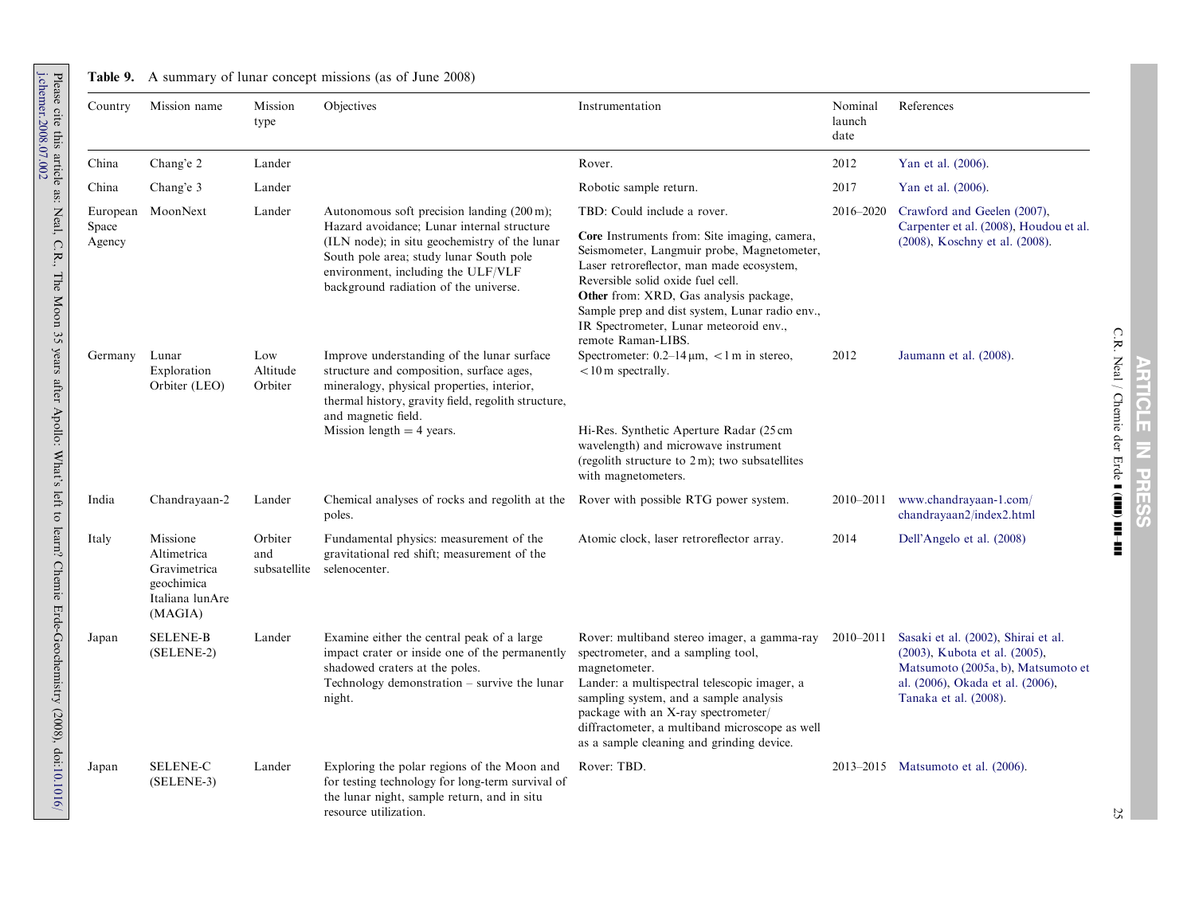**Table 9.** A summary of lunar concept missions (as of June 2008)

| Country | Mission name | Mission type | Objectives | Instrumentation | Nominal launch date | References |
|---|---|---|---|---|---|---|
| China | Chang'e 2 | Lander | | Rover. | 2012 | Yan et al. (2006). |
| China | Chang'e 3 | Lander | | Robotic sample return. | 2017 | Yan et al. (2006). |
| European Space Agency | MoonNext | Lander | Autonomous soft precision landing (200 m); Hazard avoidance; Lunar internal structure (ILN node); in situ geochemistry of the lunar South pole area; study lunar South pole environment, including the ULF/VLF background radiation of the universe. | TBD: Could include a rover. **Core** Instruments from: Site imaging, camera, Seismometer, Langmuir probe, Magnetometer, Laser retroreflector, man made ecosystem, Reversible solid oxide fuel cell. **Other** from: XRD, Gas analysis package, Sample prep and dist system, Lunar radio env., IR Spectrometer, Lunar meteoroid env., remote Raman-LIBS. | 2016–2020 | Crawford and Geelen (2007), Carpenter et al. (2008), Houdou et al. (2008), Koschny et al. (2008). |
| Germany | Lunar Exploration Orbiter (LEO) | Low Altitude Orbiter | Improve understanding of the lunar surface structure and composition, surface ages, mineralogy, physical properties, interior, thermal history, gravity field, regolith structure, and magnetic field. Mission length = 4 years. | Spectrometer: 0.2–14 μm, <1 m in stereo, <10 m spectrally. Hi-Res. Synthetic Aperture Radar (25 cm wavelength) and microwave instrument (regolith structure to 2 m); two subsatellites with magnetometers. | 2012 | Jaumann et al. (2008). |
| India | Chandrayaan-2 | Lander | Chemical analyses of rocks and regolith at the poles. | Rover with possible RTG power system. | 2010–2011 | www.chandrayaan-1.com/chandrayaan2/index2.html |
| Italy | Missione Altimetrica Gravimetrica geochimica Italiana lunAre (MAGIA) | Orbiter and subsatellite | Fundamental physics: measurement of the gravitational red shift; measurement of the selenocenter. | Atomic clock, laser retroreflector array. | 2014 | Dell'Angelo et al. (2008) |
| Japan | SELENE-B (SELENE-2) | Lander | Examine either the central peak of a large impact crater or inside one of the permanently shadowed craters at the poles. Technology demonstration – survive the lunar night. | Rover: multiband stereo imager, a gamma-ray spectrometer, and a sampling tool, magnetometer. Lander: a multispectral telescopic imager, a sampling system, and a sample analysis package with an X-ray spectrometer/diffractometer, a multiband microscope as well as a sample cleaning and grinding device. | 2010–2011 | Sasaki et al. (2002), Shirai et al. (2003), Kubota et al. (2005), Matsumoto (2005a, b), Matsumoto et al. (2006), Okada et al. (2006), Tanaka et al. (2008). |
| Japan | SELENE-C (SELENE-3) | Lander | Exploring the polar regions of the Moon and for testing technology for long-term survival of the lunar night, sample return, and in situ resource utilization. | Rover: TBD. | 2013–2015 | Matsumoto et al. (2006). |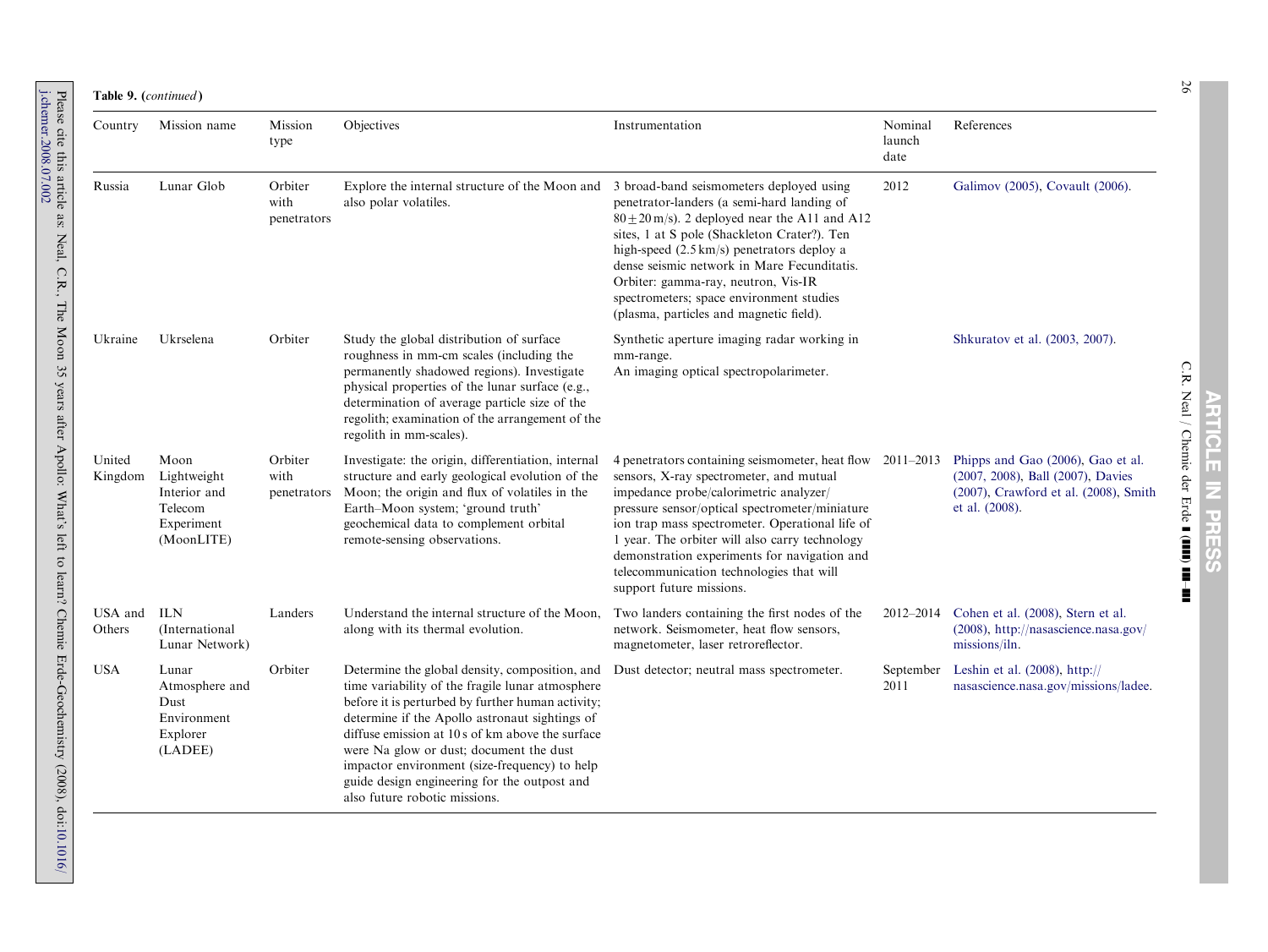**Table 9.** (*continued*)

| Country | Mission name | Mission type | Objectives | Instrumentation | Nominal launch date | References |
|---|---|---|---|---|---|---|
| Russia | Lunar Glob | Orbiter with penetrators | Explore the internal structure of the Moon and also polar volatiles. | 3 broad-band seismometers deployed using penetrator-landers (a semi-hard landing of $80 \pm 20$ m/s). 2 deployed near the A11 and A12 sites, 1 at S pole (Shackleton Crater?). Ten high-speed (2.5 km/s) penetrators deploy a dense seismic network in Mare Fecunditatis. Orbiter: gamma-ray, neutron, Vis-IR spectrometers; space environment studies (plasma, particles and magnetic field). | 2012 | Galimov (2005), Covault (2006). |
| Ukraine | Ukrselena | Orbiter | Study the global distribution of surface roughness in mm-cm scales (including the permanently shadowed regions). Investigate physical properties of the lunar surface (e.g., determination of average particle size of the regolith; examination of the arrangement of the regolith in mm-scales). | Synthetic aperture imaging radar working in mm-range. An imaging optical spectropolarimeter. | | Shkuratov et al. (2003, 2007). |
| United Kingdom | Moon Lightweight Interior and Telecom Experiment (MoonLITE) | Orbiter with penetrators | Investigate: the origin, differentiation, internal structure and early geological evolution of the Moon; the origin and flux of volatiles in the Earth–Moon system; 'ground truth' geochemical data to complement orbital remote-sensing observations. | 4 penetrators containing seismometer, heat flow sensors, X-ray spectrometer, and mutual impedance probe/calorimetric analyzer/pressure sensor/optical spectrometer/miniature ion trap mass spectrometer. Operational life of 1 year. The orbiter will also carry technology demonstration experiments for navigation and telecommunication technologies that will support future missions. | 2011–2013 | Phipps and Gao (2006), Gao et al. (2007, 2008), Ball (2007), Davies (2007), Crawford et al. (2008), Smith et al. (2008). |
| USA and Others | ILN (International Lunar Network) | Landers | Understand the internal structure of the Moon, along with its thermal evolution. | Two landers containing the first nodes of the network. Seismometer, heat flow sensors, magnetometer, laser retroreflector. | 2012–2014 | Cohen et al. (2008), Stern et al. (2008), http://nasascience.nasa.gov/missions/iln. |
| USA | Lunar Atmosphere and Dust Environment Explorer (LADEE) | Orbiter | Determine the global density, composition, and time variability of the fragile lunar atmosphere before it is perturbed by further human activity; determine if the Apollo astronaut sightings of diffuse emission at 10 s of km above the surface were Na glow or dust; document the dust impactor environment (size-frequency) to help guide design engineering for the outpost and also future robotic missions. | Dust detector; neutral mass spectrometer. | September 2011 | Leshin et al. (2008), http://nasascience.nasa.gov/missions/ladee. |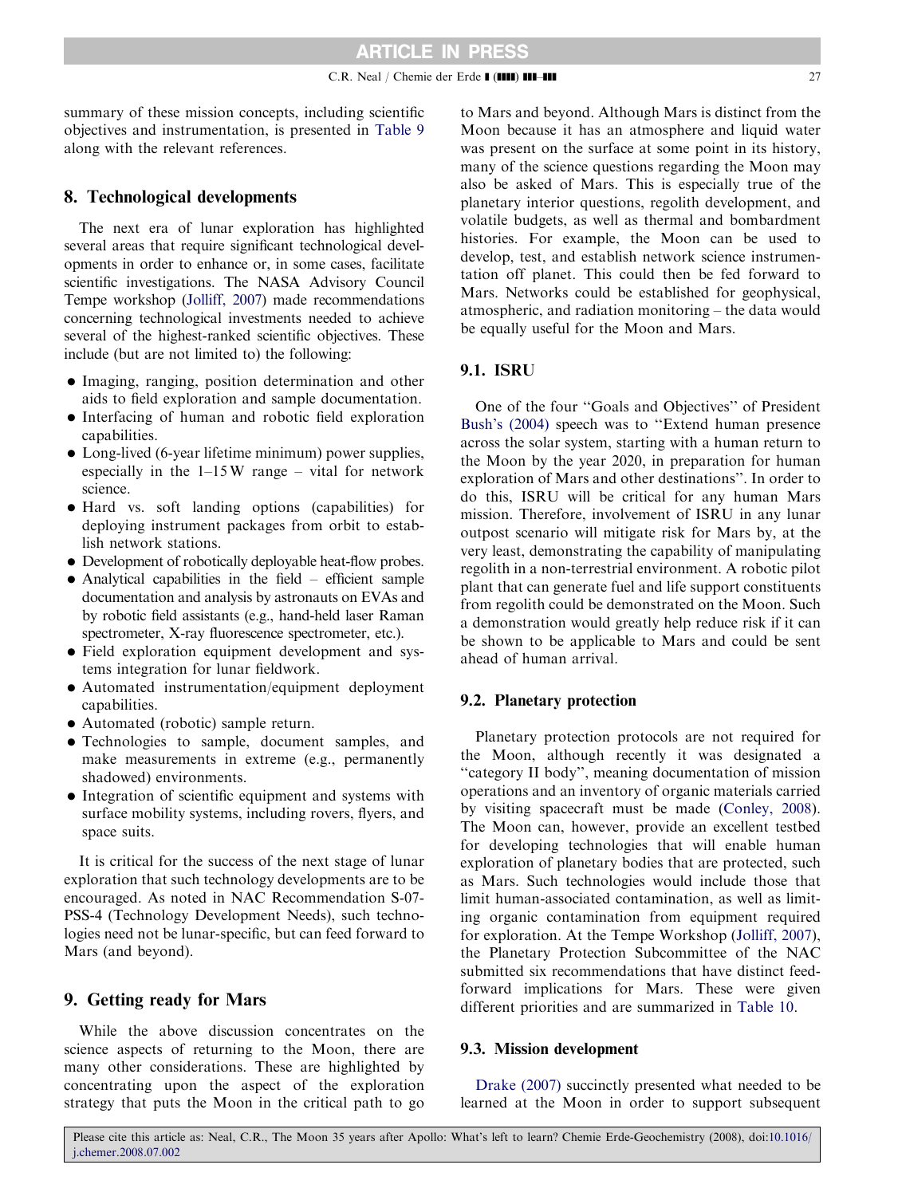summary of these mission concepts, including scientific objectives and instrumentation, is presented in Table 9 along with the relevant references.

## 8. Technological developments

The next era of lunar exploration has highlighted several areas that require significant technological developments in order to enhance or, in some cases, facilitate scientific investigations. The NASA Advisory Council Tempe workshop (Jolliff, 2007) made recommendations concerning technological investments needed to achieve several of the highest-ranked scientific objectives. These include (but are not limited to) the following:

- Imaging, ranging, position determination and other aids to field exploration and sample documentation.
- Interfacing of human and robotic field exploration capabilities.
- Long-lived (6-year lifetime minimum) power supplies, especially in the 1–15 W range – vital for network science.
- Hard vs. soft landing options (capabilities) for deploying instrument packages from orbit to establish network stations.
- Development of robotically deployable heat-flow probes.
- Analytical capabilities in the field – efficient sample documentation and analysis by astronauts on EVAs and by robotic field assistants (e.g., hand-held laser Raman spectrometer, X-ray fluorescence spectrometer, etc.).
- Field exploration equipment development and systems integration for lunar fieldwork.
- Automated instrumentation/equipment deployment capabilities.
- Automated (robotic) sample return.
- Technologies to sample, document samples, and make measurements in extreme (e.g., permanently shadowed) environments.
- Integration of scientific equipment and systems with surface mobility systems, including rovers, flyers, and space suits.

It is critical for the success of the next stage of lunar exploration that such technology developments are to be encouraged. As noted in NAC Recommendation S-07-PSS-4 (Technology Development Needs), such technologies need not be lunar-specific, but can feed forward to Mars (and beyond).

## 9. Getting ready for Mars

While the above discussion concentrates on the science aspects of returning to the Moon, there are many other considerations. These are highlighted by concentrating upon the aspect of the exploration strategy that puts the Moon in the critical path to go to Mars and beyond. Although Mars is distinct from the Moon because it has an atmosphere and liquid water was present on the surface at some point in its history, many of the science questions regarding the Moon may also be asked of Mars. This is especially true of the planetary interior questions, regolith development, and volatile budgets, as well as thermal and bombardment histories. For example, the Moon can be used to develop, test, and establish network science instrumentation off planet. This could then be fed forward to Mars. Networks could be established for geophysical, atmospheric, and radiation monitoring – the data would be equally useful for the Moon and Mars.

### 9.1. ISRU

One of the four "Goals and Objectives" of President Bush's (2004) speech was to "Extend human presence across the solar system, starting with a human return to the Moon by the year 2020, in preparation for human exploration of Mars and other destinations". In order to do this, ISRU will be critical for any human Mars mission. Therefore, involvement of ISRU in any lunar outpost scenario will mitigate risk for Mars by, at the very least, demonstrating the capability of manipulating regolith in a non-terrestrial environment. A robotic pilot plant that can generate fuel and life support constituents from regolith could be demonstrated on the Moon. Such a demonstration would greatly help reduce risk if it can be shown to be applicable to Mars and could be sent ahead of human arrival.

### 9.2. Planetary protection

Planetary protection protocols are not required for the Moon, although recently it was designated a "category II body", meaning documentation of mission operations and an inventory of organic materials carried by visiting spacecraft must be made (Conley, 2008). The Moon can, however, provide an excellent testbed for developing technologies that will enable human exploration of planetary bodies that are protected, such as Mars. Such technologies would include those that limit human-associated contamination, as well as limiting organic contamination from equipment required for exploration. At the Tempe Workshop (Jolliff, 2007), the Planetary Protection Subcommittee of the NAC submitted six recommendations that have distinct feed-forward implications for Mars. These were given different priorities and are summarized in Table 10.

### 9.3. Mission development

Drake (2007) succinctly presented what needed to be learned at the Moon in order to support subsequent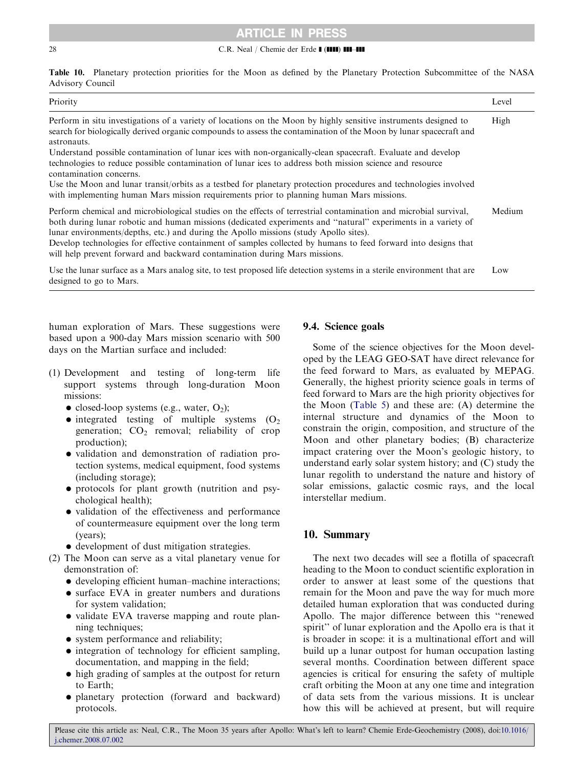**Table 10.** Planetary protection priorities for the Moon as defined by the Planetary Protection Subcommittee of the NASA Advisory Council

| Priority | Level |
|---|---|
| Perform in situ investigations of a variety of locations on the Moon by highly sensitive instruments designed to search for biologically derived organic compounds to assess the contamination of the Moon by lunar spacecraft and astronauts. Understand possible contamination of lunar ices with non-organically-clean spacecraft. Evaluate and develop technologies to reduce possible contamination of lunar ices to address both mission science and resource contamination concerns. Use the Moon and lunar transit/orbits as a testbed for planetary protection procedures and technologies involved with implementing human Mars mission requirements prior to planning human Mars missions. | High |
| Perform chemical and microbiological studies on the effects of terrestrial contamination and microbial survival, both during lunar robotic and human missions (dedicated experiments and "natural" experiments in a variety of lunar environments/depths, etc.) and during the Apollo missions (study Apollo sites). Develop technologies for effective containment of samples collected by humans to feed forward into designs that will help prevent forward and backward contamination during Mars missions. | Medium |
| Use the lunar surface as a Mars analog site, to test proposed life detection systems in a sterile environment that are designed to go to Mars. | Low |

human exploration of Mars. These suggestions were based upon a 900-day Mars mission scenario with 500 days on the Martian surface and included:

(1) Development and testing of long-term life support systems through long-duration Moon missions:
   - closed-loop systems (e.g., water, $O_2$);
   - integrated testing of multiple systems ($O_2$ generation; $CO_2$ removal; reliability of crop production);
   - validation and demonstration of radiation protection systems, medical equipment, food systems (including storage);
   - protocols for plant growth (nutrition and psychological health);
   - validation of the effectiveness and performance of countermeasure equipment over the long term (years);
   - development of dust mitigation strategies.

(2) The Moon can serve as a vital planetary venue for demonstration of:
   - developing efficient human–machine interactions;
   - surface EVA in greater numbers and durations for system validation;
   - validate EVA traverse mapping and route planning techniques;
   - system performance and reliability;
   - integration of technology for efficient sampling, documentation, and mapping in the field;
   - high grading of samples at the outpost for return to Earth;
   - planetary protection (forward and backward) protocols.

### 9.4. Science goals

Some of the science objectives for the Moon developed by the LEAG GEO-SAT have direct relevance for the feed forward to Mars, as evaluated by MEPAG. Generally, the highest priority science goals in terms of feed forward to Mars are the high priority objectives for the Moon (Table 5) and these are: (A) determine the internal structure and dynamics of the Moon to constrain the origin, composition, and structure of the Moon and other planetary bodies; (B) characterize impact cratering over the Moon's geologic history, to understand early solar system history; and (C) study the lunar regolith to understand the nature and history of solar emissions, galactic cosmic rays, and the local interstellar medium.

## 10. Summary

The next two decades will see a flotilla of spacecraft heading to the Moon to conduct scientific exploration in order to answer at least some of the questions that remain for the Moon and pave the way for much more detailed human exploration than was conducted during Apollo. The major difference between this "renewed spirit" of lunar exploration and the Apollo era is that it is broader in scope: it is a multinational effort and will build up a lunar outpost for human occupation lasting several months. Coordination between different space agencies is critical for ensuring the safety of multiple craft orbiting the Moon at any one time and integration of data sets from the various missions. It is unclear how this will be achieved at present, but will require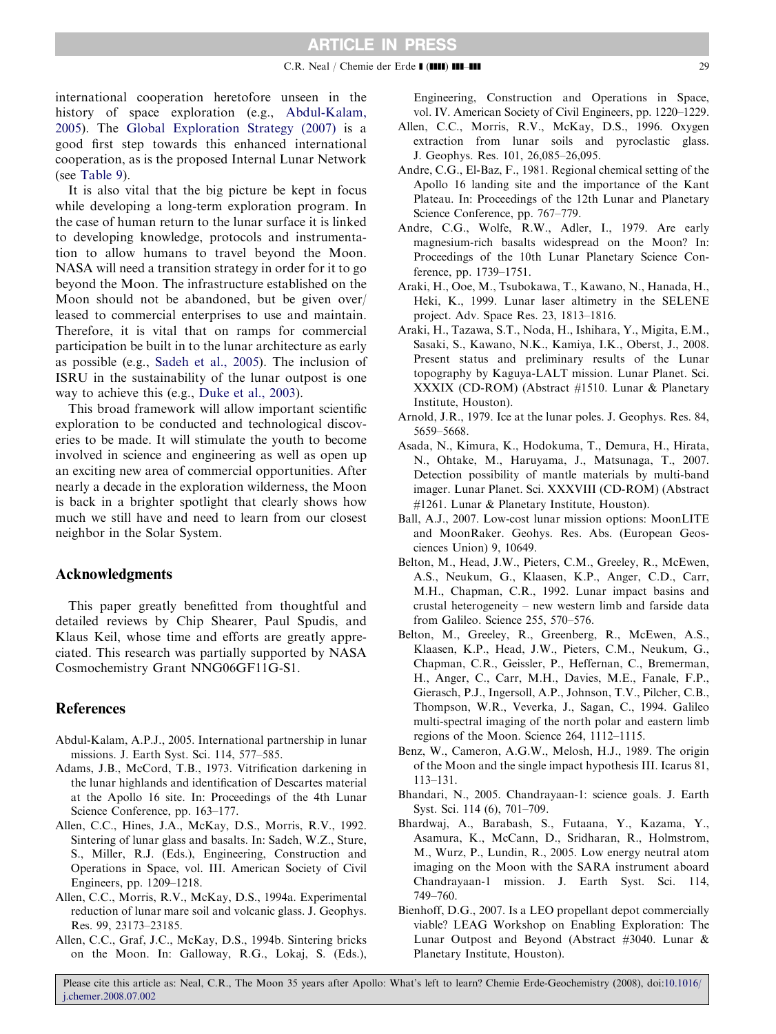international cooperation heretofore unseen in the history of space exploration (e.g., Abdul-Kalam, 2005). The Global Exploration Strategy (2007) is a good first step towards this enhanced international cooperation, as is the proposed Internal Lunar Network (see Table 9).

It is also vital that the big picture be kept in focus while developing a long-term exploration program. In the case of human return to the lunar surface it is linked to developing knowledge, protocols and instrumentation to allow humans to travel beyond the Moon. NASA will need a transition strategy in order for it to go beyond the Moon. The infrastructure established on the Moon should not be abandoned, but be given over/leased to commercial enterprises to use and maintain. Therefore, it is vital that on ramps for commercial participation be built in to the lunar architecture as early as possible (e.g., Sadeh et al., 2005). The inclusion of ISRU in the sustainability of the lunar outpost is one way to achieve this (e.g., Duke et al., 2003).

This broad framework will allow important scientific exploration to be conducted and technological discoveries to be made. It will stimulate the youth to become involved in science and engineering as well as open up an exciting new area of commercial opportunities. After nearly a decade in the exploration wilderness, the Moon is back in a brighter spotlight that clearly shows how much we still have and need to learn from our closest neighbor in the Solar System.

## Acknowledgments

This paper greatly benefitted from thoughtful and detailed reviews by Chip Shearer, Paul Spudis, and Klaus Keil, whose time and efforts are greatly appreciated. This research was partially supported by NASA Cosmochemistry Grant NNG06GF11G-S1.

## References

Abdul-Kalam, A.P.J., 2005. International partnership in lunar missions. J. Earth Syst. Sci. 114, 577–585.

Adams, J.B., McCord, T.B., 1973. Vitrification darkening in the lunar highlands and identification of Descartes material at the Apollo 16 site. In: Proceedings of the 4th Lunar Science Conference, pp. 163–177.

Allen, C.C., Hines, J.A., McKay, D.S., Morris, R.V., 1992. Sintering of lunar glass and basalts. In: Sadeh, W.Z., Sture, S., Miller, R.J. (Eds.), Engineering, Construction and Operations in Space, vol. III. American Society of Civil Engineers, pp. 1209–1218.

Allen, C.C., Morris, R.V., McKay, D.S., 1994a. Experimental reduction of lunar mare soil and volcanic glass. J. Geophys. Res. 99, 23173–23185.

Allen, C.C., Graf, J.C., McKay, D.S., 1994b. Sintering bricks on the Moon. In: Galloway, R.G., Lokaj, S. (Eds.), Engineering, Construction and Operations in Space, vol. IV. American Society of Civil Engineers, pp. 1220–1229.

Allen, C.C., Morris, R.V., McKay, D.S., 1996. Oxygen extraction from lunar soils and pyroclastic glass. J. Geophys. Res. 101, 26,085–26,095.

Andre, C.G., El-Baz, F., 1981. Regional chemical setting of the Apollo 16 landing site and the importance of the Kant Plateau. In: Proceedings of the 12th Lunar and Planetary Science Conference, pp. 767–779.

Andre, C.G., Wolfe, R.W., Adler, I., 1979. Are early magnesium-rich basalts widespread on the Moon? In: Proceedings of the 10th Lunar Planetary Science Conference, pp. 1739–1751.

Araki, H., Ooe, M., Tsubokawa, T., Kawano, N., Hanada, H., Heki, K., 1999. Lunar laser altimetry in the SELENE project. Adv. Space Res. 23, 1813–1816.

Araki, H., Tazawa, S.T., Noda, H., Ishihara, Y., Migita, E.M., Sasaki, S., Kawano, N.K., Kamiya, I.K., Oberst, J., 2008. Present status and preliminary results of the Lunar topography by Kaguya-LALT mission. Lunar Planet. Sci. XXXIX (CD-ROM) (Abstract #1510. Lunar & Planetary Institute, Houston).

Arnold, J.R., 1979. Ice at the lunar poles. J. Geophys. Res. 84, 5659–5668.

Asada, N., Kimura, K., Hodokuma, T., Demura, H., Hirata, N., Ohtake, M., Haruyama, J., Matsunaga, T., 2007. Detection possibility of mantle materials by multi-band imager. Lunar Planet. Sci. XXXVIII (CD-ROM) (Abstract #1261. Lunar & Planetary Institute, Houston).

Ball, A.J., 2007. Low-cost lunar mission options: MoonLITE and MoonRaker. Geohys. Res. Abs. (European Geosciences Union) 9, 10649.

Belton, M., Head, J.W., Pieters, C.M., Greeley, R., McEwen, A.S., Neukum, G., Klaasen, K.P., Anger, C.D., Carr, M.H., Chapman, C.R., 1992. Lunar impact basins and crustal heterogeneity – new western limb and farside data from Galileo. Science 255, 570–576.

Belton, M., Greeley, R., Greenberg, R., McEwen, A.S., Klaasen, K.P., Head, J.W., Pieters, C.M., Neukum, G., Chapman, C.R., Geissler, P., Heffernan, C., Bremerman, H., Anger, C., Carr, M.H., Davies, M.E., Fanale, F.P., Gierasch, P.J., Ingersoll, A.P., Johnson, T.V., Pilcher, C.B., Thompson, W.R., Veverka, J., Sagan, C., 1994. Galileo multi-spectral imaging of the north polar and eastern limb regions of the Moon. Science 264, 1112–1115.

Benz, W., Cameron, A.G.W., Melosh, H.J., 1989. The origin of the Moon and the single impact hypothesis III. Icarus 81, 113–131.

Bhandari, N., 2005. Chandrayaan-1: science goals. J. Earth Syst. Sci. 114 (6), 701–709.

Bhardwaj, A., Barabash, S., Futaana, Y., Kazama, Y., Asamura, K., McCann, D., Sridharan, R., Holmstrom, M., Wurz, P., Lundin, R., 2005. Low energy neutral atom imaging on the Moon with the SARA instrument aboard Chandrayaan-1 mission. J. Earth Syst. Sci. 114, 749–760.

Bienhoff, D.G., 2007. Is a LEO propellant depot commercially viable? LEAG Workshop on Enabling Exploration: The Lunar Outpost and Beyond (Abstract #3040. Lunar & Planetary Institute, Houston).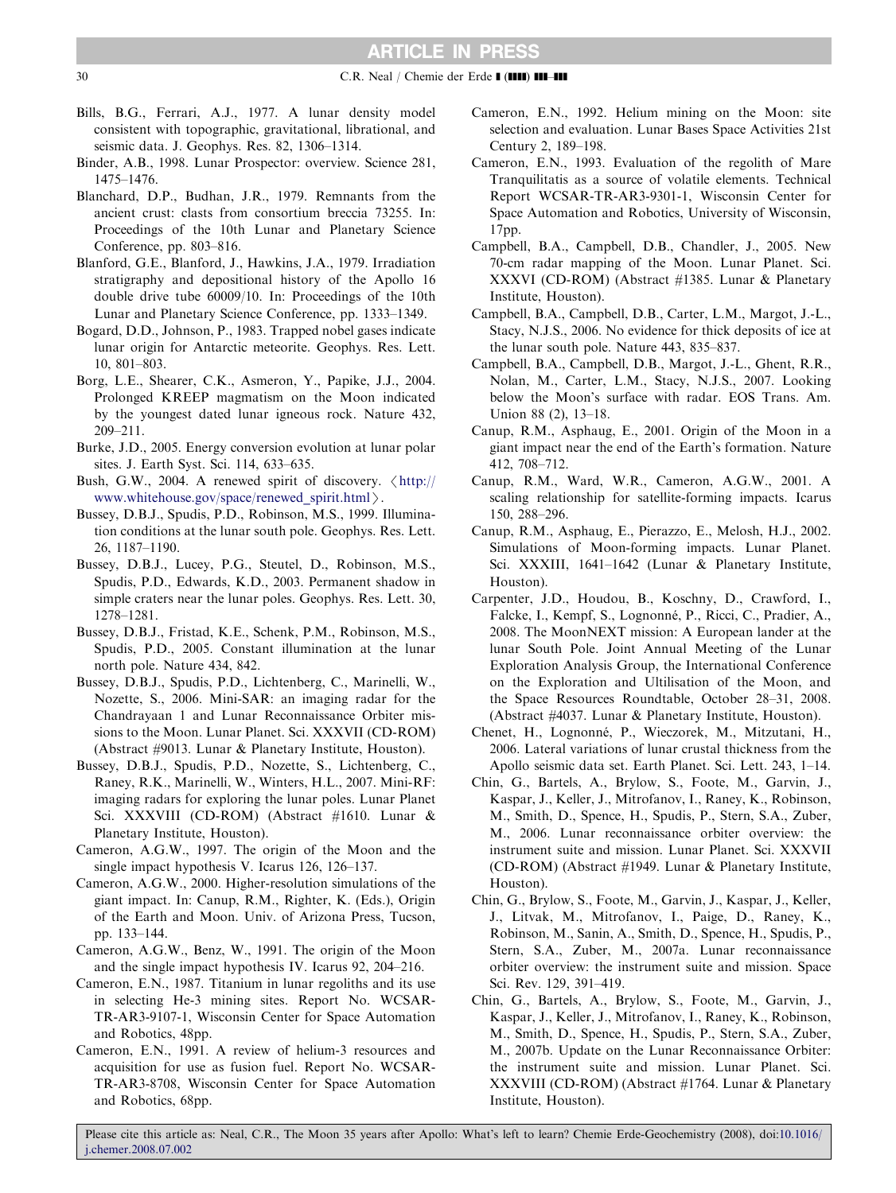Bills, B.G., Ferrari, A.J., 1977. A lunar density model consistent with topographic, gravitational, librational, and seismic data. J. Geophys. Res. 82, 1306–1314.

Binder, A.B., 1998. Lunar Prospector: overview. Science 281, 1475–1476.

Blanchard, D.P., Budhan, J.R., 1979. Remnants from the ancient crust: clasts from consortium breccia 73255. In: Proceedings of the 10th Lunar and Planetary Science Conference, pp. 803–816.

Blanford, G.E., Blanford, J., Hawkins, J.A., 1979. Irradiation stratigraphy and depositional history of the Apollo 16 double drive tube 60009/10. In: Proceedings of the 10th Lunar and Planetary Science Conference, pp. 1333–1349.

Bogard, D.D., Johnson, P., 1983. Trapped nobel gases indicate lunar origin for Antarctic meteorite. Geophys. Res. Lett. 10, 801–803.

Borg, L.E., Shearer, C.K., Asmeron, Y., Papike, J.J., 2004. Prolonged KREEP magmatism on the Moon indicated by the youngest dated lunar igneous rock. Nature 432, 209–211.

Burke, J.D., 2005. Energy conversion evolution at lunar polar sites. J. Earth Syst. Sci. 114, 633–635.

Bush, G.W., 2004. A renewed spirit of discovery. 〈http://www.whitehouse.gov/space/renewed_spirit.html〉.

Bussey, D.B.J., Spudis, P.D., Robinson, M.S., 1999. Illumination conditions at the lunar south pole. Geophys. Res. Lett. 26, 1187–1190.

Bussey, D.B.J., Lucey, P.G., Steutel, D., Robinson, M.S., Spudis, P.D., Edwards, K.D., 2003. Permanent shadow in simple craters near the lunar poles. Geophys. Res. Lett. 30, 1278–1281.

Bussey, D.B.J., Fristad, K.E., Schenk, P.M., Robinson, M.S., Spudis, P.D., 2005. Constant illumination at the lunar north pole. Nature 434, 842.

Bussey, D.B.J., Spudis, P.D., Lichtenberg, C., Marinelli, W., Nozette, S., 2006. Mini-SAR: an imaging radar for the Chandrayaan 1 and Lunar Reconnaissance Orbiter missions to the Moon. Lunar Planet. Sci. XXXVII (CD-ROM) (Abstract #9013. Lunar & Planetary Institute, Houston).

Bussey, D.B.J., Spudis, P.D., Nozette, S., Lichtenberg, C., Raney, R.K., Marinelli, W., Winters, H.L., 2007. Mini-RF: imaging radars for exploring the lunar poles. Lunar Planet Sci. XXXVIII (CD-ROM) (Abstract #1610. Lunar & Planetary Institute, Houston).

Cameron, A.G.W., 1997. The origin of the Moon and the single impact hypothesis V. Icarus 126, 126–137.

Cameron, A.G.W., 2000. Higher-resolution simulations of the giant impact. In: Canup, R.M., Righter, K. (Eds.), Origin of the Earth and Moon. Univ. of Arizona Press, Tucson, pp. 133–144.

Cameron, A.G.W., Benz, W., 1991. The origin of the Moon and the single impact hypothesis IV. Icarus 92, 204–216.

Cameron, E.N., 1987. Titanium in lunar regoliths and its use in selecting He-3 mining sites. Report No. WCSAR-TR-AR3-9107-1, Wisconsin Center for Space Automation and Robotics, 48pp.

Cameron, E.N., 1991. A review of helium-3 resources and acquisition for use as fusion fuel. Report No. WCSAR-TR-AR3-8708, Wisconsin Center for Space Automation and Robotics, 68pp.

Cameron, E.N., 1992. Helium mining on the Moon: site selection and evaluation. Lunar Bases Space Activities 21st Century 2, 189–198.

Cameron, E.N., 1993. Evaluation of the regolith of Mare Tranquilitatis as a source of volatile elements. Technical Report WCSAR-TR-AR3-9301-1, Wisconsin Center for Space Automation and Robotics, University of Wisconsin, 17pp.

Campbell, B.A., Campbell, D.B., Chandler, J., 2005. New 70-cm radar mapping of the Moon. Lunar Planet. Sci. XXXVI (CD-ROM) (Abstract #1385. Lunar & Planetary Institute, Houston).

Campbell, B.A., Campbell, D.B., Carter, L.M., Margot, J.-L., Stacy, N.J.S., 2006. No evidence for thick deposits of ice at the lunar south pole. Nature 443, 835–837.

Campbell, B.A., Campbell, D.B., Margot, J.-L., Ghent, R.R., Nolan, M., Carter, L.M., Stacy, N.J.S., 2007. Looking below the Moon's surface with radar. EOS Trans. Am. Union 88 (2), 13–18.

Canup, R.M., Asphaug, E., 2001. Origin of the Moon in a giant impact near the end of the Earth's formation. Nature 412, 708–712.

Canup, R.M., Ward, W.R., Cameron, A.G.W., 2001. A scaling relationship for satellite-forming impacts. Icarus 150, 288–296.

Canup, R.M., Asphaug, E., Pierazzo, E., Melosh, H.J., 2002. Simulations of Moon-forming impacts. Lunar Planet. Sci. XXXIII, 1641–1642 (Lunar & Planetary Institute, Houston).

Carpenter, J.D., Houdou, B., Koschny, D., Crawford, I., Falcke, I., Kempf, S., Lognonné, P., Ricci, C., Pradier, A., 2008. The MoonNEXT mission: A European lander at the lunar South Pole. Joint Annual Meeting of the Lunar Exploration Analysis Group, the International Conference on the Exploration and Ultilisation of the Moon, and the Space Resources Roundtable, October 28–31, 2008. (Abstract #4037. Lunar & Planetary Institute, Houston).

Chenet, H., Lognonné, P., Wieczorek, M., Mitzutani, H., 2006. Lateral variations of lunar crustal thickness from the Apollo seismic data set. Earth Planet. Sci. Lett. 243, 1–14.

Chin, G., Bartels, A., Brylow, S., Foote, M., Garvin, J., Kaspar, J., Keller, J., Mitrofanov, I., Raney, K., Robinson, M., Smith, D., Spence, H., Spudis, P., Stern, S.A., Zuber, M., 2006. Lunar reconnaissance orbiter overview: the instrument suite and mission. Lunar Planet. Sci. XXXVII (CD-ROM) (Abstract #1949. Lunar & Planetary Institute, Houston).

Chin, G., Brylow, S., Foote, M., Garvin, J., Kaspar, J., Keller, J., Litvak, M., Mitrofanov, I., Paige, D., Raney, K., Robinson, M., Sanin, A., Smith, D., Spence, H., Spudis, P., Stern, S.A., Zuber, M., 2007a. Lunar reconnaissance orbiter overview: the instrument suite and mission. Space Sci. Rev. 129, 391–419.

Chin, G., Bartels, A., Brylow, S., Foote, M., Garvin, J., Kaspar, J., Keller, J., Mitrofanov, I., Raney, K., Robinson, M., Smith, D., Spence, H., Spudis, P., Stern, S.A., Zuber, M., 2007b. Update on the Lunar Reconnaissance Orbiter: the instrument suite and mission. Lunar Planet. Sci. XXXVIII (CD-ROM) (Abstract #1764. Lunar & Planetary Institute, Houston).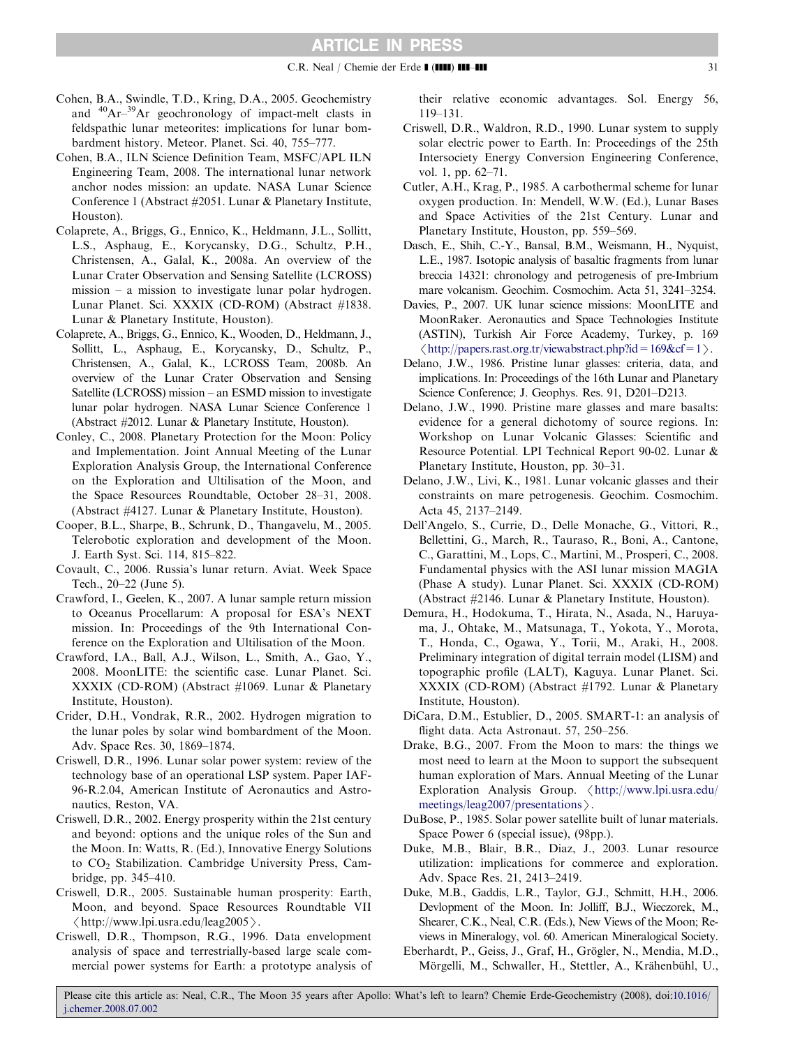Cohen, B.A., Swindle, T.D., Kring, D.A., 2005. Geochemistry and $^{40}Ar$–$^{39}Ar$ geochronology of impact-melt clasts in feldspathic lunar meteorites: implications for lunar bombardment history. Meteor. Planet. Sci. 40, 755–777.

Cohen, B.A., ILN Science Definition Team, MSFC/APL ILN Engineering Team, 2008. The international lunar network anchor nodes mission: an update. NASA Lunar Science Conference 1 (Abstract #2051. Lunar & Planetary Institute, Houston).

Colaprete, A., Briggs, G., Ennico, K., Heldmann, J.L., Sollitt, L.S., Asphaug, E., Korycansky, D.G., Schultz, P.H., Christensen, A., Galal, K., 2008a. An overview of the Lunar Crater Observation and Sensing Satellite (LCROSS) mission – a mission to investigate lunar polar hydrogen. Lunar Planet. Sci. XXXIX (CD-ROM) (Abstract #1838. Lunar & Planetary Institute, Houston).

Colaprete, A., Briggs, G., Ennico, K., Wooden, D., Heldmann, J., Sollitt, L., Asphaug, E., Korycansky, D., Schultz, P., Christensen, A., Galal, K., LCROSS Team, 2008b. An overview of the Lunar Crater Observation and Sensing Satellite (LCROSS) mission – an ESMD mission to investigate lunar polar hydrogen. NASA Lunar Science Conference 1 (Abstract #2012. Lunar & Planetary Institute, Houston).

Conley, C., 2008. Planetary Protection for the Moon: Policy and Implementation. Joint Annual Meeting of the Lunar Exploration Analysis Group, the International Conference on the Exploration and Ultilisation of the Moon, and the Space Resources Roundtable, October 28–31, 2008. (Abstract #4127. Lunar & Planetary Institute, Houston).

Cooper, B.L., Sharpe, B., Schrunk, D., Thangavelu, M., 2005. Telerobotic exploration and development of the Moon. J. Earth Syst. Sci. 114, 815–822.

Covault, C., 2006. Russia's lunar return. Aviat. Week Space Tech., 20–22 (June 5).

Crawford, I., Geelen, K., 2007. A lunar sample return mission to Oceanus Procellarum: A proposal for ESA's NEXT mission. In: Proceedings of the 9th International Conference on the Exploration and Ultilisation of the Moon.

Crawford, I.A., Ball, A.J., Wilson, L., Smith, A., Gao, Y., 2008. MoonLITE: the scientific case. Lunar Planet. Sci. XXXIX (CD-ROM) (Abstract #1069. Lunar & Planetary Institute, Houston).

Crider, D.H., Vondrak, R.R., 2002. Hydrogen migration to the lunar poles by solar wind bombardment of the Moon. Adv. Space Res. 30, 1869–1874.

Criswell, D.R., 1996. Lunar solar power system: review of the technology base of an operational LSP system. Paper IAF-96-R.2.04, American Institute of Aeronautics and Astronautics, Reston, VA.

Criswell, D.R., 2002. Energy prosperity within the 21st century and beyond: options and the unique roles of the Sun and the Moon. In: Watts, R. (Ed.), Innovative Energy Solutions to $CO_2$ Stabilization. Cambridge University Press, Cambridge, pp. 345–410.

Criswell, D.R., 2005. Sustainable human prosperity: Earth, Moon, and beyond. Space Resources Roundtable VII ⟨http://www.lpi.usra.edu/leag2005⟩.

Criswell, D.R., Thompson, R.G., 1996. Data envelopment analysis of space and terrestrially-based large scale commercial power systems for Earth: a prototype analysis of their relative economic advantages. Sol. Energy 56, 119–131.

Criswell, D.R., Waldron, R.D., 1990. Lunar system to supply solar electric power to Earth. In: Proceedings of the 25th Intersociety Energy Conversion Engineering Conference, vol. 1, pp. 62–71.

Cutler, A.H., Krag, P., 1985. A carbothermal scheme for lunar oxygen production. In: Mendell, W.W. (Ed.), Lunar Bases and Space Activities of the 21st Century. Lunar and Planetary Institute, Houston, pp. 559–569.

Dasch, E., Shih, C.-Y., Bansal, B.M., Weismann, H., Nyquist, L.E., 1987. Isotopic analysis of basaltic fragments from lunar breccia 14321: chronology and petrogenesis of pre-Imbrium mare volcanism. Geochim. Cosmochim. Acta 51, 3241–3254.

Davies, P., 2007. UK lunar science missions: MoonLITE and MoonRaker. Aeronautics and Space Technologies Institute (ASTIN), Turkish Air Force Academy, Turkey, p. 169 ⟨http://papers.rast.org.tr/viewabstract.php?id=169&cf=1⟩.

Delano, J.W., 1986. Pristine lunar glasses: criteria, data, and implications. In: Proceedings of the 16th Lunar and Planetary Science Conference; J. Geophys. Res. 91, D201–D213.

Delano, J.W., 1990. Pristine mare glasses and mare basalts: evidence for a general dichotomy of source regions. In: Workshop on Lunar Volcanic Glasses: Scientific and Resource Potential. LPI Technical Report 90-02. Lunar & Planetary Institute, Houston, pp. 30–31.

Delano, J.W., Livi, K., 1981. Lunar volcanic glasses and their constraints on mare petrogenesis. Geochim. Cosmochim. Acta 45, 2137–2149.

Dell'Angelo, S., Currie, D., Delle Monache, G., Vittori, R., Bellettini, G., March, R., Tauraso, R., Boni, A., Cantone, C., Garattini, M., Lops, C., Martini, M., Prosperi, C., 2008. Fundamental physics with the ASI lunar mission MAGIA (Phase A study). Lunar Planet. Sci. XXXIX (CD-ROM) (Abstract #2146. Lunar & Planetary Institute, Houston).

Demura, H., Hodokuma, T., Hirata, N., Asada, N., Haruyama, J., Ohtake, M., Matsunaga, T., Yokota, Y., Morota, T., Honda, C., Ogawa, Y., Torii, M., Araki, H., 2008. Preliminary integration of digital terrain model (LISM) and topographic profile (LALT), Kaguya. Lunar Planet. Sci. XXXIX (CD-ROM) (Abstract #1792. Lunar & Planetary Institute, Houston).

DiCara, D.M., Estublier, D., 2005. SMART-1: an analysis of flight data. Acta Astronaut. 57, 250–256.

Drake, B.G., 2007. From the Moon to mars: the things we most need to learn at the Moon to support the subsequent human exploration of Mars. Annual Meeting of the Lunar Exploration Analysis Group. ⟨http://www.lpi.usra.edu/meetings/leag2007/presentations⟩.

DuBose, P., 1985. Solar power satellite built of lunar materials. Space Power 6 (special issue), (98pp.).

Duke, M.B., Blair, B.R., Diaz, J., 2003. Lunar resource utilization: implications for commerce and exploration. Adv. Space Res. 21, 2413–2419.

Duke, M.B., Gaddis, L.R., Taylor, G.J., Schmitt, H.H., 2006. Devlopment of the Moon. In: Jolliff, B.J., Wieczorek, M., Shearer, C.K., Neal, C.R. (Eds.), New Views of the Moon; Reviews in Mineralogy, vol. 60. American Mineralogical Society.

Eberhardt, P., Geiss, J., Graf, H., Grögler, N., Mendia, M.D., Mörgelli, M., Schwaller, H., Stettler, A., Krähenbühl, U.,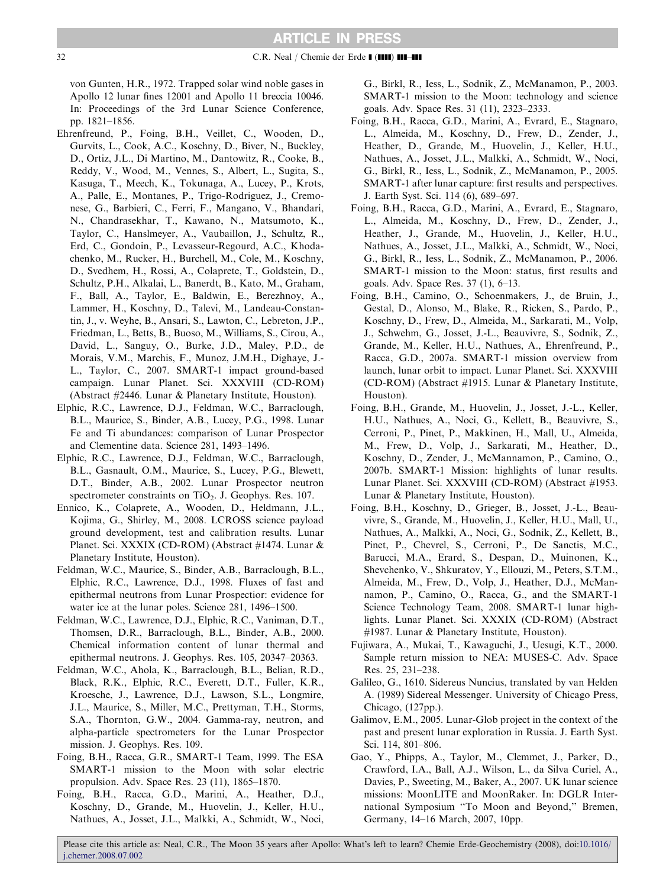von Gunten, H.R., 1972. Trapped solar wind noble gases in Apollo 12 lunar fines 12001 and Apollo 11 breccia 10046. In: Proceedings of the 3rd Lunar Science Conference, pp. 1821–1856.

Ehrenfreund, P., Foing, B.H., Veillet, C., Wooden, D., Gurvits, L., Cook, A.C., Koschny, D., Biver, N., Buckley, D., Ortiz, J.L., Di Martino, M., Dantowitz, R., Cooke, B., Reddy, V., Wood, M., Vennes, S., Albert, L., Sugita, S., Kasuga, T., Meech, K., Tokunaga, A., Lucey, P., Krots, A., Palle, E., Montanes, P., Trigo-Rodriguez, J., Cremonese, G., Barbieri, C., Ferri, F., Mangano, V., Bhandari, N., Chandrasekhar, T., Kawano, N., Matsumoto, K., Taylor, C., Hanslmeyer, A., Vaubaillon, J., Schultz, R., Erd, C., Gondoin, P., Levasseur-Regourd, A.C., Khodachenko, M., Rucker, H., Burchell, M., Cole, M., Koschny, D., Svedhem, H., Rossi, A., Colaprete, T., Goldstein, D., Schultz, P.H., Alkalai, L., Banerdt, B., Kato, M., Graham, F., Ball, A., Taylor, E., Baldwin, E., Berezhnoy, A., Lammer, H., Koschny, D., Talevi, M., Landeau-Constantin, J., v. Weyhe, B., Ansari, S., Lawton, C., Lebreton, J.P., Friedman, L., Betts, B., Buoso, M., Williams, S., Cirou, A., David, L., Sanguy, O., Burke, J.D., Maley, P.D., de Morais, V.M., Marchis, F., Munoz, J.M.H., Dighaye, J.-L., Taylor, C., 2007. SMART-1 impact ground-based campaign. Lunar Planet. Sci. XXXVIII (CD-ROM) (Abstract #2446. Lunar & Planetary Institute, Houston).

Elphic, R.C., Lawrence, D.J., Feldman, W.C., Barraclough, B.L., Maurice, S., Binder, A.B., Lucey, P.G., 1998. Lunar Fe and Ti abundances: comparison of Lunar Prospector and Clementine data. Science 281, 1493–1496.

Elphic, R.C., Lawrence, D.J., Feldman, W.C., Barraclough, B.L., Gasnault, O.M., Maurice, S., Lucey, P.G., Blewett, D.T., Binder, A.B., 2002. Lunar Prospector neutron spectrometer constraints on $TiO_2$. J. Geophys. Res. 107.

Ennico, K., Colaprete, A., Wooden, D., Heldmann, J.L., Kojima, G., Shirley, M., 2008. LCROSS science payload ground development, test and calibration results. Lunar Planet. Sci. XXXIX (CD-ROM) (Abstract #1474. Lunar & Planetary Institute, Houston).

Feldman, W.C., Maurice, S., Binder, A.B., Barraclough, B.L., Elphic, R.C., Lawrence, D.J., 1998. Fluxes of fast and epithermal neutrons from Lunar Prospectior: evidence for water ice at the lunar poles. Science 281, 1496–1500.

Feldman, W.C., Lawrence, D.J., Elphic, R.C., Vaniman, D.T., Thomsen, D.R., Barraclough, B.L., Binder, A.B., 2000. Chemical information content of lunar thermal and epithermal neutrons. J. Geophys. Res. 105, 20347–20363.

Feldman, W.C., Ahola, K., Barraclough, B.L., Belian, R.D., Black, R.K., Elphic, R.C., Everett, D.T., Fuller, K.R., Kroesche, J., Lawrence, D.J., Lawson, S.L., Longmire, J.L., Maurice, S., Miller, M.C., Prettyman, T.H., Storms, S.A., Thornton, G.W., 2004. Gamma-ray, neutron, and alpha-particle spectrometers for the Lunar Prospector mission. J. Geophys. Res. 109.

Foing, B.H., Racca, G.R., SMART-1 Team, 1999. The ESA SMART-1 mission to the Moon with solar electric propulsion. Adv. Space Res. 23 (11), 1865–1870.

Foing, B.H., Racca, G.D., Marini, A., Heather, D.J., Koschny, D., Grande, M., Huovelin, J., Keller, H.U., Nathues, A., Josset, J.L., Malkki, A., Schmidt, W., Noci, G., Birkl, R., Iess, L., Sodnik, Z., McManamon, P., 2003. SMART-1 mission to the Moon: technology and science goals. Adv. Space Res. 31 (11), 2323–2333.

Foing, B.H., Racca, G.D., Marini, A., Evrard, E., Stagnaro, L., Almeida, M., Koschny, D., Frew, D., Zender, J., Heather, D., Grande, M., Huovelin, J., Keller, H.U., Nathues, A., Josset, J.L., Malkki, A., Schmidt, W., Noci, G., Birkl, R., Iess, L., Sodnik, Z., McManamon, P., 2005. SMART-1 after lunar capture: first results and perspectives. J. Earth Syst. Sci. 114 (6), 689–697.

Foing, B.H., Racca, G.D., Marini, A., Evrard, E., Stagnaro, L., Almeida, M., Koschny, D., Frew, D., Zender, J., Heather, J., Grande, M., Huovelin, J., Keller, H.U., Nathues, A., Josset, J.L., Malkki, A., Schmidt, W., Noci, G., Birkl, R., Iess, L., Sodnik, Z., McManamon, P., 2006. SMART-1 mission to the Moon: status, first results and goals. Adv. Space Res. 37 (1), 6–13.

Foing, B.H., Camino, O., Schoenmakers, J., de Bruin, J., Gestal, D., Alonso, M., Blake, R., Ricken, S., Pardo, P., Koschny, D., Frew, D., Almeida, M., Sarkarati, M., Volp, J., Schwehm, G., Josset, J.-L., Beauvivre, S., Sodnik, Z., Grande, M., Keller, H.U., Nathues, A., Ehrenfreund, P., Racca, G.D., 2007a. SMART-1 mission overview from launch, lunar orbit to impact. Lunar Planet. Sci. XXXVIII (CD-ROM) (Abstract #1915. Lunar & Planetary Institute, Houston).

Foing, B.H., Grande, M., Huovelin, J., Josset, J.-L., Keller, H.U., Nathues, A., Noci, G., Kellett, B., Beauvivre, S., Cerroni, P., Pinet, P., Makkinen, H., Mall, U., Almeida, M., Frew, D., Volp, J., Sarkarati, M., Heather, D., Koschny, D., Zender, J., McMannamon, P., Camino, O., 2007b. SMART-1 Mission: highlights of lunar results. Lunar Planet. Sci. XXXVIII (CD-ROM) (Abstract #1953. Lunar & Planetary Institute, Houston).

Foing, B.H., Koschny, D., Grieger, B., Josset, J.-L., Beauvivre, S., Grande, M., Huovelin, J., Keller, H.U., Mall, U., Nathues, A., Malkki, A., Noci, G., Sodnik, Z., Kellett, B., Pinet, P., Chevrel, S., Cerroni, P., De Sanctis, M.C., Barucci, M.A., Erard, S., Despan, D., Muinonen, K., Shevchenko, V., Shkuratov, Y., Ellouzi, M., Peters, S.T.M., Almeida, M., Frew, D., Volp, J., Heather, D.J., McMannamon, P., Camino, O., Racca, G., and the SMART-1 Science Technology Team, 2008. SMART-1 lunar highlights. Lunar Planet. Sci. XXXIX (CD-ROM) (Abstract #1987. Lunar & Planetary Institute, Houston).

Fujiwara, A., Mukai, T., Kawaguchi, J., Uesugi, K.T., 2000. Sample return mission to NEA: MUSES-C. Adv. Space Res. 25, 231–238.

Galileo, G., 1610. Sidereus Nuncius, translated by van Helden A. (1989) Sidereal Messenger. University of Chicago Press, Chicago, (127pp.).

Galimov, E.M., 2005. Lunar-Glob project in the context of the past and present lunar exploration in Russia. J. Earth Syst. Sci. 114, 801–806.

Gao, Y., Phipps, A., Taylor, M., Clemmet, J., Parker, D., Crawford, I.A., Ball, A.J., Wilson, L., da Silva Curiel, A., Davies, P., Sweeting, M., Baker, A., 2007. UK lunar science missions: MoonLITE and MoonRaker. In: DGLR International Symposium "To Moon and Beyond," Bremen, Germany, 14–16 March, 2007, 10pp.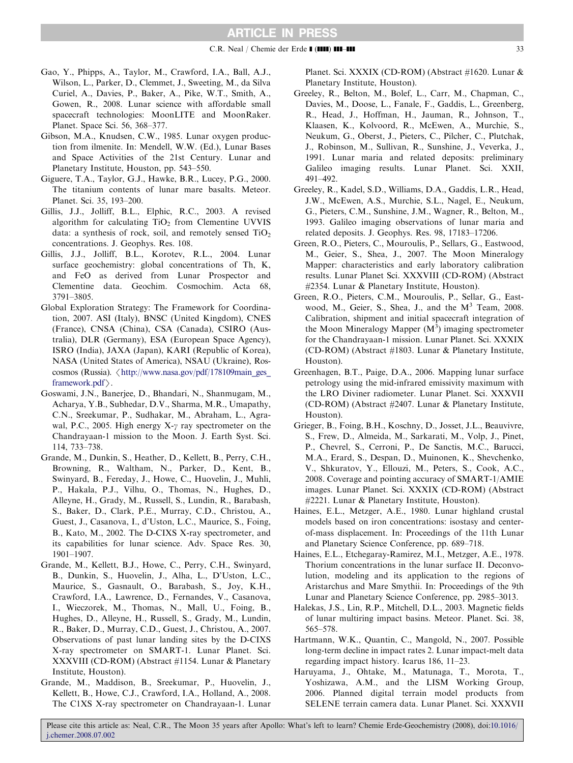Gao, Y., Phipps, A., Taylor, M., Crawford, I.A., Ball, A.J., Wilson, L., Parker, D., Clemmet, J., Sweeting, M., da Silva Curiel, A., Davies, P., Baker, A., Pike, W.T., Smith, A., Gowen, R., 2008. Lunar science with affordable small spacecraft technologies: MoonLITE and MoonRaker. Planet. Space Sci. 56, 368–377.

Gibson, M.A., Knudsen, C.W., 1985. Lunar oxygen production from ilmenite. In: Mendell, W.W. (Ed.), Lunar Bases and Space Activities of the 21st Century. Lunar and Planetary Institute, Houston, pp. 543–550.

Giguere, T.A., Taylor, G.J., Hawke, B.R., Lucey, P.G., 2000. The titanium contents of lunar mare basalts. Meteor. Planet. Sci. 35, 193–200.

Gillis, J.J., Jolliff, B.L., Elphic, R.C., 2003. A revised algorithm for calculating $TiO_2$ from Clementine UVVIS data: a synthesis of rock, soil, and remotely sensed $TiO_2$ concentrations. J. Geophys. Res. 108.

Gillis, J.J., Jolliff, B.L., Korotev, R.L., 2004. Lunar surface geochemistry: global concentrations of Th, K, and FeO as derived from Lunar Prospector and Clementine data. Geochim. Cosmochim. Acta 68, 3791–3805.

Global Exploration Strategy: The Framework for Coordination, 2007. ASI (Italy), BNSC (United Kingdom), CNES (France), CNSA (China), CSA (Canada), CSIRO (Australia), DLR (Germany), ESA (European Space Agency), ISRO (India), JAXA (Japan), KARI (Republic of Korea), NASA (United States of America), NSAU (Ukraine), Roscosmos (Russia). ⟨http://www.nasa.gov/pdf/178109main_ges_framework.pdf⟩.

Goswami, J.N., Banerjee, D., Bhandari, N., Shanmugam, M., Acharya, Y.B., Subhedar, D.V., Sharma, M.R., Umapathy, C.N., Sreekumar, P., Sudhakar, M., Abraham, L., Agrawal, P.C., 2005. High energy X-$\gamma$ ray spectrometer on the Chandrayaan-1 mission to the Moon. J. Earth Syst. Sci. 114, 733–738.

Grande, M., Dunkin, S., Heather, D., Kellett, B., Perry, C.H., Browning, R., Waltham, N., Parker, D., Kent, B., Swinyard, B., Fereday, J., Howe, C., Huovelin, J., Muhli, P., Hakala, P.J., Vilhu, O., Thomas, N., Hughes, D., Alleyne, H., Grady, M., Russell, S., Lundin, R., Barabash, S., Baker, D., Clark, P.E., Murray, C.D., Christou, A., Guest, J., Casanova, I., d'Uston, L.C., Maurice, S., Foing, B., Kato, M., 2002. The D-CIXS X-ray spectrometer, and its capabilities for lunar science. Adv. Space Res. 30, 1901–1907.

Grande, M., Kellett, B.J., Howe, C., Perry, C.H., Swinyard, B., Dunkin, S., Huovelin, J., Alha, L., D'Uston, L.C., Maurice, S., Gasnault, O., Barabash, S., Joy, K.H., Crawford, I.A., Lawrence, D., Fernandes, V., Casanova, I., Wieczorek, M., Thomas, N., Mall, U., Foing, B., Hughes, D., Alleyne, H., Russell, S., Grady, M., Lundin, R., Baker, D., Murray, C.D., Guest, J., Christou, A., 2007. Observations of past lunar landing sites by the D-CIXS X-ray spectrometer on SMART-1. Lunar Planet. Sci. XXXVIII (CD-ROM) (Abstract #1154. Lunar & Planetary Institute, Houston).

Grande, M., Maddison, B., Sreekumar, P., Huovelin, J., Kellett, B., Howe, C.J., Crawford, I.A., Holland, A., 2008. The C1XS X-ray spectrometer on Chandrayaan-1. Lunar Planet. Sci. XXXIX (CD-ROM) (Abstract #1620. Lunar & Planetary Institute, Houston).

Greeley, R., Belton, M., Bolef, L., Carr, M., Chapman, C., Davies, M., Doose, L., Fanale, F., Gaddis, L., Greenberg, R., Head, J., Hoffman, H., Jauman, R., Johnson, T., Klaasen, K., Kolvoord, R., McEwen, A., Murchie, S., Neukum, G., Oberst, J., Pieters, C., Pilcher, C., Plutchak, J., Robinson, M., Sullivan, R., Sunshine, J., Veverka, J., 1991. Lunar maria and related deposits: preliminary Galileo imaging results. Lunar Planet. Sci. XXII, 491–492.

Greeley, R., Kadel, S.D., Williams, D.A., Gaddis, L.R., Head, J.W., McEwen, A.S., Murchie, S.L., Nagel, E., Neukum, G., Pieters, C.M., Sunshine, J.M., Wagner, R., Belton, M., 1993. Galileo imaging observations of lunar maria and related deposits. J. Geophys. Res. 98, 17183–17206.

Green, R.O., Pieters, C., Mouroulis, P., Sellars, G., Eastwood, M., Geier, S., Shea, J., 2007. The Moon Mineralogy Mapper: characteristics and early laboratory calibration results. Lunar Planet Sci. XXXVIII (CD-ROM) (Abstract #2354. Lunar & Planetary Institute, Houston).

Green, R.O., Pieters, C.M., Mouroulis, P., Sellar, G., Eastwood, M., Geier, S., Shea, J., and the $M^3$ Team, 2008. Calibration, shipment and initial spacecraft integration of the Moon Mineralogy Mapper ($M^3$) imaging spectrometer for the Chandrayaan-1 mission. Lunar Planet. Sci. XXXIX (CD-ROM) (Abstract #1803. Lunar & Planetary Institute, Houston).

Greenhagen, B.T., Paige, D.A., 2006. Mapping lunar surface petrology using the mid-infrared emissivity maximum with the LRO Diviner radiometer. Lunar Planet. Sci. XXXVII (CD-ROM) (Abstract #2407. Lunar & Planetary Institute, Houston).

Grieger, B., Foing, B.H., Koschny, D., Josset, J.L., Beauvivre, S., Frew, D., Almeida, M., Sarkarati, M., Volp, J., Pinet, P., Chevrel, S., Cerroni, P., De Sanctis, M.C., Barucci, M.A., Erard, S., Despan, D., Muinonen, K., Shevchenko, V., Shkuratov, Y., Ellouzi, M., Peters, S., Cook, A.C., 2008. Coverage and pointing accuracy of SMART-1/AMIE images. Lunar Planet. Sci. XXXIX (CD-ROM) (Abstract #2221. Lunar & Planetary Institute, Houston).

Haines, E.L., Metzger, A.E., 1980. Lunar highland crustal models based on iron concentrations: isostasy and center-of-mass displacement. In: Proceedings of the 11th Lunar and Planetary Science Conference, pp. 689–718.

Haines, E.L., Etchegaray-Ramirez, M.I., Metzger, A.E., 1978. Thorium concentrations in the lunar surface II. Deconvolution, modeling and its application to the regions of Aristarchus and Mare Smythii. In: Proceedings of the 9th Lunar and Planetary Science Conference, pp. 2985–3013.

Halekas, J.S., Lin, R.P., Mitchell, D.L., 2003. Magnetic fields of lunar multiring impact basins. Meteor. Planet. Sci. 38, 565–578.

Hartmann, W.K., Quantin, C., Mangold, N., 2007. Possible long-term decline in impact rates 2. Lunar impact-melt data regarding impact history. Icarus 186, 11–23.

Haruyama, J., Ohtake, M., Matunaga, T., Morota, T., Yoshizawa, A.M., and the LISM Working Group, 2006. Planned digital terrain model products from SELENE terrain camera data. Lunar Planet. Sci. XXXVII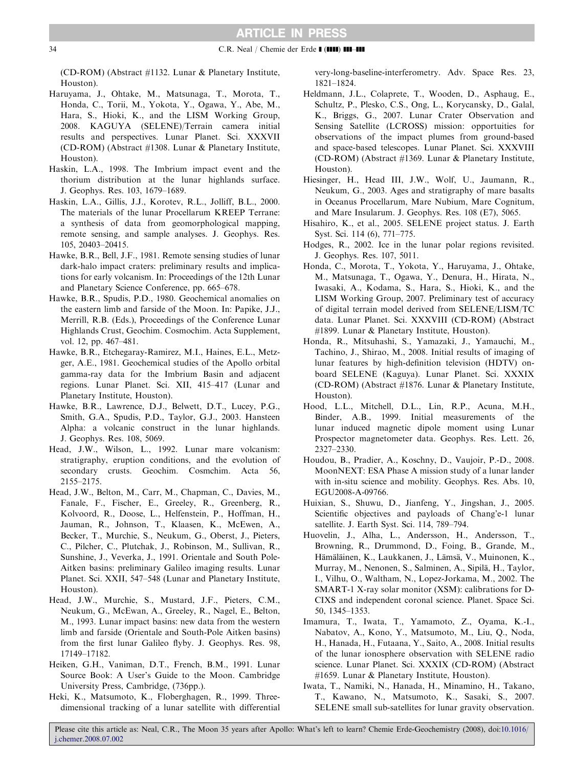(CD-ROM) (Abstract #1132. Lunar & Planetary Institute, Houston).

Haruyama, J., Ohtake, M., Matsunaga, T., Morota, T., Honda, C., Torii, M., Yokota, Y., Ogawa, Y., Abe, M., Hara, S., Hioki, K., and the LISM Working Group, 2008. KAGUYA (SELENE)/Terrain camera initial results and perspectives. Lunar Planet. Sci. XXXVII (CD-ROM) (Abstract #1308. Lunar & Planetary Institute, Houston).

Haskin, L.A., 1998. The Imbrium impact event and the thorium distribution at the lunar highlands surface. J. Geophys. Res. 103, 1679–1689.

Haskin, L.A., Gillis, J.J., Korotev, R.L., Jolliff, B.L., 2000. The materials of the lunar Procellarum KREEP Terrane: a synthesis of data from geomorphological mapping, remote sensing, and sample analyses. J. Geophys. Res. 105, 20403–20415.

Hawke, B.R., Bell, J.F., 1981. Remote sensing studies of lunar dark-halo impact craters: preliminary results and implications for early volcanism. In: Proceedings of the 12th Lunar and Planetary Science Conference, pp. 665–678.

Hawke, B.R., Spudis, P.D., 1980. Geochemical anomalies on the eastern limb and farside of the Moon. In: Papike, J.J., Merrill, R.B. (Eds.), Proceedings of the Conference Lunar Highlands Crust, Geochim. Cosmochim. Acta Supplement, vol. 12, pp. 467–481.

Hawke, B.R., Etchegaray-Ramirez, M.I., Haines, E.L., Metzger, A.E., 1981. Geochemical studies of the Apollo orbital gamma-ray data for the Imbrium Basin and adjacent regions. Lunar Planet. Sci. XII, 415–417 (Lunar and Planetary Institute, Houston).

Hawke, B.R., Lawrence, D.J., Belwett, D.T., Lucey, P.G., Smith, G.A., Spudis, P.D., Taylor, G.J., 2003. Hansteen Alpha: a volcanic construct in the lunar highlands. J. Geophys. Res. 108, 5069.

Head, J.W., Wilson, L., 1992. Lunar mare volcanism: stratigraphy, eruption conditions, and the evolution of secondary crusts. Geochim. Cosmchim. Acta 56, 2155–2175.

Head, J.W., Belton, M., Carr, M., Chapman, C., Davies, M., Fanale, F., Fischer, E., Greeley, R., Greenberg, R., Kolvoord, R., Doose, L., Helfenstein, P., Hoffman, H., Jauman, R., Johnson, T., Klaasen, K., McEwen, A., Becker, T., Murchie, S., Neukum, G., Oberst, J., Pieters, C., Pilcher, C., Plutchak, J., Robinson, M., Sullivan, R., Sunshine, J., Veverka, J., 1991. Orientale and South Pole-Aitken basins: preliminary Galileo imaging results. Lunar Planet. Sci. XXII, 547–548 (Lunar and Planetary Institute, Houston).

Head, J.W., Murchie, S., Mustard, J.F., Pieters, C.M., Neukum, G., McEwan, A., Greeley, R., Nagel, E., Belton, M., 1993. Lunar impact basins: new data from the western limb and farside (Orientale and South-Pole Aitken basins) from the first lunar Galileo flyby. J. Geophys. Res. 98, 17149–17182.

Heiken, G.H., Vaniman, D.T., French, B.M., 1991. Lunar Source Book: A User's Guide to the Moon. Cambridge University Press, Cambridge, (736pp.).

Heki, K., Matsumoto, K., Floberghagen, R., 1999. Three-dimensional tracking of a lunar satellite with differential very-long-baseline-interferometry. Adv. Space Res. 23, 1821–1824.

Heldmann, J.L., Colaprete, T., Wooden, D., Asphaug, E., Schultz, P., Plesko, C.S., Ong, L., Korycansky, D., Galal, K., Briggs, G., 2007. Lunar Crater Observation and Sensing Satellite (LCROSS) mission: opportunities for observations of the impact plumes from ground-based and space-based telescopes. Lunar Planet. Sci. XXXVIII (CD-ROM) (Abstract #1369. Lunar & Planetary Institute, Houston).

Hiesinger, H., Head III, J.W., Wolf, U., Jaumann, R., Neukum, G., 2003. Ages and stratigraphy of mare basalts in Oceanus Procellarum, Mare Nubium, Mare Cognitum, and Mare Insularum. J. Geophys. Res. 108 (E7), 5065.

Hisahiro, K., et al., 2005. SELENE project status. J. Earth Syst. Sci. 114 (6), 771–775.

Hodges, R., 2002. Ice in the lunar polar regions revisited. J. Geophys. Res. 107, 5011.

Honda, C., Morota, T., Yokota, Y., Haruyama, J., Ohtake, M., Matsunaga, T., Ogawa, Y., Denura, H., Hirata, N., Iwasaki, A., Kodama, S., Hara, S., Hioki, K., and the LISM Working Group, 2007. Preliminary test of accuracy of digital terrain model derived from SELENE/LISM/TC data. Lunar Planet. Sci. XXXVIII (CD-ROM) (Abstract #1899. Lunar & Planetary Institute, Houston).

Honda, R., Mitsuhashi, S., Yamazaki, J., Yamauchi, M., Tachino, J., Shirao, M., 2008. Initial results of imaging of lunar features by high-definition television (HDTV) onboard SELENE (Kaguya). Lunar Planet. Sci. XXXIX (CD-ROM) (Abstract #1876. Lunar & Planetary Institute, Houston).

Hood, L.L., Mitchell, D.L., Lin, R.P., Acuna, M.H., Binder, A.B., 1999. Initial measurements of the lunar induced magnetic dipole moment using Lunar Prospector magnetometer data. Geophys. Res. Lett. 26, 2327–2330.

Houdou, B., Pradier, A., Koschny, D., Vaujoir, P.-D., 2008. MoonNEXT: ESA Phase A mission study of a lunar lander with in-situ science and mobility. Geophys. Res. Abs. 10, EGU2008-A-09766.

Huixian, S., Shuwu, D., Jianfeng, Y., Jingshan, J., 2005. Scientific objectives and payloads of Chang'e-1 lunar satellite. J. Earth Syst. Sci. 114, 789–794.

Huovelin, J., Alha, L., Andersson, H., Andersson, T., Browning, R., Drummond, D., Foing, B., Grande, M., Hämäläinen, K., Laukkanen, J., Lämsä, V., Muinonen, K., Murray, M., Nenonen, S., Salminen, A., Sipilä, H., Taylor, I., Vilhu, O., Waltham, N., Lopez-Jorkama, M., 2002. The SMART-1 X-ray solar monitor (XSM): calibrations for D-CIXS and independent coronal science. Planet. Space Sci. 50, 1345–1353.

Imamura, T., Iwata, T., Yamamoto, Z., Oyama, K.-I., Nabatov, A., Kono, Y., Matsumoto, M., Liu, Q., Noda, H., Hanada, H., Futaana, Y., Saito, A., 2008. Initial results of the lunar ionosphere observation with SELENE radio science. Lunar Planet. Sci. XXXIX (CD-ROM) (Abstract #1659. Lunar & Planetary Institute, Houston).

Iwata, T., Namiki, N., Hanada, H., Minamino, H., Takano, T., Kawano, N., Matsumoto, K., Sasaki, S., 2007. SELENE small sub-satellites for lunar gravity observation.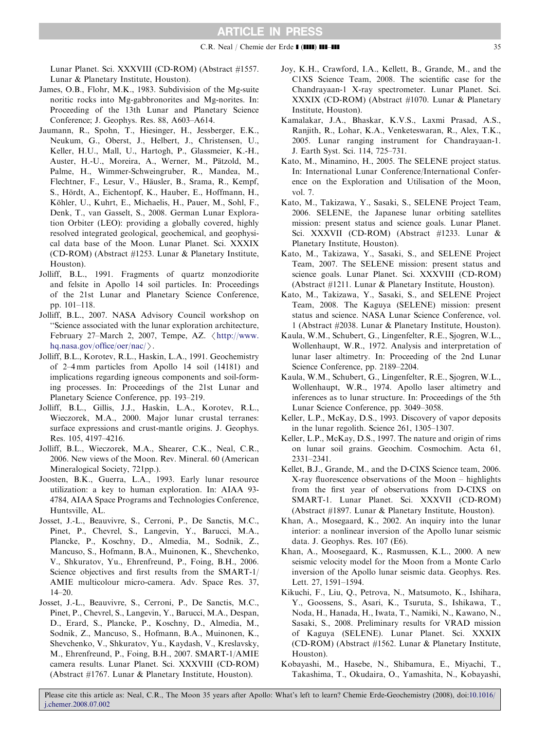Lunar Planet. Sci. XXXVIII (CD-ROM) (Abstract #1557. Lunar & Planetary Institute, Houston).

James, O.B., Flohr, M.K., 1983. Subdivision of the Mg-suite noritic rocks into Mg-gabbronorites and Mg-norites. In: Proceeding of the 13th Lunar and Planetary Science Conference; J. Geophys. Res. 88, A603–A614.

Jaumann, R., Spohn, T., Hiesinger, H., Jessberger, E.K., Neukum, G., Oberst, J., Helbert, J., Christensen, U., Keller, H.U., Mall, U., Hartogh, P., Glassmeier, K.-H., Auster, H.-U., Moreira, A., Werner, M., Pätzold, M., Palme, H., Wimmer-Schweingruber, R., Mandea, M., Flechtner, F., Lesur, V., Häusler, B., Srama, R., Kempf, S., Hördt, A., Eichentopf, K., Hauber, E., Hoffmann, H., Köhler, U., Kuhrt, E., Michaelis, H., Pauer, M., Sohl, F., Denk, T., van Gasselt, S., 2008. German Lunar Exploration Orbiter (LEO): providing a globally covered, highly resolved integrated geological, geochemical, and geophysical data base of the Moon. Lunar Planet. Sci. XXXIX (CD-ROM) (Abstract #1253. Lunar & Planetary Institute, Houston).

Jolliff, B.L., 1991. Fragments of quartz monzodiorite and felsite in Apollo 14 soil particles. In: Proceedings of the 21st Lunar and Planetary Science Conference, pp. 101–118.

Jolliff, B.L., 2007. NASA Advisory Council workshop on "Science associated with the lunar exploration architecture, February 27–March 2, 2007, Tempe, AZ. 〈http://www.hq.nasa.gov/office/oer/nac/〉.

Jolliff, B.L., Korotev, R.L., Haskin, L.A., 1991. Geochemistry of 2–4 mm particles from Apollo 14 soil (14181) and implications regarding igneous components and soil-forming processes. In: Proceedings of the 21st Lunar and Planetary Science Conference, pp. 193–219.

Jolliff, B.L., Gillis, J.J., Haskin, L.A., Korotev, R.L., Wieczorek, M.A., 2000. Major lunar crustal terranes: surface expressions and crust-mantle origins. J. Geophys. Res. 105, 4197–4216.

Jolliff, B.L., Wieczorek, M.A., Shearer, C.K., Neal, C.R., 2006. New views of the Moon. Rev. Mineral. 60 (American Mineralogical Society, 721pp.).

Joosten, B.K., Guerra, L.A., 1993. Early lunar resource utilization: a key to human exploration. In: AIAA 93-4784, AIAA Space Programs and Technologies Conference, Huntsville, AL.

Josset, J.-L., Beauvivre, S., Cerroni, P., De Sanctis, M.C., Pinet, P., Chevrel, S., Langevin, Y., Barucci, M.A., Plancke, P., Koschny, D., Almedia, M., Sodnik, Z., Mancuso, S., Hofmann, B.A., Muinonen, K., Shevchenko, V., Shkuratov, Yu., Ehrenfreund, P., Foing, B.H., 2006. Science objectives and first results from the SMART-1/AMIE multicolour micro-camera. Adv. Space Res. 37, 14–20.

Josset, J.-L., Beauvivre, S., Cerroni, P., De Sanctis, M.C., Pinet, P., Chevrel, S., Langevin, Y., Barucci, M.A., Despan, D., Erard, S., Plancke, P., Koschny, D., Almedia, M., Sodnik, Z., Mancuso, S., Hofmann, B.A., Muinonen, K., Shevchenko, V., Shkuratov, Yu., Kaydash, V., Kreslavsky, M., Ehrenfreund, P., Foing, B.H., 2007. SMART-1/AMIE camera results. Lunar Planet. Sci. XXXVIII (CD-ROM) (Abstract #1767. Lunar & Planetary Institute, Houston).

Joy, K.H., Crawford, I.A., Kellett, B., Grande, M., and the C1XS Science Team, 2008. The scientific case for the Chandrayaan-1 X-ray spectrometer. Lunar Planet. Sci. XXXIX (CD-ROM) (Abstract #1070. Lunar & Planetary Institute, Houston).

Kamalakar, J.A., Bhaskar, K.V.S., Laxmi Prasad, A.S., Ranjith, R., Lohar, K.A., Venketeswaran, R., Alex, T.K., 2005. Lunar ranging instrument for Chandrayaan-1. J. Earth Syst. Sci. 114, 725–731.

Kato, M., Minamino, H., 2005. The SELENE project status. In: International Lunar Conference/International Conference on the Exploration and Utilisation of the Moon, vol. 7.

Kato, M., Takizawa, Y., Sasaki, S., SELENE Project Team, 2006. SELENE, the Japanese lunar orbiting satellites mission: present status and science goals. Lunar Planet. Sci. XXXVII (CD-ROM) (Abstract #1233. Lunar & Planetary Institute, Houston).

Kato, M., Takizawa, Y., Sasaki, S., and SELENE Project Team, 2007. The SELENE mission: present status and science goals. Lunar Planet. Sci. XXXVIII (CD-ROM) (Abstract #1211. Lunar & Planetary Institute, Houston).

Kato, M., Takizawa, Y., Sasaki, S., and SELENE Project Team, 2008. The Kaguya (SELENE) mission: present status and science. NASA Lunar Science Conference, vol. 1 (Abstract #2038. Lunar & Planetary Institute, Houston).

Kaula, W.M., Schubert, G., Lingenfelter, R.E., Sjogren, W.L., Wollenhaupt, W.R., 1972. Analysis and interpretation of lunar laser altimetry. In: Proceeding of the 2nd Lunar Science Conference, pp. 2189–2204.

Kaula, W.M., Schubert, G., Lingenfelter, R.E., Sjogren, W.L., Wollenhaupt, W.R., 1974. Apollo laser altimetry and inferences as to lunar structure. In: Proceedings of the 5th Lunar Science Conference, pp. 3049–3058.

Keller, L.P., McKay, D.S., 1993. Discovery of vapor deposits in the lunar regolith. Science 261, 1305–1307.

Keller, L.P., McKay, D.S., 1997. The nature and origin of rims on lunar soil grains. Geochim. Cosmochim. Acta 61, 2331–2341.

Kellet, B.J., Grande, M., and the D-CIXS Science team, 2006. X-ray fluorescence observations of the Moon – highlights from the first year of observations from D-CIXS on SMART-1. Lunar Planet. Sci. XXXVII (CD-ROM) (Abstract #1897. Lunar & Planetary Institute, Houston).

Khan, A., Mosegaard, K., 2002. An inquiry into the lunar interior: a nonlinear inversion of the Apollo lunar seismic data. J. Geophys. Res. 107 (E6).

Khan, A., Moosegaard, K., Rasmussen, K.L., 2000. A new seismic velocity model for the Moon from a Monte Carlo inversion of the Apollo lunar seismic data. Geophys. Res. Lett. 27, 1591–1594.

Kikuchi, F., Liu, Q., Petrova, N., Matsumoto, K., Ishihara, Y., Goossens, S., Asari, K., Tsuruta, S., Ishikawa, T., Noda, H., Hanada, H., Iwata, T., Namiki, N., Kawano, N., Sasaki, S., 2008. Preliminary results for VRAD mission of Kaguya (SELENE). Lunar Planet. Sci. XXXIX (CD-ROM) (Abstract #1562. Lunar & Planetary Institute, Houston).

Kobayashi, M., Hasebe, N., Shibamura, E., Miyachi, T., Takashima, T., Okudaira, O., Yamashita, N., Kobayashi,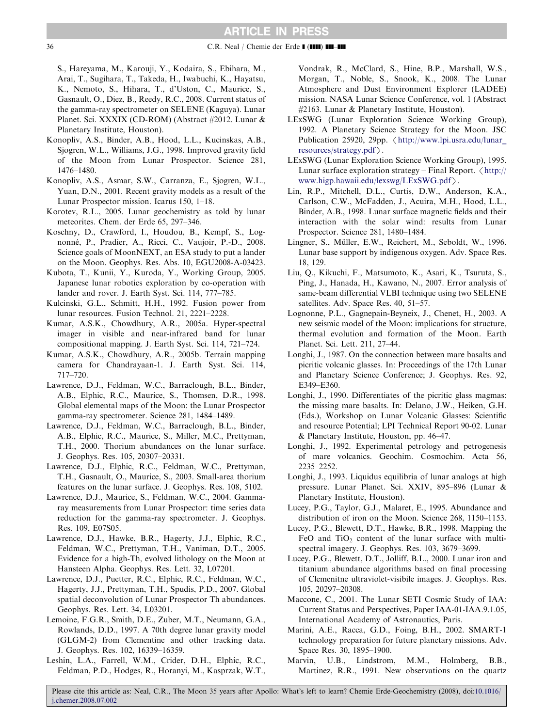S., Hareyama, M., Karouji, Y., Kodaira, S., Ebihara, M., Arai, T., Sugihara, T., Takeda, H., Iwabuchi, K., Hayatsu, K., Nemoto, S., Hihara, T., d'Uston, C., Maurice, S., Gasnault, O., Diez, B., Reedy, R.C., 2008. Current status of the gamma-ray spectrometer on SELENE (Kaguya). Lunar Planet. Sci. XXXIX (CD-ROM) (Abstract #2012. Lunar & Planetary Institute, Houston).

Konopliv, A.S., Binder, A.B., Hood, L.L., Kucinskas, A.B., Sjogren, W.L., Williams, J.G., 1998. Improved gravity field of the Moon from Lunar Prospector. Science 281, 1476–1480.

Konopliv, A.S., Asmar, S.W., Carranza, E., Sjogren, W.L., Yuan, D.N., 2001. Recent gravity models as a result of the Lunar Prospector mission. Icarus 150, 1–18.

Korotev, R.L., 2005. Lunar geochemistry as told by lunar meteorites. Chem. der Erde 65, 297–346.

Koschny, D., Crawford, I., Houdou, B., Kempf, S., Lognonné, P., Pradier, A., Ricci, C., Vaujoir, P.-D., 2008. Science goals of MoonNEXT, an ESA study to put a lander on the Moon. Geophys. Res. Abs. 10, EGU2008-A-03423.

Kubota, T., Kunii, Y., Kuroda, Y., Working Group, 2005. Japanese lunar robotics exploration by co-operation with lander and rover. J. Earth Syst. Sci. 114, 777–785.

Kulcinski, G.L., Schmitt, H.H., 1992. Fusion power from lunar resources. Fusion Technol. 21, 2221–2228.

Kumar, A.S.K., Chowdhury, A.R., 2005a. Hyper-spectral imager in visible and near-infrared band for lunar compositional mapping. J. Earth Syst. Sci. 114, 721–724.

Kumar, A.S.K., Chowdhury, A.R., 2005b. Terrain mapping camera for Chandrayaan-1. J. Earth Syst. Sci. 114, 717–720.

Lawrence, D.J., Feldman, W.C., Barraclough, B.L., Binder, A.B., Elphic, R.C., Maurice, S., Thomsen, D.R., 1998. Global elemental maps of the Moon: the Lunar Prospector gamma-ray spectrometer. Science 281, 1484–1489.

Lawrence, D.J., Feldman, W.C., Barraclough, B.L., Binder, A.B., Elphic, R.C., Maurice, S., Miller, M.C., Prettyman, T.H., 2000. Thorium abundances on the lunar surface. J. Geophys. Res. 105, 20307–20331.

Lawrence, D.J., Elphic, R.C., Feldman, W.C., Prettyman, T.H., Gasnault, O., Maurice, S., 2003. Small-area thorium features on the lunar surface. J. Geophys. Res. 108, 5102.

Lawrence, D.J., Maurice, S., Feldman, W.C., 2004. Gamma-ray measurements from Lunar Prospector: time series data reduction for the gamma-ray spectrometer. J. Geophys. Res. 109, E07S05.

Lawrence, D.J., Hawke, B.R., Hagerty, J.J., Elphic, R.C., Feldman, W.C., Prettyman, T.H., Vaniman, D.T., 2005. Evidence for a high-Th, evolved lithology on the Moon at Hansteen Alpha. Geophys. Res. Lett. 32, L07201.

Lawrence, D.J., Puetter, R.C., Elphic, R.C., Feldman, W.C., Hagerty, J.J., Prettyman, T.H., Spudis, P.D., 2007. Global spatial deconvolution of Lunar Prospector Th abundances. Geophys. Res. Lett. 34, L03201.

Lemoine, F.G.R., Smith, D.E., Zuber, M.T., Neumann, G.A., Rowlands, D.D., 1997. A 70th degree lunar gravity model (GLGM-2) from Clementine and other tracking data. J. Geophys. Res. 102, 16339–16359.

Leshin, L.A., Farrell, W.M., Crider, D.H., Elphic, R.C., Feldman, P.D., Hodges, R., Horanyi, M., Kasprzak, W.T., Vondrak, R., McClard, S., Hine, B.P., Marshall, W.S., Morgan, T., Noble, S., Snook, K., 2008. The Lunar Atmosphere and Dust Environment Explorer (LADEE) mission. NASA Lunar Science Conference, vol. 1 (Abstract #2163. Lunar & Planetary Institute, Houston).

LExSWG (Lunar Exploration Science Working Group), 1992. A Planetary Science Strategy for the Moon. JSC Publication 25920, 29pp. 〈http://www.lpi.usra.edu/lunar_resources/strategy.pdf〉.

LExSWG (Lunar Exploration Science Working Group), 1995. Lunar surface exploration strategy – Final Report. 〈http://www.higp.hawaii.edu/lexswg/LExSWG.pdf〉.

Lin, R.P., Mitchell, D.L., Curtis, D.W., Anderson, K.A., Carlson, C.W., McFadden, J., Acuira, M.H., Hood, L.L., Binder, A.B., 1998. Lunar surface magnetic fields and their interaction with the solar wind: results from Lunar Prospector. Science 281, 1480–1484.

Lingner, S., Müller, E.W., Reichert, M., Seboldt, W., 1996. Lunar base support by indigenous oxygen. Adv. Space Res. 18, 129.

Liu, Q., Kikuchi, F., Matsumoto, K., Asari, K., Tsuruta, S., Ping, J., Hanada, H., Kawano, N., 2007. Error analysis of same-beam differential VLBI technique using two SELENE satellites. Adv. Space Res. 40, 51–57.

Lognonne, P.L., Gagnepain-Beyneix, J., Chenet, H., 2003. A new seismic model of the Moon: implications for structure, thermal evolution and formation of the Moon. Earth Planet. Sci. Lett. 211, 27–44.

Longhi, J., 1987. On the connection between mare basalts and picritic volcanic glasses. In: Proceedings of the 17th Lunar and Planetary Science Conference; J. Geophys. Res. 92, E349–E360.

Longhi, J., 1990. Differentiates of the picritic glass magmas: the missing mare basalts. In: Delano, J.W., Heiken, G.H. (Eds.), Workshop on Lunar Volcanic Glasses: Scientific and resource Potential; LPI Technical Report 90-02. Lunar & Planetary Institute, Houston, pp. 46–47.

Longhi, J., 1992. Experimental petrology and petrogenesis of mare volcanics. Geochim. Cosmochim. Acta 56, 2235–2252.

Longhi, J., 1993. Liquidus equilibria of lunar analogs at high pressure. Lunar Planet. Sci. XXIV, 895–896 (Lunar & Planetary Institute, Houston).

Lucey, P.G., Taylor, G.J., Malaret, E., 1995. Abundance and distribution of iron on the Moon. Science 268, 1150–1153.

Lucey, P.G., Blewett, D.T., Hawke, B.R., 1998. Mapping the FeO and $TiO_2$ content of the lunar surface with multi-spectral imagery. J. Geophys. Res. 103, 3679–3699.

Lucey, P.G., Blewett, D.T., Jolliff, B.L., 2000. Lunar iron and titanium abundance algorithms based on final processing of Clemenitne ultraviolet-visibile images. J. Geophys. Res. 105, 20297–20308.

Maccone, C., 2001. The Lunar SETI Cosmic Study of IAA: Current Status and Perspectives, Paper IAA-01-IAA.9.1.05, International Academy of Astronautics, Paris.

Marini, A.E., Racca, G.D., Foing, B.H., 2002. SMART-1 technology preparation for future planetary missions. Adv. Space Res. 30, 1895–1900.

Marvin, U.B., Lindstrom, M.M., Holmberg, B.B., Martinez, R.R., 1991. New observations on the quartz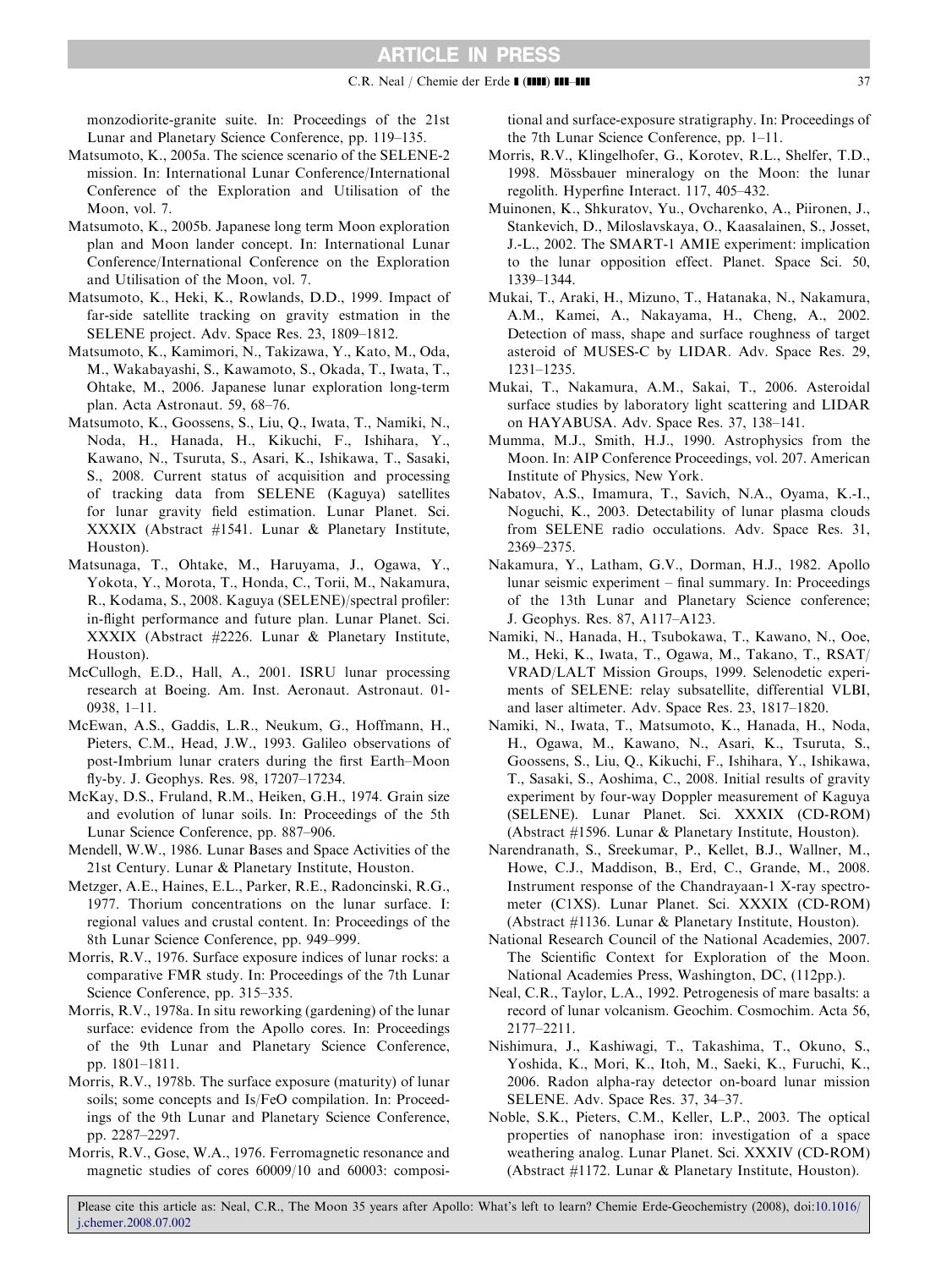monzodiorite-granite suite. In: Proceedings of the 21st Lunar and Planetary Science Conference, pp. 119–135.

Matsumoto, K., 2005a. The science scenario of the SELENE-2 mission. In: International Lunar Conference/International Conference of the Exploration and Utilisation of the Moon, vol. 7.

Matsumoto, K., 2005b. Japanese long term Moon exploration plan and Moon lander concept. In: International Lunar Conference/International Conference on the Exploration and Utilisation of the Moon, vol. 7.

Matsumoto, K., Heki, K., Rowlands, D.D., 1999. Impact of far-side satellite tracking on gravity estmation in the SELENE project. Adv. Space Res. 23, 1809–1812.

Matsumoto, K., Kamimori, N., Takizawa, Y., Kato, M., Oda, M., Wakabayashi, S., Kawamoto, S., Okada, T., Iwata, T., Ohtake, M., 2006. Japanese lunar exploration long-term plan. Acta Astronaut. 59, 68–76.

Matsumoto, K., Goossens, S., Liu, Q., Iwata, T., Namiki, N., Noda, H., Hanada, H., Kikuchi, F., Ishihara, Y., Kawano, N., Tsuruta, S., Asari, K., Ishikawa, T., Sasaki, S., 2008. Current status of acquisition and processing of tracking data from SELENE (Kaguya) satellites for lunar gravity field estimation. Lunar Planet. Sci. XXXIX (Abstract #1541. Lunar & Planetary Institute, Houston).

Matsunaga, T., Ohtake, M., Haruyama, J., Ogawa, Y., Yokota, Y., Morota, T., Honda, C., Torii, M., Nakamura, R., Kodama, S., 2008. Kaguya (SELENE)/spectral profiler: in-flight performance and future plan. Lunar Planet. Sci. XXXIX (Abstract #2226. Lunar & Planetary Institute, Houston).

McCullogh, E.D., Hall, A., 2001. ISRU lunar processing research at Boeing. Am. Inst. Aeronaut. Astronaut. 01-0938, 1–11.

McEwan, A.S., Gaddis, L.R., Neukum, G., Hoffmann, H., Pieters, C.M., Head, J.W., 1993. Galileo observations of post-Imbrium lunar craters during the first Earth–Moon fly-by. J. Geophys. Res. 98, 17207–17234.

McKay, D.S., Fruland, R.M., Heiken, G.H., 1974. Grain size and evolution of lunar soils. In: Proceedings of the 5th Lunar Science Conference, pp. 887–906.

Mendell, W.W., 1986. Lunar Bases and Space Activities of the 21st Century. Lunar & Planetary Institute, Houston.

Metzger, A.E., Haines, E.L., Parker, R.E., Radoncinski, R.G., 1977. Thorium concentrations on the lunar surface. I: regional values and crustal content. In: Proceedings of the 8th Lunar Science Conference, pp. 949–999.

Morris, R.V., 1976. Surface exposure indices of lunar rocks: a comparative FMR study. In: Proceedings of the 7th Lunar Science Conference, pp. 315–335.

Morris, R.V., 1978a. In situ reworking (gardening) of the lunar surface: evidence from the Apollo cores. In: Proceedings of the 9th Lunar and Planetary Science Conference, pp. 1801–1811.

Morris, R.V., 1978b. The surface exposure (maturity) of lunar soils; some concepts and Is/FeO compilation. In: Proceedings of the 9th Lunar and Planetary Science Conference, pp. 2287–2297.

Morris, R.V., Gose, W.A., 1976. Ferromagnetic resonance and magnetic studies of cores 60009/10 and 60003: compositional and surface-exposure stratigraphy. In: Proceedings of the 7th Lunar Science Conference, pp. 1–11.

Morris, R.V., Klingelhofer, G., Korotev, R.L., Shelfer, T.D., 1998. Mössbauer mineralogy on the Moon: the lunar regolith. Hyperfine Interact. 117, 405–432.

Muinonen, K., Shkuratov, Yu., Ovcharenko, A., Piironen, J., Stankevich, D., Miloslavskaya, O., Kaasalainen, S., Josset, J.-L., 2002. The SMART-1 AMIE experiment: implication to the lunar opposition effect. Planet. Space Sci. 50, 1339–1344.

Mukai, T., Araki, H., Mizuno, T., Hatanaka, N., Nakamura, A.M., Kamei, A., Nakayama, H., Cheng, A., 2002. Detection of mass, shape and surface roughness of target asteroid of MUSES-C by LIDAR. Adv. Space Res. 29, 1231–1235.

Mukai, T., Nakamura, A.M., Sakai, T., 2006. Asteroidal surface studies by laboratory light scattering and LIDAR on HAYABUSA. Adv. Space Res. 37, 138–141.

Mumma, M.J., Smith, H.J., 1990. Astrophysics from the Moon. In: AIP Conference Proceedings, vol. 207. American Institute of Physics, New York.

Nabatov, A.S., Imamura, T., Savich, N.A., Oyama, K.-I., Noguchi, K., 2003. Detectability of lunar plasma clouds from SELENE radio occulations. Adv. Space Res. 31, 2369–2375.

Nakamura, Y., Latham, G.V., Dorman, H.J., 1982. Apollo lunar seismic experiment – final summary. In: Proceedings of the 13th Lunar and Planetary Science conference; J. Geophys. Res. 87, A117–A123.

Namiki, N., Hanada, H., Tsubokawa, T., Kawano, N., Ooe, M., Heki, K., Iwata, T., Ogawa, M., Takano, T., RSAT/VRAD/LALT Mission Groups, 1999. Selenodetic experiments of SELENE: relay subsatellite, differential VLBI, and laser altimeter. Adv. Space Res. 23, 1817–1820.

Namiki, N., Iwata, T., Matsumoto, K., Hanada, H., Noda, H., Ogawa, M., Kawano, N., Asari, K., Tsuruta, S., Goossens, S., Liu, Q., Kikuchi, F., Ishihara, Y., Ishikawa, T., Sasaki, S., Aoshima, C., 2008. Initial results of gravity experiment by four-way Doppler measurement of Kaguya (SELENE). Lunar Planet. Sci. XXXIX (CD-ROM) (Abstract #1596. Lunar & Planetary Institute, Houston).

Narendranath, S., Sreekumar, P., Kellet, B.J., Wallner, M., Howe, C.J., Maddison, B., Erd, C., Grande, M., 2008. Instrument response of the Chandrayaan-1 X-ray spectrometer (C1XS). Lunar Planet. Sci. XXXIX (CD-ROM) (Abstract #1136. Lunar & Planetary Institute, Houston).

National Research Council of the National Academies, 2007. The Scientific Context for Exploration of the Moon. National Academies Press, Washington, DC, (112pp.).

Neal, C.R., Taylor, L.A., 1992. Petrogenesis of mare basalts: a record of lunar volcanism. Geochim. Cosmochim. Acta 56, 2177–2211.

Nishimura, J., Kashiwagi, T., Takashima, T., Okuno, S., Yoshida, K., Mori, K., Itoh, M., Saeki, K., Furuchi, K., 2006. Radon alpha-ray detector on-board lunar mission SELENE. Adv. Space Res. 37, 34–37.

Noble, S.K., Pieters, C.M., Keller, L.P., 2003. The optical properties of nanophase iron: investigation of a space weathering analog. Lunar Planet. Sci. XXXIV (CD-ROM) (Abstract #1172. Lunar & Planetary Institute, Houston).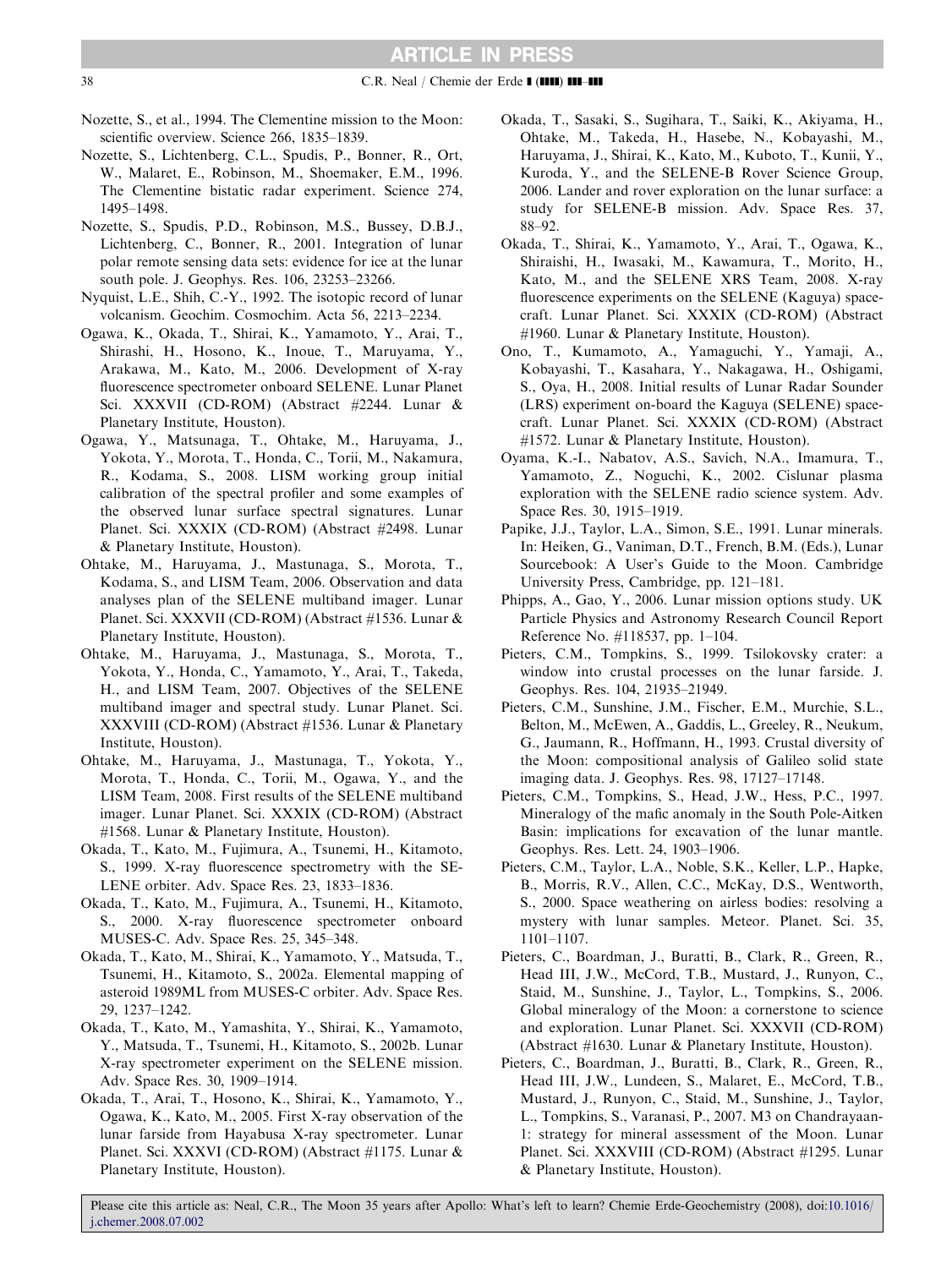Nozette, S., et al., 1994. The Clementine mission to the Moon: scientific overview. Science 266, 1835–1839.

Nozette, S., Lichtenberg, C.L., Spudis, P., Bonner, R., Ort, W., Malaret, E., Robinson, M., Shoemaker, E.M., 1996. The Clementine bistatic radar experiment. Science 274, 1495–1498.

Nozette, S., Spudis, P.D., Robinson, M.S., Bussey, D.B.J., Lichtenberg, C., Bonner, R., 2001. Integration of lunar polar remote sensing data sets: evidence for ice at the lunar south pole. J. Geophys. Res. 106, 23253–23266.

Nyquist, L.E., Shih, C.-Y., 1992. The isotopic record of lunar volcanism. Geochim. Cosmochim. Acta 56, 2213–2234.

Ogawa, K., Okada, T., Shirai, K., Yamamoto, Y., Arai, T., Shirashi, H., Hosono, K., Inoue, T., Maruyama, Y., Arakawa, M., Kato, M., 2006. Development of X-ray fluorescence spectrometer onboard SELENE. Lunar Planet Sci. XXXVII (CD-ROM) (Abstract #2244. Lunar & Planetary Institute, Houston).

Ogawa, Y., Matsunaga, T., Ohtake, M., Haruyama, J., Yokota, Y., Morota, T., Honda, C., Torii, M., Nakamura, R., Kodama, S., 2008. LISM working group initial calibration of the spectral profiler and some examples of the observed lunar surface spectral signatures. Lunar Planet. Sci. XXXIX (CD-ROM) (Abstract #2498. Lunar & Planetary Institute, Houston).

Ohtake, M., Haruyama, J., Mastunaga, S., Morota, T., Kodama, S., and LISM Team, 2006. Observation and data analyses plan of the SELENE multiband imager. Lunar Planet. Sci. XXXVII (CD-ROM) (Abstract #1536. Lunar & Planetary Institute, Houston).

Ohtake, M., Haruyama, J., Mastunaga, S., Morota, T., Yokota, Y., Honda, C., Yamamoto, Y., Arai, T., Takeda, H., and LISM Team, 2007. Objectives of the SELENE multiband imager and spectral study. Lunar Planet. Sci. XXXVIII (CD-ROM) (Abstract #1536. Lunar & Planetary Institute, Houston).

Ohtake, M., Haruyama, J., Mastunaga, T., Yokota, Y., Morota, T., Honda, C., Torii, M., Ogawa, Y., and the LISM Team, 2008. First results of the SELENE multiband imager. Lunar Planet. Sci. XXXIX (CD-ROM) (Abstract #1568. Lunar & Planetary Institute, Houston).

Okada, T., Kato, M., Fujimura, A., Tsunemi, H., Kitamoto, S., 1999. X-ray fluorescence spectrometry with the SELENE orbiter. Adv. Space Res. 23, 1833–1836.

Okada, T., Kato, M., Fujimura, A., Tsunemi, H., Kitamoto, S., 2000. X-ray fluorescence spectrometer onboard MUSES-C. Adv. Space Res. 25, 345–348.

Okada, T., Kato, M., Shirai, K., Yamamoto, Y., Matsuda, T., Tsunemi, H., Kitamoto, S., 2002a. Elemental mapping of asteroid 1989ML from MUSES-C orbiter. Adv. Space Res. 29, 1237–1242.

Okada, T., Kato, M., Yamashita, Y., Shirai, K., Yamamoto, Y., Matsuda, T., Tsunemi, H., Kitamoto, S., 2002b. Lunar X-ray spectrometer experiment on the SELENE mission. Adv. Space Res. 30, 1909–1914.

Okada, T., Arai, T., Hosono, K., Shirai, K., Yamamoto, Y., Ogawa, K., Kato, M., 2005. First X-ray observation of the lunar farside from Hayabusa X-ray spectrometer. Lunar Planet. Sci. XXXVI (CD-ROM) (Abstract #1175. Lunar & Planetary Institute, Houston).

Okada, T., Sasaki, S., Sugihara, T., Saiki, K., Akiyama, H., Ohtake, M., Takeda, H., Hasebe, N., Kobayashi, M., Haruyama, J., Shirai, K., Kato, M., Kuboto, T., Kunii, Y., Kuroda, Y., and the SELENE-B Rover Science Group, 2006. Lander and rover exploration on the lunar surface: a study for SELENE-B mission. Adv. Space Res. 37, 88–92.

Okada, T., Shirai, K., Yamamoto, Y., Arai, T., Ogawa, K., Shiraishi, H., Iwasaki, M., Kawamura, T., Morito, H., Kato, M., and the SELENE XRS Team, 2008. X-ray fluorescence experiments on the SELENE (Kaguya) spacecraft. Lunar Planet. Sci. XXXIX (CD-ROM) (Abstract #1960. Lunar & Planetary Institute, Houston).

Ono, T., Kumamoto, A., Yamaguchi, Y., Yamaji, A., Kobayashi, T., Kasahara, Y., Nakagawa, H., Oshigami, S., Oya, H., 2008. Initial results of Lunar Radar Sounder (LRS) experiment on-board the Kaguya (SELENE) spacecraft. Lunar Planet. Sci. XXXIX (CD-ROM) (Abstract #1572. Lunar & Planetary Institute, Houston).

Oyama, K.-I., Nabatov, A.S., Savich, N.A., Imamura, T., Yamamoto, Z., Noguchi, K., 2002. Cislunar plasma exploration with the SELENE radio science system. Adv. Space Res. 30, 1915–1919.

Papike, J.J., Taylor, L.A., Simon, S.E., 1991. Lunar minerals. In: Heiken, G., Vaniman, D.T., French, B.M. (Eds.), Lunar Sourcebook: A User's Guide to the Moon. Cambridge University Press, Cambridge, pp. 121–181.

Phipps, A., Gao, Y., 2006. Lunar mission options study. UK Particle Physics and Astronomy Research Council Report Reference No. #118537, pp. 1–104.

Pieters, C.M., Tompkins, S., 1999. Tsilokovsky crater: a window into crustal processes on the lunar farside. J. Geophys. Res. 104, 21935–21949.

Pieters, C.M., Sunshine, J.M., Fischer, E.M., Murchie, S.L., Belton, M., McEwen, A., Gaddis, L., Greeley, R., Neukum, G., Jaumann, R., Hoffmann, H., 1993. Crustal diversity of the Moon: compositional analysis of Galileo solid state imaging data. J. Geophys. Res. 98, 17127–17148.

Pieters, C.M., Tompkins, S., Head, J.W., Hess, P.C., 1997. Mineralogy of the mafic anomaly in the South Pole-Aitken Basin: implications for excavation of the lunar mantle. Geophys. Res. Lett. 24, 1903–1906.

Pieters, C.M., Taylor, L.A., Noble, S.K., Keller, L.P., Hapke, B., Morris, R.V., Allen, C.C., McKay, D.S., Wentworth, S., 2000. Space weathering on airless bodies: resolving a mystery with lunar samples. Meteor. Planet. Sci. 35, 1101–1107.

Pieters, C., Boardman, J., Buratti, B., Clark, R., Green, R., Head III, J.W., McCord, T.B., Mustard, J., Runyon, C., Staid, M., Sunshine, J., Taylor, L., Tompkins, S., 2006. Global mineralogy of the Moon: a cornerstone to science and exploration. Lunar Planet. Sci. XXXVII (CD-ROM) (Abstract #1630. Lunar & Planetary Institute, Houston).

Pieters, C., Boardman, J., Buratti, B., Clark, R., Green, R., Head III, J.W., Lundeen, S., Malaret, E., McCord, T.B., Mustard, J., Runyon, C., Staid, M., Sunshine, J., Taylor, L., Tompkins, S., Varanasi, P., 2007. M3 on Chandrayaan-1: strategy for mineral assessment of the Moon. Lunar Planet. Sci. XXXVIII (CD-ROM) (Abstract #1295. Lunar & Planetary Institute, Houston).

Please cite this article as: Neal, C.R., The Moon 35 years after Apollo: What's left to learn? Chemie Erde-Geochemistry (2008), doi:10.1016/j.chemer.2008.07.002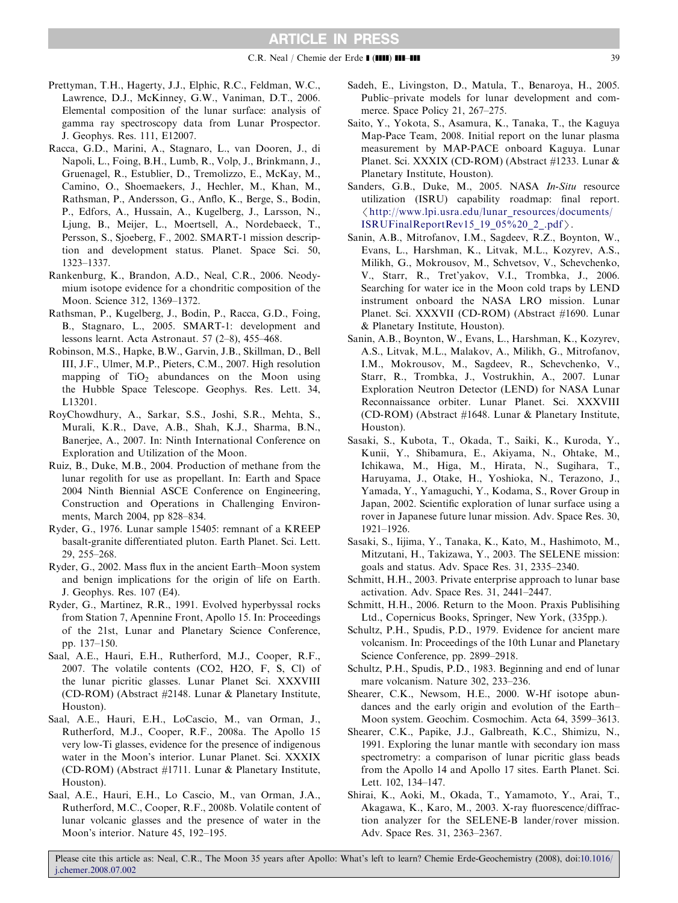Prettyman, T.H., Hagerty, J.J., Elphic, R.C., Feldman, W.C., Lawrence, D.J., McKinney, G.W., Vaniman, D.T., 2006. Elemental composition of the lunar surface: analysis of gamma ray spectroscopy data from Lunar Prospector. J. Geophys. Res. 111, E12007.

Racca, G.D., Marini, A., Stagnaro, L., van Dooren, J., di Napoli, L., Foing, B.H., Lumb, R., Volp, J., Brinkmann, J., Gruenagel, R., Estublier, D., Tremolizzo, E., McKay, M., Camino, O., Shoemaekers, J., Hechler, M., Khan, M., Rathsman, P., Andersson, G., Anflo, K., Berge, S., Bodin, P., Edfors, A., Hussain, A., Kugelberg, J., Larsson, N., Ljung, B., Meijer, L., Moertsell, A., Nordebaeck, T., Persson, S., Sjoeberg, F., 2002. SMART-1 mission description and development status. Planet. Space Sci. 50, 1323–1337.

Rankenburg, K., Brandon, A.D., Neal, C.R., 2006. Neodymium isotope evidence for a chondritic composition of the Moon. Science 312, 1369–1372.

Rathsman, P., Kugelberg, J., Bodin, P., Racca, G.D., Foing, B., Stagnaro, L., 2005. SMART-1: development and lessons learnt. Acta Astronaut. 57 (2–8), 455–468.

Robinson, M.S., Hapke, B.W., Garvin, J.B., Skillman, D., Bell III, J.F., Ulmer, M.P., Pieters, C.M., 2007. High resolution mapping of $TiO_2$ abundances on the Moon using the Hubble Space Telescope. Geophys. Res. Lett. 34, L13201.

RoyChowdhury, A., Sarkar, S.S., Joshi, S.R., Mehta, S., Murali, K.R., Dave, A.B., Shah, K.J., Sharma, B.N., Banerjee, A., 2007. In: Ninth International Conference on Exploration and Utilization of the Moon.

Ruiz, B., Duke, M.B., 2004. Production of methane from the lunar regolith for use as propellant. In: Earth and Space 2004 Ninth Biennial ASCE Conference on Engineering, Construction and Operations in Challenging Environments, March 2004, pp 828–834.

Ryder, G., 1976. Lunar sample 15405: remnant of a KREEP basalt-granite differentiated pluton. Earth Planet. Sci. Lett. 29, 255–268.

Ryder, G., 2002. Mass flux in the ancient Earth–Moon system and benign implications for the origin of life on Earth. J. Geophys. Res. 107 (E4).

Ryder, G., Martinez, R.R., 1991. Evolved hyperbyssal rocks from Station 7, Apennine Front, Apollo 15. In: Proceedings of the 21st, Lunar and Planetary Science Conference, pp. 137–150.

Saal, A.E., Hauri, E.H., Rutherford, M.J., Cooper, R.F., 2007. The volatile contents (CO2, H2O, F, S, Cl) of the lunar picritic glasses. Lunar Planet Sci. XXXVIII (CD-ROM) (Abstract #2148. Lunar & Planetary Institute, Houston).

Saal, A.E., Hauri, E.H., LoCascio, M., van Orman, J., Rutherford, M.J., Cooper, R.F., 2008a. The Apollo 15 very low-Ti glasses, evidence for the presence of indigenous water in the Moon's interior. Lunar Planet. Sci. XXXIX (CD-ROM) (Abstract #1711. Lunar & Planetary Institute, Houston).

Saal, A.E., Hauri, E.H., Lo Cascio, M., van Orman, J.A., Rutherford, M.C., Cooper, R.F., 2008b. Volatile content of lunar volcanic glasses and the presence of water in the Moon's interior. Nature 45, 192–195.

Sadeh, E., Livingston, D., Matula, T., Benaroya, H., 2005. Public–private models for lunar development and commerce. Space Policy 21, 267–275.

Saito, Y., Yokota, S., Asamura, K., Tanaka, T., the Kaguya Map-Pace Team, 2008. Initial report on the lunar plasma measurement by MAP-PACE onboard Kaguya. Lunar Planet. Sci. XXXIX (CD-ROM) (Abstract #1233. Lunar & Planetary Institute, Houston).

Sanders, G.B., Duke, M., 2005. NASA *In-Situ* resource utilization (ISRU) capability roadmap: final report. 〈http://www.lpi.usra.edu/lunar_resources/documents/ISRUFinalReportRev15_19_05%20_2_.pdf〉.

Sanin, A.B., Mitrofanov, I.M., Sagdeev, R.Z., Boynton, W., Evans, L., Harshman, K., Litvak, M.L., Kozyrev, A.S., Milikh, G., Mokrousov, M., Schvetsov, V., Schevchenko, V., Starr, R., Tret'yakov, V.I., Trombka, J., 2006. Searching for water ice in the Moon cold traps by LEND instrument onboard the NASA LRO mission. Lunar Planet. Sci. XXXVII (CD-ROM) (Abstract #1690. Lunar & Planetary Institute, Houston).

Sanin, A.B., Boynton, W., Evans, L., Harshman, K., Kozyrev, A.S., Litvak, M.L., Malakov, A., Milikh, G., Mitrofanov, I.M., Mokrousov, M., Sagdeev, R., Schevchenko, V., Starr, R., Trombka, J., Vostrukhin, A., 2007. Lunar Exploration Neutron Detector (LEND) for NASA Lunar Reconnaissance orbiter. Lunar Planet. Sci. XXXVIII (CD-ROM) (Abstract #1648. Lunar & Planetary Institute, Houston).

Sasaki, S., Kubota, T., Okada, T., Saiki, K., Kuroda, Y., Kunii, Y., Shibamura, E., Akiyama, N., Ohtake, M., Ichikawa, M., Higa, M., Hirata, N., Sugihara, T., Haruyama, J., Otake, H., Yoshioka, N., Terazono, J., Yamada, Y., Yamaguchi, Y., Kodama, S., Rover Group in Japan, 2002. Scientific exploration of lunar surface using a rover in Japanese future lunar mission. Adv. Space Res. 30, 1921–1926.

Sasaki, S., Iijima, Y., Tanaka, K., Kato, M., Hashimoto, M., Mitzutani, H., Takizawa, Y., 2003. The SELENE mission: goals and status. Adv. Space Res. 31, 2335–2340.

Schmitt, H.H., 2003. Private enterprise approach to lunar base activation. Adv. Space Res. 31, 2441–2447.

Schmitt, H.H., 2006. Return to the Moon. Praxis Publisihing Ltd., Copernicus Books, Springer, New York, (335pp.).

Schultz, P.H., Spudis, P.D., 1979. Evidence for ancient mare volcanism. In: Proceedings of the 10th Lunar and Planetary Science Conference, pp. 2899–2918.

Schultz, P.H., Spudis, P.D., 1983. Beginning and end of lunar mare volcanism. Nature 302, 233–236.

Shearer, C.K., Newsom, H.E., 2000. W-Hf isotope abundances and the early origin and evolution of the Earth–Moon system. Geochim. Cosmochim. Acta 64, 3599–3613.

Shearer, C.K., Papike, J.J., Galbreath, K.C., Shimizu, N., 1991. Exploring the lunar mantle with secondary ion mass spectrometry: a comparison of lunar picritic glass beads from the Apollo 14 and Apollo 17 sites. Earth Planet. Sci. Lett. 102, 134–147.

Shirai, K., Aoki, M., Okada, T., Yamamoto, Y., Arai, T., Akagawa, K., Karo, M., 2003. X-ray fluorescence/diffraction analyzer for the SELENE-B lander/rover mission. Adv. Space Res. 31, 2363–2367.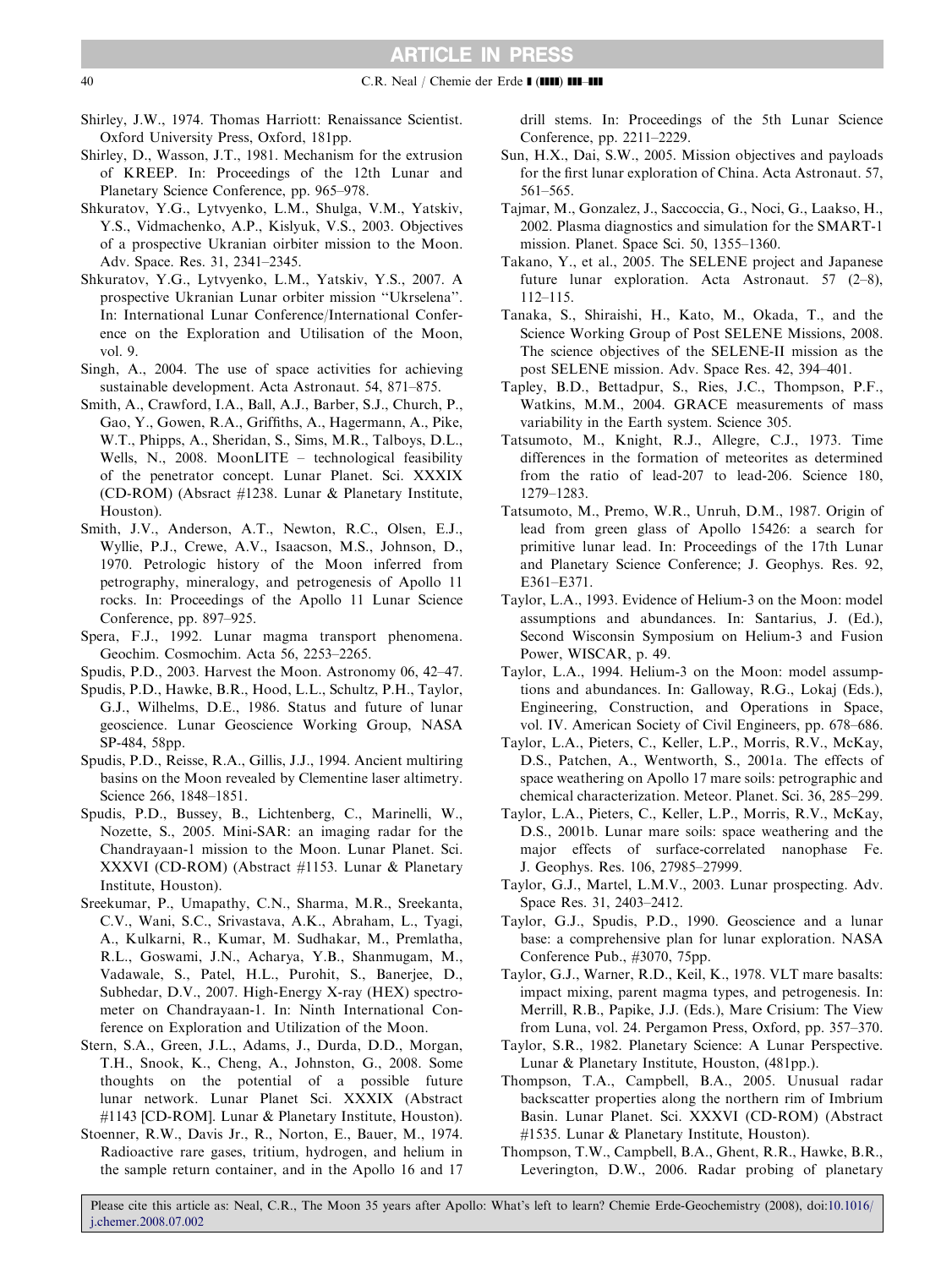Shirley, J.W., 1974. Thomas Harriott: Renaissance Scientist. Oxford University Press, Oxford, 181pp.

Shirley, D., Wasson, J.T., 1981. Mechanism for the extrusion of KREEP. In: Proceedings of the 12th Lunar and Planetary Science Conference, pp. 965–978.

Shkuratov, Y.G., Lytvyenko, L.M., Shulga, V.M., Yatskiv, Y.S., Vidmachenko, A.P., Kislyuk, V.S., 2003. Objectives of a prospective Ukranian oirbiter mission to the Moon. Adv. Space. Res. 31, 2341–2345.

Shkuratov, Y.G., Lytvyenko, L.M., Yatskiv, Y.S., 2007. A prospective Ukranian Lunar orbiter mission "Ukrselena". In: International Lunar Conference/International Conference on the Exploration and Utilisation of the Moon, vol. 9.

Singh, A., 2004. The use of space activities for achieving sustainable development. Acta Astronaut. 54, 871–875.

Smith, A., Crawford, I.A., Ball, A.J., Barber, S.J., Church, P., Gao, Y., Gowen, R.A., Griffiths, A., Hagermann, A., Pike, W.T., Phipps, A., Sheridan, S., Sims, M.R., Talboys, D.L., Wells, N., 2008. MoonLITE – technological feasibility of the penetrator concept. Lunar Planet. Sci. XXXIX (CD-ROM) (Absract #1238. Lunar & Planetary Institute, Houston).

Smith, J.V., Anderson, A.T., Newton, R.C., Olsen, E.J., Wyllie, P.J., Crewe, A.V., Isaacson, M.S., Johnson, D., 1970. Petrologic history of the Moon inferred from petrography, mineralogy, and petrogenesis of Apollo 11 rocks. In: Proceedings of the Apollo 11 Lunar Science Conference, pp. 897–925.

Spera, F.J., 1992. Lunar magma transport phenomena. Geochim. Cosmochim. Acta 56, 2253–2265.

Spudis, P.D., 2003. Harvest the Moon. Astronomy 06, 42–47.

Spudis, P.D., Hawke, B.R., Hood, L.L., Schultz, P.H., Taylor, G.J., Wilhelms, D.E., 1986. Status and future of lunar geoscience. Lunar Geoscience Working Group, NASA SP-484, 58pp.

Spudis, P.D., Reisse, R.A., Gillis, J.J., 1994. Ancient multiring basins on the Moon revealed by Clementine laser altimetry. Science 266, 1848–1851.

Spudis, P.D., Bussey, B., Lichtenberg, C., Marinelli, W., Nozette, S., 2005. Mini-SAR: an imaging radar for the Chandrayaan-1 mission to the Moon. Lunar Planet. Sci. XXXVI (CD-ROM) (Abstract #1153. Lunar & Planetary Institute, Houston).

Sreekumar, P., Umapathy, C.N., Sharma, M.R., Sreekanta, C.V., Wani, S.C., Srivastava, A.K., Abraham, L., Tyagi, A., Kulkarni, R., Kumar, M. Sudhakar, M., Premlatha, R.L., Goswami, J.N., Acharya, Y.B., Shanmugam, M., Vadawale, S., Patel, H.L., Purohit, S., Banerjee, D., Subhedar, D.V., 2007. High-Energy X-ray (HEX) spectrometer on Chandrayaan-1. In: Ninth International Conference on Exploration and Utilization of the Moon.

Stern, S.A., Green, J.L., Adams, J., Durda, D.D., Morgan, T.H., Snook, K., Cheng, A., Johnston, G., 2008. Some thoughts on the potential of a possible future lunar network. Lunar Planet. Sci. XXXIX (Abstract #1143 [CD-ROM]. Lunar & Planetary Institute, Houston).

Stoenner, R.W., Davis Jr., R., Norton, E., Bauer, M., 1974. Radioactive rare gases, tritium, hydrogen, and helium in the sample return container, and in the Apollo 16 and 17 drill stems. In: Proceedings of the 5th Lunar Science Conference, pp. 2211–2229.

Sun, H.X., Dai, S.W., 2005. Mission objectives and payloads for the first lunar exploration of China. Acta Astronaut. 57, 561–565.

Tajmar, M., Gonzalez, J., Saccoccia, G., Noci, G., Laakso, H., 2002. Plasma diagnostics and simulation for the SMART-1 mission. Planet. Space Sci. 50, 1355–1360.

Takano, Y., et al., 2005. The SELENE project and Japanese future lunar exploration. Acta Astronaut. 57 (2–8), 112–115.

Tanaka, S., Shiraishi, H., Kato, M., Okada, T., and the Science Working Group of Post SELENE Missions, 2008. The science objectives of the SELENE-II mission as the post SELENE mission. Adv. Space Res. 42, 394–401.

Tapley, B.D., Bettadpur, S., Ries, J.C., Thompson, P.F., Watkins, M.M., 2004. GRACE measurements of mass variability in the Earth system. Science 305.

Tatsumoto, M., Knight, R.J., Allegre, C.J., 1973. Time differences in the formation of meteorites as determined from the ratio of lead-207 to lead-206. Science 180, 1279–1283.

Tatsumoto, M., Premo, W.R., Unruh, D.M., 1987. Origin of lead from green glass of Apollo 15426: a search for primitive lunar lead. In: Proceedings of the 17th Lunar and Planetary Science Conference; J. Geophys. Res. 92, E361–E371.

Taylor, L.A., 1993. Evidence of Helium-3 on the Moon: model assumptions and abundances. In: Santarius, J. (Ed.), Second Wisconsin Symposium on Helium-3 and Fusion Power, WISCAR, p. 49.

Taylor, L.A., 1994. Helium-3 on the Moon: model assumptions and abundances. In: Galloway, R.G., Lokaj (Eds.), Engineering, Construction, and Operations in Space, vol. IV. American Society of Civil Engineers, pp. 678–686.

Taylor, L.A., Pieters, C., Keller, L.P., Morris, R.V., McKay, D.S., Patchen, A., Wentworth, S., 2001a. The effects of space weathering on Apollo 17 mare soils: petrographic and chemical characterization. Meteor. Planet. Sci. 36, 285–299.

Taylor, L.A., Pieters, C., Keller, L.P., Morris, R.V., McKay, D.S., 2001b. Lunar mare soils: space weathering and the major effects of surface-correlated nanophase Fe. J. Geophys. Res. 106, 27985–27999.

Taylor, G.J., Martel, L.M.V., 2003. Lunar prospecting. Adv. Space Res. 31, 2403–2412.

Taylor, G.J., Spudis, P.D., 1990. Geoscience and a lunar base: a comprehensive plan for lunar exploration. NASA Conference Pub., #3070, 75pp.

Taylor, G.J., Warner, R.D., Keil, K., 1978. VLT mare basalts: impact mixing, parent magma types, and petrogenesis. In: Merrill, R.B., Papike, J.J. (Eds.), Mare Crisium: The View from Luna, vol. 24. Pergamon Press, Oxford, pp. 357–370.

Taylor, S.R., 1982. Planetary Science: A Lunar Perspective. Lunar & Planetary Institute, Houston, (481pp.).

Thompson, T.A., Campbell, B.A., 2005. Unusual radar backscatter properties along the northern rim of Imbrium Basin. Lunar Planet. Sci. XXXVI (CD-ROM) (Abstract #1535. Lunar & Planetary Institute, Houston).

Thompson, T.W., Campbell, B.A., Ghent, R.R., Hawke, B.R., Leverington, D.W., 2006. Radar probing of planetary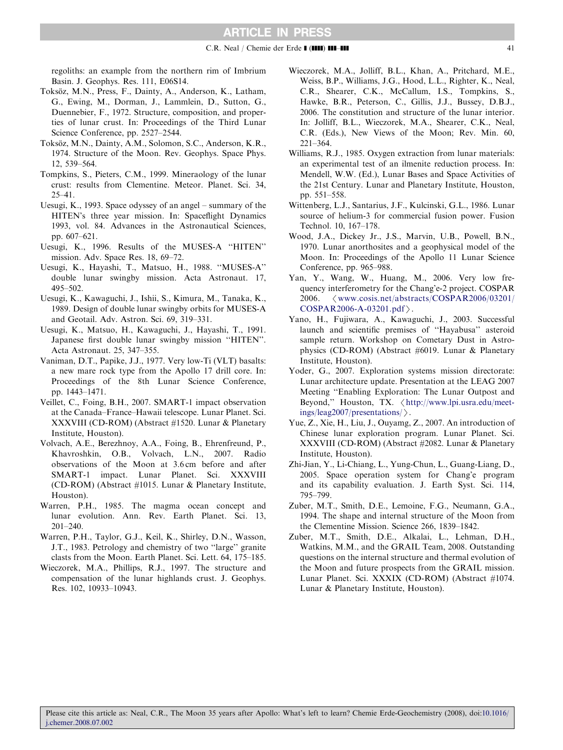regoliths: an example from the northern rim of Imbrium Basin. J. Geophys. Res. 111, E06S14.

Toksöz, M.N., Press, F., Dainty, A., Anderson, K., Latham, G., Ewing, M., Dorman, J., Lammlein, D., Sutton, G., Duennebier, F., 1972. Structure, composition, and properties of lunar crust. In: Proceedings of the Third Lunar Science Conference, pp. 2527–2544.

Toksöz, M.N., Dainty, A.M., Solomon, S.C., Anderson, K.R., 1974. Structure of the Moon. Rev. Geophys. Space Phys. 12, 539–564.

Tompkins, S., Pieters, C.M., 1999. Mineralogy of the lunar crust: results from Clementine. Meteor. Planet. Sci. 34, 25–41.

Uesugi, K., 1993. Space odyssey of an angel – summary of the HITEN's three year mission. In: Spaceflight Dynamics 1993, vol. 84. Advances in the Astronautical Sciences, pp. 607–621.

Uesugi, K., 1996. Results of the MUSES-A "HITEN" mission. Adv. Space Res. 18, 69–72.

Uesugi, K., Hayashi, T., Matsuo, H., 1988. "MUSES-A" double lunar swingby mission. Acta Astronaut. 17, 495–502.

Uesugi, K., Kawaguchi, J., Ishii, S., Kimura, M., Tanaka, K., 1989. Design of double lunar swingby orbits for MUSES-A and Geotail. Adv. Astron. Sci. 69, 319–331.

Uesugi, K., Matsuo, H., Kawaguchi, J., Hayashi, T., 1991. Japanese first double lunar swingby mission "HITEN". Acta Astronaut. 25, 347–355.

Vaniman, D.T., Papike, J.J., 1977. Very low-Ti (VLT) basalts: a new mare rock type from the Apollo 17 drill core. In: Proceedings of the 8th Lunar Science Conference, pp. 1443–1471.

Veillet, C., Foing, B.H., 2007. SMART-1 impact observation at the Canada–France–Hawaii telescope. Lunar Planet. Sci. XXXVIII (CD-ROM) (Abstract #1520. Lunar & Planetary Institute, Houston).

Volvach, A.E., Berezhnoy, A.A., Foing, B., Ehrenfreund, P., Khavroshkin, O.B., Volvach, L.N., 2007. Radio observations of the Moon at 3.6 cm before and after SMART-1 impact. Lunar Planet. Sci. XXXVIII (CD-ROM) (Abstract #1015. Lunar & Planetary Institute, Houston).

Warren, P.H., 1985. The magma ocean concept and lunar evolution. Ann. Rev. Earth Planet. Sci. 13, 201–240.

Warren, P.H., Taylor, G.J., Keil, K., Shirley, D.N., Wasson, J.T., 1983. Petrology and chemistry of two "large" granite clasts from the Moon. Earth Planet. Sci. Lett. 64, 175–185.

Wieczorek, M.A., Phillips, R.J., 1997. The structure and compensation of the lunar highlands crust. J. Geophys. Res. 102, 10933–10943.

Wieczorek, M.A., Jolliff, B.L., Khan, A., Pritchard, M.E., Weiss, B.P., Williams, J.G., Hood, L.L., Righter, K., Neal, C.R., Shearer, C.K., McCallum, I.S., Tompkins, S., Hawke, B.R., Peterson, C., Gillis, J.J., Bussey, D.B.J., 2006. The constitution and structure of the lunar interior. In: Jolliff, B.L., Wieczorek, M.A., Shearer, C.K., Neal, C.R. (Eds.), New Views of the Moon; Rev. Min. 60, 221–364.

Williams, R.J., 1985. Oxygen extraction from lunar materials: an experimental test of an ilmenite reduction process. In: Mendell, W.W. (Ed.), Lunar Bases and Space Activities of the 21st Century. Lunar and Planetary Institute, Houston, pp. 551–558.

Wittenberg, L.J., Santarius, J.F., Kulcinski, G.L., 1986. Lunar source of helium-3 for commercial fusion power. Fusion Technol. 10, 167–178.

Wood, J.A., Dickey Jr., J.S., Marvin, U.B., Powell, B.N., 1970. Lunar anorthosites and a geophysical model of the Moon. In: Proceedings of the Apollo 11 Lunar Science Conference, pp. 965–988.

Yan, Y., Wang, W., Huang, M., 2006. Very low frequency interferometry for the Chang'e-2 project. COSPAR 2006. ⟨www.cosis.net/abstracts/COSPAR2006/03201/COSPAR2006-A-03201.pdf⟩.

Yano, H., Fujiwara, A., Kawaguchi, J., 2003. Successful launch and scientific premises of "Hayabusa" asteroid sample return. Workshop on Cometary Dust in Astrophysics (CD-ROM) (Abstract #6019. Lunar & Planetary Institute, Houston).

Yoder, G., 2007. Exploration systems mission directorate: Lunar architecture update. Presentation at the LEAG 2007 Meeting "Enabling Exploration: The Lunar Outpost and Beyond," Houston, TX. ⟨http://www.lpi.usra.edu/meetings/leag2007/presentations/⟩.

Yue, Z., Xie, H., Liu, J., Ouyamg, Z., 2007. An introduction of Chinese lunar exploration program. Lunar Planet. Sci. XXXVIII (CD-ROM) (Abstract #2082. Lunar & Planetary Institute, Houston).

Zhi-Jian, Y., Li-Chiang, L., Yung-Chun, L., Guang-Liang, D., 2005. Space operation system for Chang'e program and its capability evaluation. J. Earth Syst. Sci. 114, 795–799.

Zuber, M.T., Smith, D.E., Lemoine, F.G., Neumann, G.A., 1994. The shape and internal structure of the Moon from the Clementine Mission. Science 266, 1839–1842.

Zuber, M.T., Smith, D.E., Alkalai, L., Lehman, D.H., Watkins, M.M., and the GRAIL Team, 2008. Outstanding questions on the internal structure and thermal evolution of the Moon and future prospects from the GRAIL mission. Lunar Planet. Sci. XXXIX (CD-ROM) (Abstract #1074. Lunar & Planetary Institute, Houston).